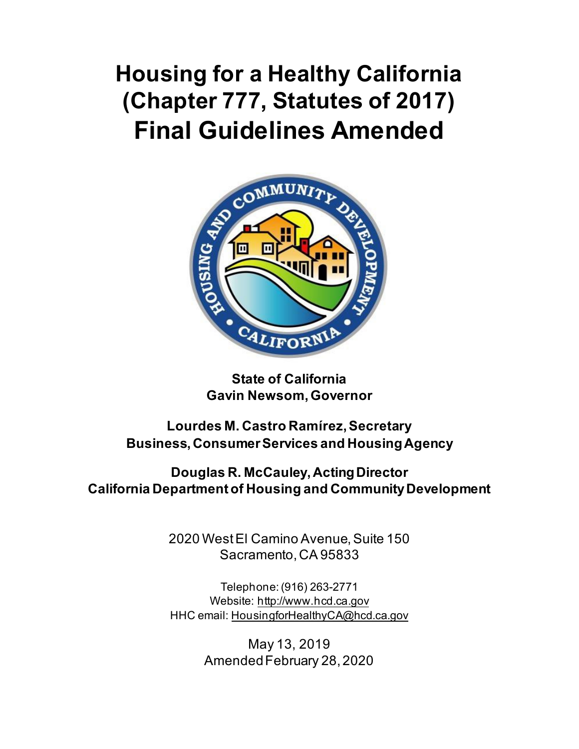# Housing for a Healthy California (Chapter 777, Statutes of 2017) Final Guidelines Amended

**State of California**
**Gavin Newsom, Governor**

**Lourdes M. Castro Ramírez, Secretary**
**Business, Consumer Services and Housing Agency**

**Douglas R. McCauley, Acting Director**
**California Department of Housing and Community Development**

2020 West El Camino Avenue, Suite 150
Sacramento, CA 95833

Telephone: (916) 263-2771
Website: http://www.hcd.ca.gov
HHC email: HousingforHealthyCA@hcd.ca.gov

May 13, 2019
Amended February 28, 2020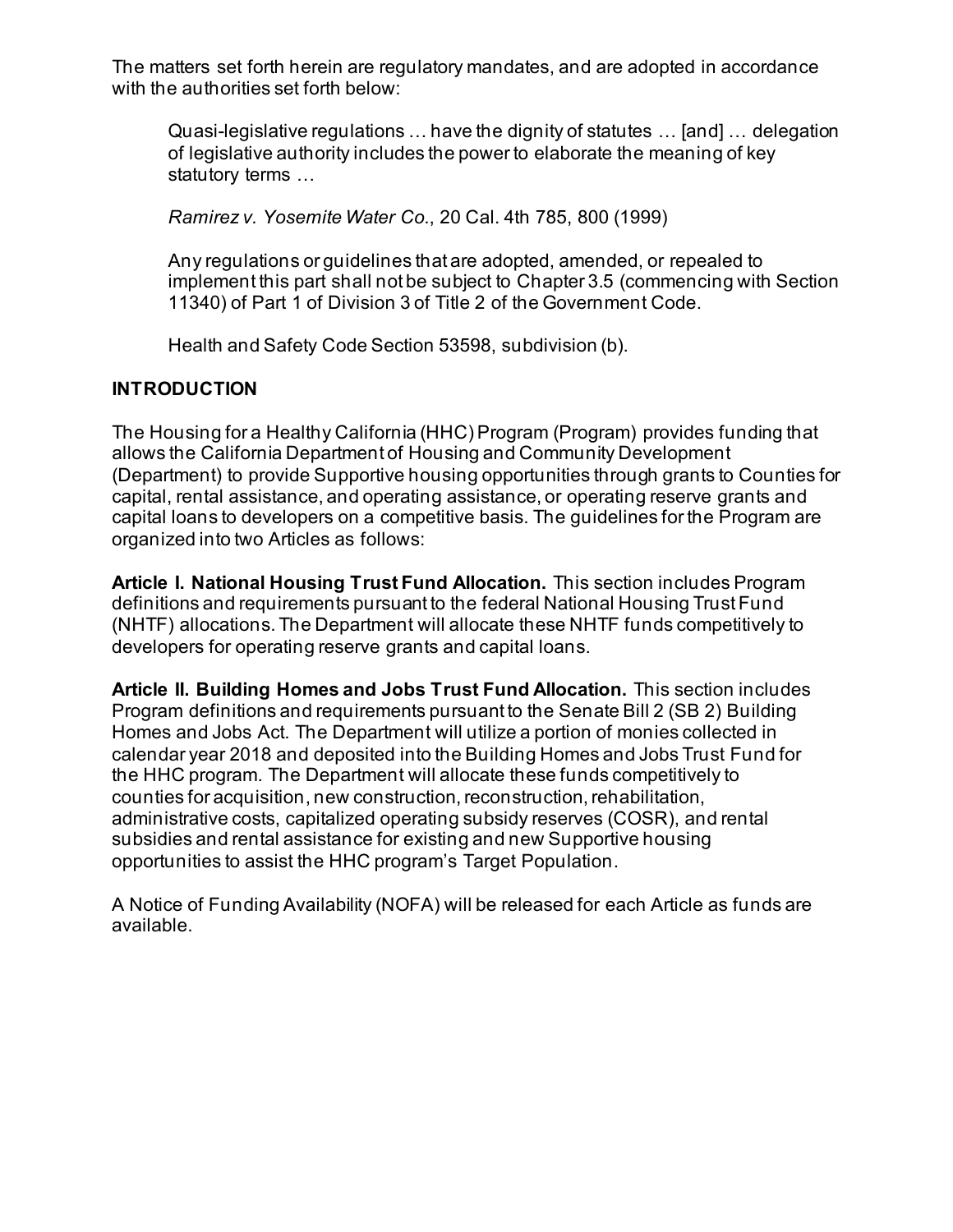The matters set forth herein are regulatory mandates, and are adopted in accordance with the authorities set forth below:

> Quasi-legislative regulations … have the dignity of statutes … [and] … delegation of legislative authority includes the power to elaborate the meaning of key statutory terms …
>
> *Ramirez v. Yosemite Water Co.*, 20 Cal. 4th 785, 800 (1999)
>
> Any regulations or guidelines that are adopted, amended, or repealed to implement this part shall not be subject to Chapter 3.5 (commencing with Section 11340) of Part 1 of Division 3 of Title 2 of the Government Code.
>
> Health and Safety Code Section 53598, subdivision (b).

## INTRODUCTION

The Housing for a Healthy California (HHC) Program (Program) provides funding that allows the California Department of Housing and Community Development (Department) to provide Supportive housing opportunities through grants to Counties for capital, rental assistance, and operating assistance, or operating reserve grants and capital loans to developers on a competitive basis. The guidelines for the Program are organized into two Articles as follows:

**Article I. National Housing Trust Fund Allocation.** This section includes Program definitions and requirements pursuant to the federal National Housing Trust Fund (NHTF) allocations. The Department will allocate these NHTF funds competitively to developers for operating reserve grants and capital loans.

**Article II. Building Homes and Jobs Trust Fund Allocation.** This section includes Program definitions and requirements pursuant to the Senate Bill 2 (SB 2) Building Homes and Jobs Act. The Department will utilize a portion of monies collected in calendar year 2018 and deposited into the Building Homes and Jobs Trust Fund for the HHC program. The Department will allocate these funds competitively to counties for acquisition, new construction, reconstruction, rehabilitation, administrative costs, capitalized operating subsidy reserves (COSR), and rental subsidies and rental assistance for existing and new Supportive housing opportunities to assist the HHC program's Target Population.

A Notice of Funding Availability (NOFA) will be released for each Article as funds are available.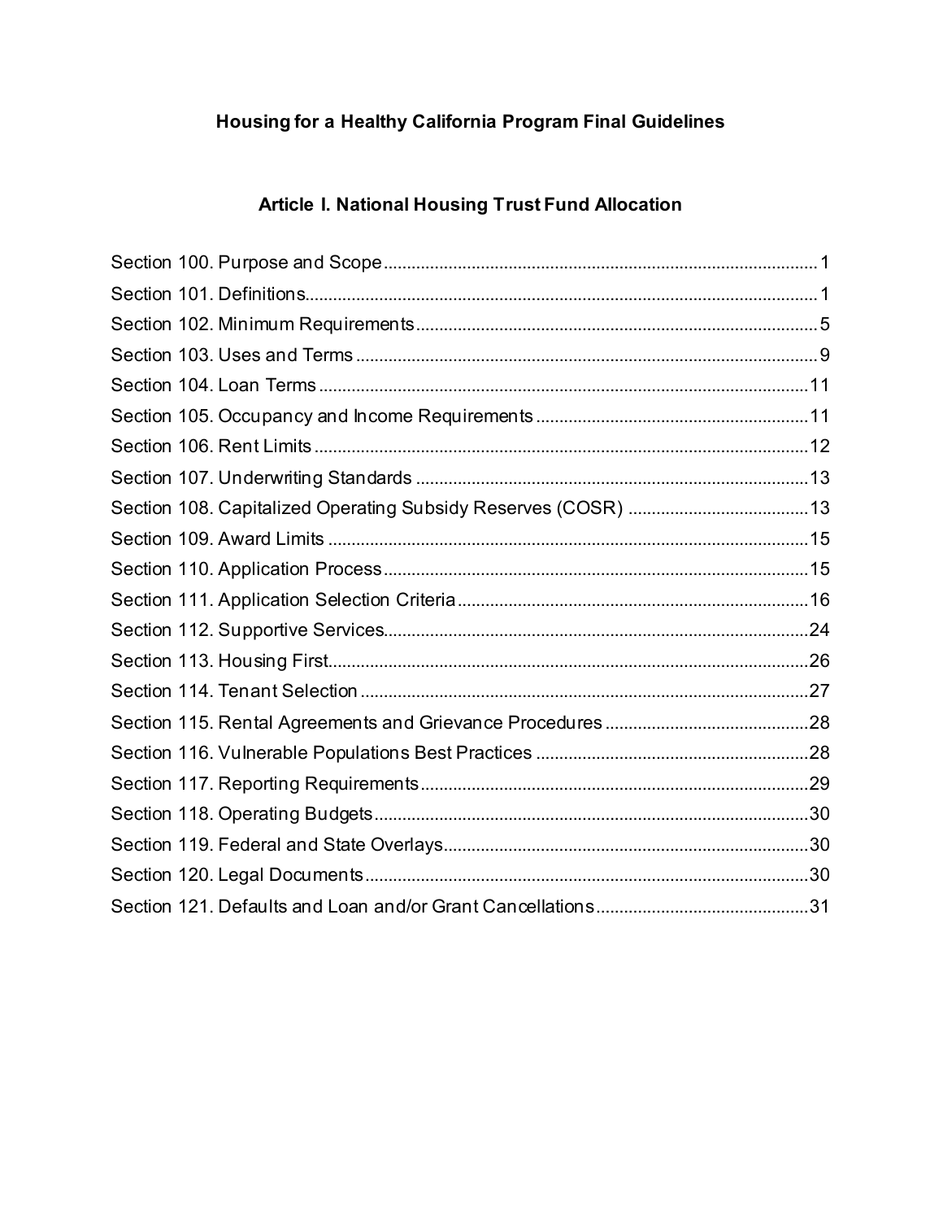# Housing for a Healthy California Program Final Guidelines

## Article I. National Housing Trust Fund Allocation

Section 100. Purpose and Scope .......................................................................................... 1
Section 101. Definitions........................................................................................................... 1
Section 102. Minimum Requirements .................................................................................... 5
Section 103. Uses and Terms ................................................................................................. 9
Section 104. Loan Terms ........................................................................................................ 11
Section 105. Occupancy and Income Requirements ........................................................... 11
Section 106. Rent Limits ......................................................................................................... 12
Section 107. Underwriting Standards ................................................................................... 13
Section 108. Capitalized Operating Subsidy Reserves (COSR) ........................................ 13
Section 109. Award Limits ...................................................................................................... 15
Section 110. Application Process .......................................................................................... 15
Section 111. Application Selection Criteria .......................................................................... 16
Section 112. Supportive Services........................................................................................... 24
Section 113. Housing First....................................................................................................... 26
Section 114. Tenant Selection ............................................................................................... 27
Section 115. Rental Agreements and Grievance Procedures ............................................ 28
Section 116. Vulnerable Populations Best Practices ........................................................... 28
Section 117. Reporting Requirements.................................................................................. 29
Section 118. Operating Budgets............................................................................................ 30
Section 119. Federal and State Overlays.............................................................................. 30
Section 120. Legal Documents .............................................................................................. 30
Section 121. Defaults and Loan and/or Grant Cancellations ............................................. 31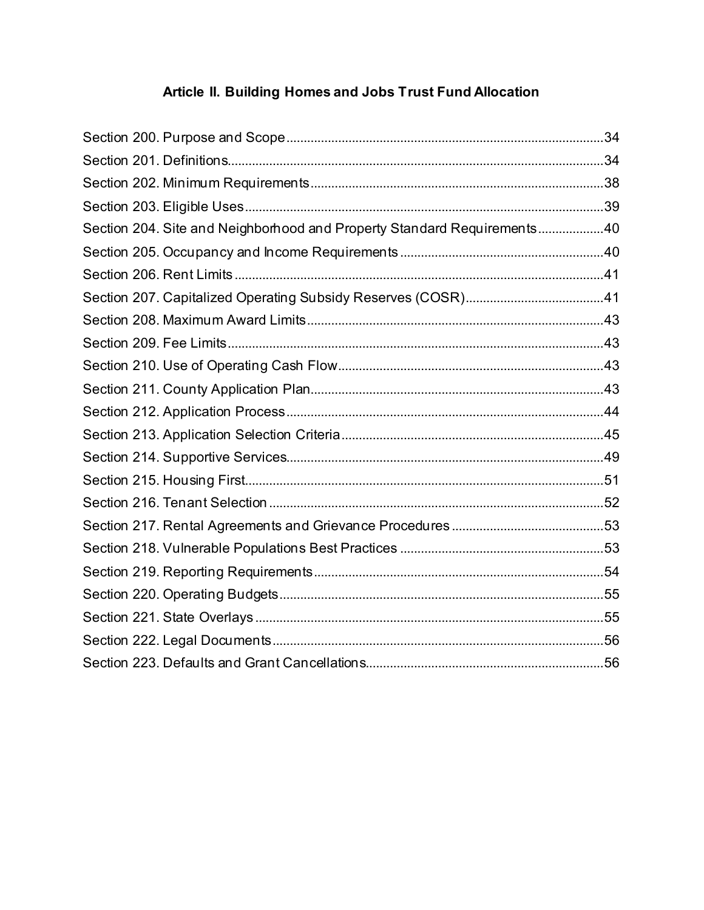## Article II. Building Homes and Jobs Trust Fund Allocation

Section 200. Purpose and Scope ........................................................................................34
Section 201. Definitions.....................................................................................................34
Section 202. Minimum Requirements ...............................................................................38
Section 203. Eligible Uses .................................................................................................39
Section 204. Site and Neighborhood and Property Standard Requirements ......................40
Section 205. Occupancy and Income Requirements ..........................................................40
Section 206. Rent Limits ....................................................................................................41
Section 207. Capitalized Operating Subsidy Reserves (COSR) ..........................................41
Section 208. Maximum Award Limits ................................................................................43
Section 209. Fee Limits ......................................................................................................43
Section 210. Use of Operating Cash Flow ..........................................................................43
Section 211. County Application Plan ................................................................................43
Section 212. Application Process .......................................................................................44
Section 213. Application Selection Criteria ........................................................................45
Section 214. Supportive Services........................................................................................49
Section 215. Housing First..................................................................................................51
Section 216. Tenant Selection .............................................................................................52
Section 217. Rental Agreements and Grievance Procedures ..............................................53
Section 218. Vulnerable Populations Best Practices ...........................................................53
Section 219. Reporting Requirements .................................................................................54
Section 220. Operating Budgets ..........................................................................................55
Section 221. State Overlays .................................................................................................55
Section 222. Legal Documents ............................................................................................56
Section 223. Defaults and Grant Cancellations....................................................................56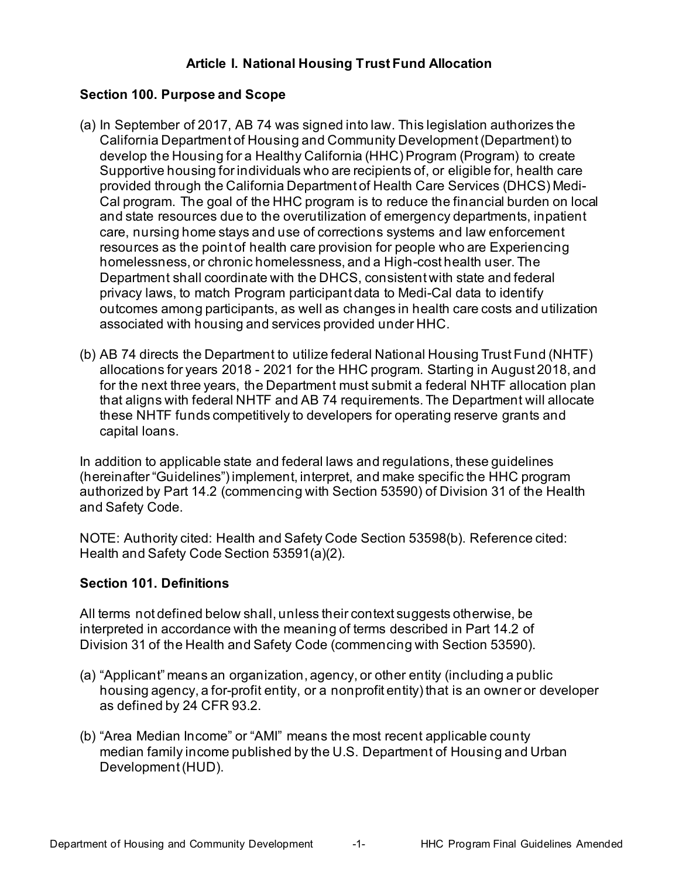## Article I. National Housing Trust Fund Allocation

### Section 100. Purpose and Scope

(a) In September of 2017, AB 74 was signed into law. This legislation authorizes the California Department of Housing and Community Development (Department) to develop the Housing for a Healthy California (HHC) Program (Program) to create Supportive housing for individuals who are recipients of, or eligible for, health care provided through the California Department of Health Care Services (DHCS) Medi-Cal program. The goal of the HHC program is to reduce the financial burden on local and state resources due to the overutilization of emergency departments, inpatient care, nursing home stays and use of corrections systems and law enforcement resources as the point of health care provision for people who are Experiencing homelessness, or chronic homelessness, and a High-cost health user. The Department shall coordinate with the DHCS, consistent with state and federal privacy laws, to match Program participant data to Medi-Cal data to identify outcomes among participants, as well as changes in health care costs and utilization associated with housing and services provided under HHC.

(b) AB 74 directs the Department to utilize federal National Housing Trust Fund (NHTF) allocations for years 2018 - 2021 for the HHC program. Starting in August 2018, and for the next three years, the Department must submit a federal NHTF allocation plan that aligns with federal NHTF and AB 74 requirements. The Department will allocate these NHTF funds competitively to developers for operating reserve grants and capital loans.

In addition to applicable state and federal laws and regulations, these guidelines (hereinafter "Guidelines") implement, interpret, and make specific the HHC program authorized by Part 14.2 (commencing with Section 53590) of Division 31 of the Health and Safety Code.

NOTE: Authority cited: Health and Safety Code Section 53598(b). Reference cited: Health and Safety Code Section 53591(a)(2).

### Section 101. Definitions

All terms not defined below shall, unless their context suggests otherwise, be interpreted in accordance with the meaning of terms described in Part 14.2 of Division 31 of the Health and Safety Code (commencing with Section 53590).

(a) "Applicant" means an organization, agency, or other entity (including a public housing agency, a for-profit entity, or a nonprofit entity) that is an owner or developer as defined by 24 CFR 93.2.

(b) "Area Median Income" or "AMI" means the most recent applicable county median family income published by the U.S. Department of Housing and Urban Development (HUD).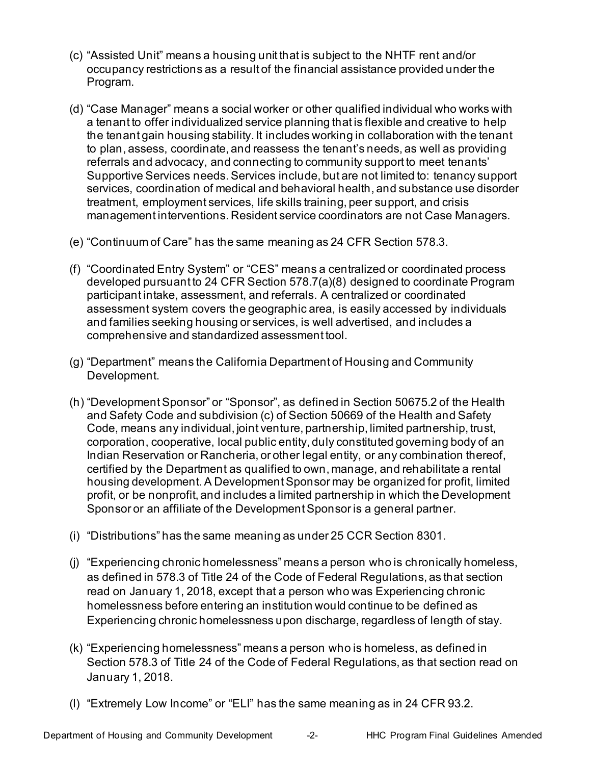(c) "Assisted Unit" means a housing unit that is subject to the NHTF rent and/or occupancy restrictions as a result of the financial assistance provided under the Program.

(d) "Case Manager" means a social worker or other qualified individual who works with a tenant to offer individualized service planning that is flexible and creative to help the tenant gain housing stability. It includes working in collaboration with the tenant to plan, assess, coordinate, and reassess the tenant's needs, as well as providing referrals and advocacy, and connecting to community support to meet tenants' Supportive Services needs. Services include, but are not limited to: tenancy support services, coordination of medical and behavioral health, and substance use disorder treatment, employment services, life skills training, peer support, and crisis management interventions. Resident service coordinators are not Case Managers.

(e) "Continuum of Care" has the same meaning as 24 CFR Section 578.3.

(f) "Coordinated Entry System" or "CES" means a centralized or coordinated process developed pursuant to 24 CFR Section 578.7(a)(8) designed to coordinate Program participant intake, assessment, and referrals. A centralized or coordinated assessment system covers the geographic area, is easily accessed by individuals and families seeking housing or services, is well advertised, and includes a comprehensive and standardized assessment tool.

(g) "Department" means the California Department of Housing and Community Development.

(h) "Development Sponsor" or "Sponsor", as defined in Section 50675.2 of the Health and Safety Code and subdivision (c) of Section 50669 of the Health and Safety Code, means any individual, joint venture, partnership, limited partnership, trust, corporation, cooperative, local public entity, duly constituted governing body of an Indian Reservation or Rancheria, or other legal entity, or any combination thereof, certified by the Department as qualified to own, manage, and rehabilitate a rental housing development. A Development Sponsor may be organized for profit, limited profit, or be nonprofit, and includes a limited partnership in which the Development Sponsor or an affiliate of the Development Sponsor is a general partner.

(i) "Distributions" has the same meaning as under 25 CCR Section 8301.

(j) "Experiencing chronic homelessness" means a person who is chronically homeless, as defined in 578.3 of Title 24 of the Code of Federal Regulations, as that section read on January 1, 2018, except that a person who was Experiencing chronic homelessness before entering an institution would continue to be defined as Experiencing chronic homelessness upon discharge, regardless of length of stay.

(k) "Experiencing homelessness" means a person who is homeless, as defined in Section 578.3 of Title 24 of the Code of Federal Regulations, as that section read on January 1, 2018.

(l) "Extremely Low Income" or "ELI" has the same meaning as in 24 CFR 93.2.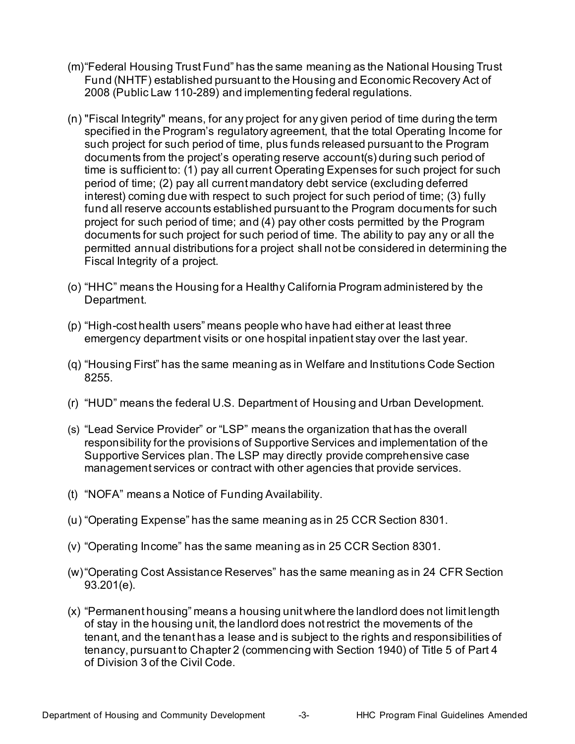(m) "Federal Housing Trust Fund" has the same meaning as the National Housing Trust Fund (NHTF) established pursuant to the Housing and Economic Recovery Act of 2008 (Public Law 110-289) and implementing federal regulations.

(n) "Fiscal Integrity" means, for any project for any given period of time during the term specified in the Program's regulatory agreement, that the total Operating Income for such project for such period of time, plus funds released pursuant to the Program documents from the project's operating reserve account(s) during such period of time is sufficient to: (1) pay all current Operating Expenses for such project for such period of time; (2) pay all current mandatory debt service (excluding deferred interest) coming due with respect to such project for such period of time; (3) fully fund all reserve accounts established pursuant to the Program documents for such project for such period of time; and (4) pay other costs permitted by the Program documents for such project for such period of time. The ability to pay any or all the permitted annual distributions for a project shall not be considered in determining the Fiscal Integrity of a project.

(o) "HHC" means the Housing for a Healthy California Program administered by the Department.

(p) "High-cost health users" means people who have had either at least three emergency department visits or one hospital inpatient stay over the last year.

(q) "Housing First" has the same meaning as in Welfare and Institutions Code Section 8255.

(r) "HUD" means the federal U.S. Department of Housing and Urban Development.

(s) "Lead Service Provider" or "LSP" means the organization that has the overall responsibility for the provisions of Supportive Services and implementation of the Supportive Services plan. The LSP may directly provide comprehensive case management services or contract with other agencies that provide services.

(t) "NOFA" means a Notice of Funding Availability.

(u) "Operating Expense" has the same meaning as in 25 CCR Section 8301.

(v) "Operating Income" has the same meaning as in 25 CCR Section 8301.

(w) "Operating Cost Assistance Reserves" has the same meaning as in 24 CFR Section 93.201(e).

(x) "Permanent housing" means a housing unit where the landlord does not limit length of stay in the housing unit, the landlord does not restrict the movements of the tenant, and the tenant has a lease and is subject to the rights and responsibilities of tenancy, pursuant to Chapter 2 (commencing with Section 1940) of Title 5 of Part 4 of Division 3 of the Civil Code.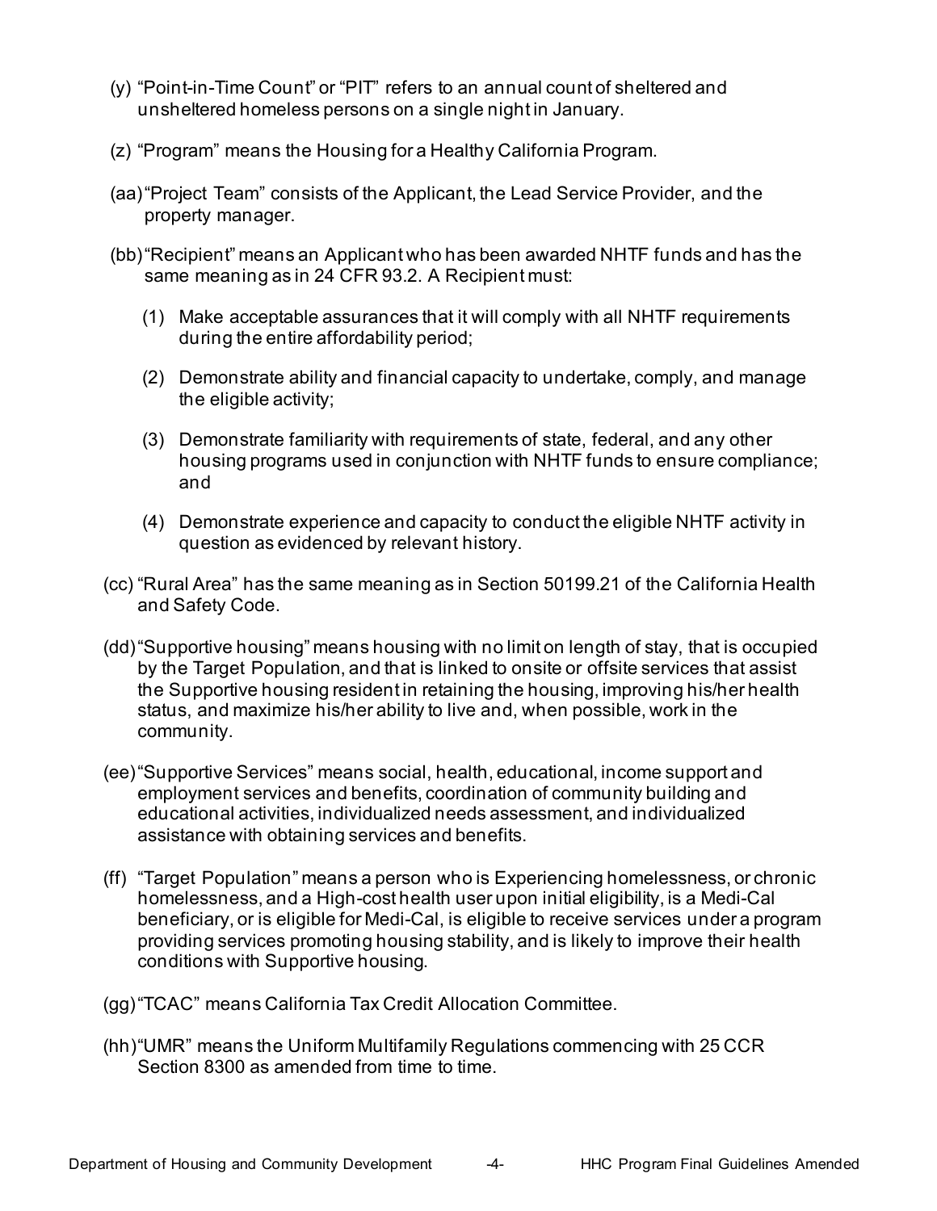(y) "Point-in-Time Count" or "PIT" refers to an annual count of sheltered and unsheltered homeless persons on a single night in January.

(z) "Program" means the Housing for a Healthy California Program.

(aa) "Project Team" consists of the Applicant, the Lead Service Provider, and the property manager.

(bb) "Recipient" means an Applicant who has been awarded NHTF funds and has the same meaning as in 24 CFR 93.2. A Recipient must:

(1) Make acceptable assurances that it will comply with all NHTF requirements during the entire affordability period;

(2) Demonstrate ability and financial capacity to undertake, comply, and manage the eligible activity;

(3) Demonstrate familiarity with requirements of state, federal, and any other housing programs used in conjunction with NHTF funds to ensure compliance; and

(4) Demonstrate experience and capacity to conduct the eligible NHTF activity in question as evidenced by relevant history.

(cc) "Rural Area" has the same meaning as in Section 50199.21 of the California Health and Safety Code.

(dd) "Supportive housing" means housing with no limit on length of stay, that is occupied by the Target Population, and that is linked to onsite or offsite services that assist the Supportive housing resident in retaining the housing, improving his/her health status, and maximize his/her ability to live and, when possible, work in the community.

(ee) "Supportive Services" means social, health, educational, income support and employment services and benefits, coordination of community building and educational activities, individualized needs assessment, and individualized assistance with obtaining services and benefits.

(ff) "Target Population" means a person who is Experiencing homelessness, or chronic homelessness, and a High-cost health user upon initial eligibility, is a Medi-Cal beneficiary, or is eligible for Medi-Cal, is eligible to receive services under a program providing services promoting housing stability, and is likely to improve their health conditions with Supportive housing.

(gg) "TCAC" means California Tax Credit Allocation Committee.

(hh) "UMR" means the Uniform Multifamily Regulations commencing with 25 CCR Section 8300 as amended from time to time.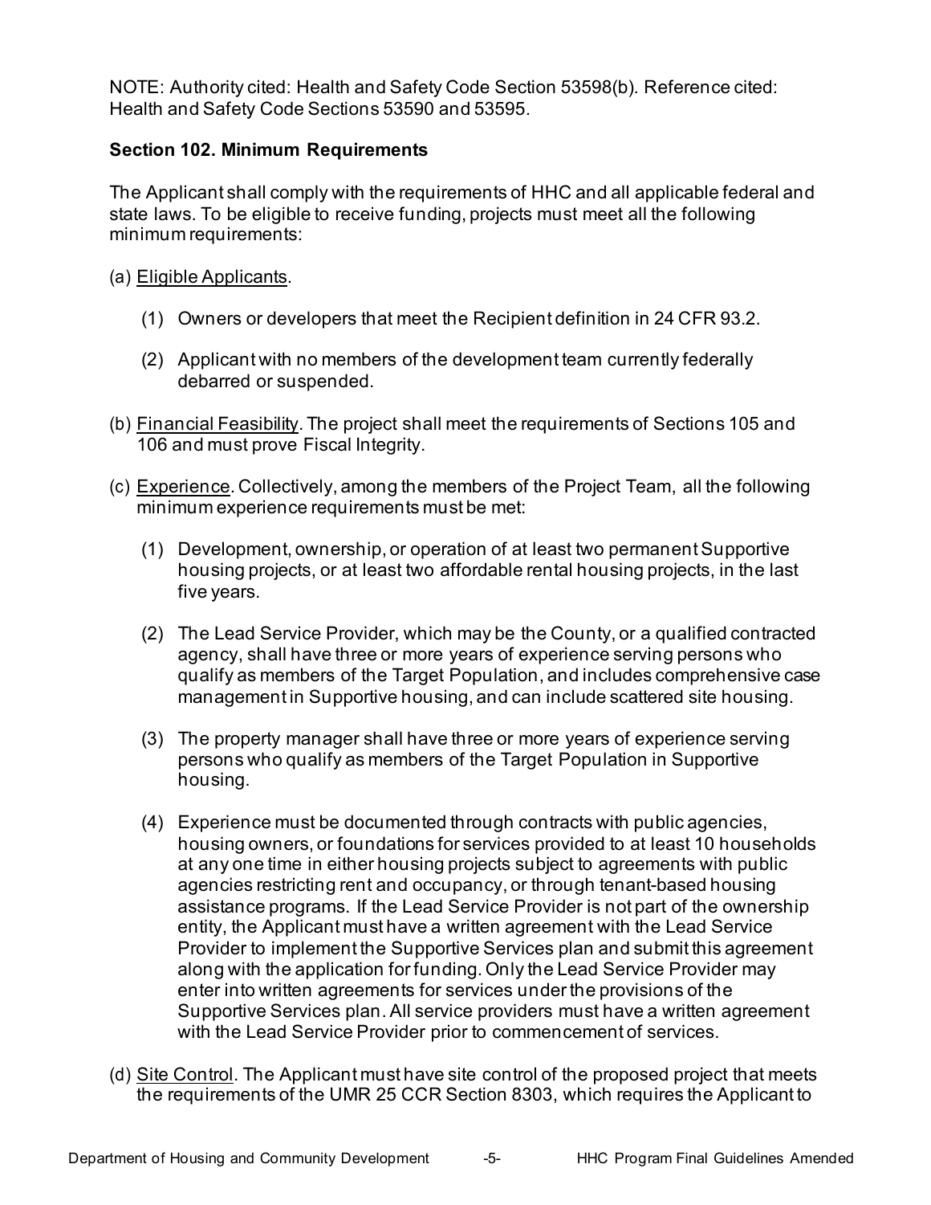NOTE: Authority cited: Health and Safety Code Section 53598(b). Reference cited: Health and Safety Code Sections 53590 and 53595.

**Section 102. Minimum Requirements**

The Applicant shall comply with the requirements of HHC and all applicable federal and state laws. To be eligible to receive funding, projects must meet all the following minimum requirements:

(a) Eligible Applicants.

(1) Owners or developers that meet the Recipient definition in 24 CFR 93.2.

(2) Applicant with no members of the development team currently federally debarred or suspended.

(b) Financial Feasibility. The project shall meet the requirements of Sections 105 and 106 and must prove Fiscal Integrity.

(c) Experience. Collectively, among the members of the Project Team, all the following minimum experience requirements must be met:

(1) Development, ownership, or operation of at least two permanent Supportive housing projects, or at least two affordable rental housing projects, in the last five years.

(2) The Lead Service Provider, which may be the County, or a qualified contracted agency, shall have three or more years of experience serving persons who qualify as members of the Target Population, and includes comprehensive case management in Supportive housing, and can include scattered site housing.

(3) The property manager shall have three or more years of experience serving persons who qualify as members of the Target Population in Supportive housing.

(4) Experience must be documented through contracts with public agencies, housing owners, or foundations for services provided to at least 10 households at any one time in either housing projects subject to agreements with public agencies restricting rent and occupancy, or through tenant-based housing assistance programs. If the Lead Service Provider is not part of the ownership entity, the Applicant must have a written agreement with the Lead Service Provider to implement the Supportive Services plan and submit this agreement along with the application for funding. Only the Lead Service Provider may enter into written agreements for services under the provisions of the Supportive Services plan. All service providers must have a written agreement with the Lead Service Provider prior to commencement of services.

(d) Site Control. The Applicant must have site control of the proposed project that meets the requirements of the UMR 25 CCR Section 8303, which requires the Applicant to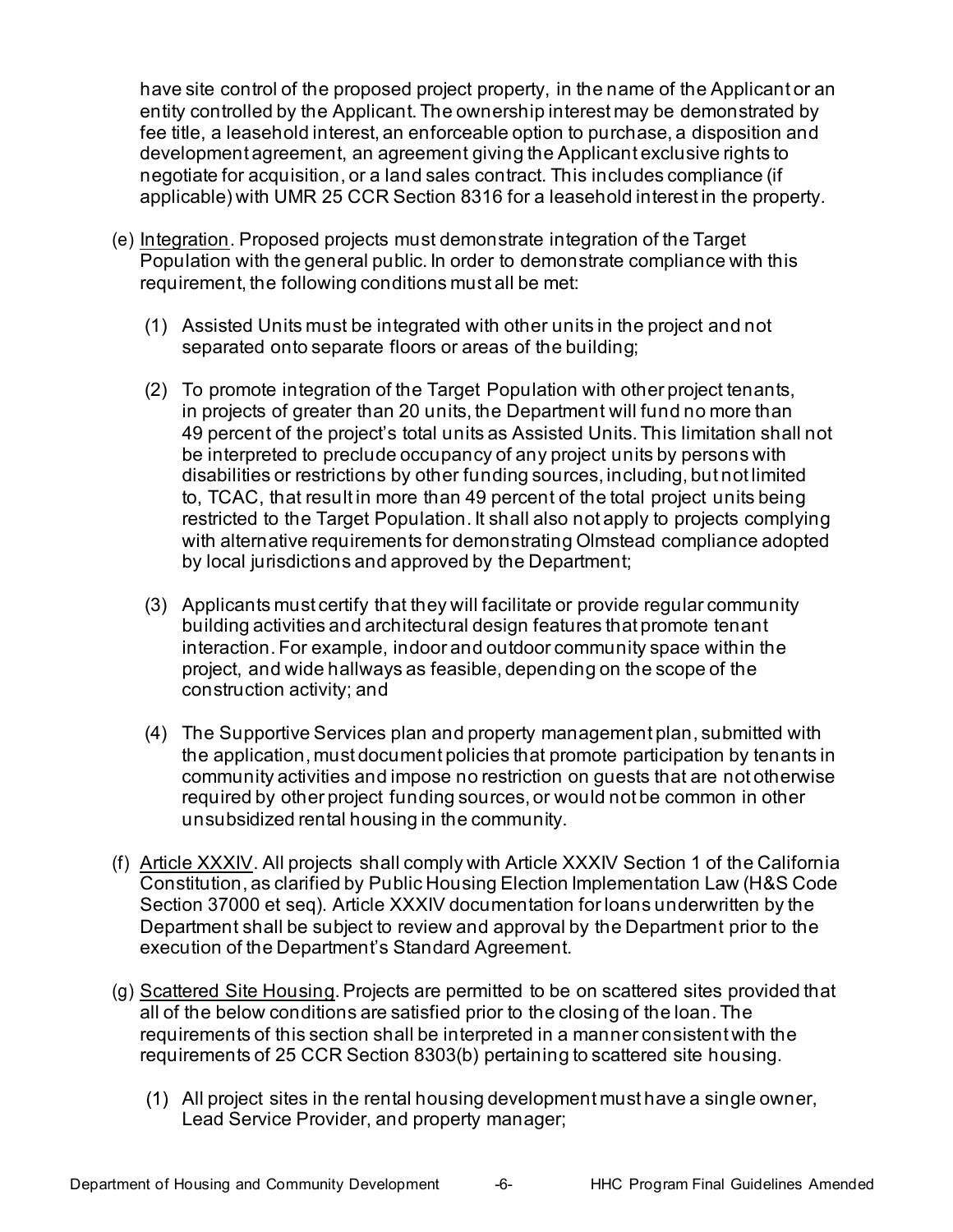have site control of the proposed project property, in the name of the Applicant or an entity controlled by the Applicant. The ownership interest may be demonstrated by fee title, a leasehold interest, an enforceable option to purchase, a disposition and development agreement, an agreement giving the Applicant exclusive rights to negotiate for acquisition, or a land sales contract. This includes compliance (if applicable) with UMR 25 CCR Section 8316 for a leasehold interest in the property.

(e) Integration. Proposed projects must demonstrate integration of the Target Population with the general public. In order to demonstrate compliance with this requirement, the following conditions must all be met:

   (1) Assisted Units must be integrated with other units in the project and not separated onto separate floors or areas of the building;

   (2) To promote integration of the Target Population with other project tenants, in projects of greater than 20 units, the Department will fund no more than 49 percent of the project's total units as Assisted Units. This limitation shall not be interpreted to preclude occupancy of any project units by persons with disabilities or restrictions by other funding sources, including, but not limited to, TCAC, that result in more than 49 percent of the total project units being restricted to the Target Population. It shall also not apply to projects complying with alternative requirements for demonstrating Olmstead compliance adopted by local jurisdictions and approved by the Department;

   (3) Applicants must certify that they will facilitate or provide regular community building activities and architectural design features that promote tenant interaction. For example, indoor and outdoor community space within the project, and wide hallways as feasible, depending on the scope of the construction activity; and

   (4) The Supportive Services plan and property management plan, submitted with the application, must document policies that promote participation by tenants in community activities and impose no restriction on guests that are not otherwise required by other project funding sources, or would not be common in other unsubsidized rental housing in the community.

(f) Article XXXIV. All projects shall comply with Article XXXIV Section 1 of the California Constitution, as clarified by Public Housing Election Implementation Law (H&S Code Section 37000 et seq). Article XXXIV documentation for loans underwritten by the Department shall be subject to review and approval by the Department prior to the execution of the Department's Standard Agreement.

(g) Scattered Site Housing. Projects are permitted to be on scattered sites provided that all of the below conditions are satisfied prior to the closing of the loan. The requirements of this section shall be interpreted in a manner consistent with the requirements of 25 CCR Section 8303(b) pertaining to scattered site housing.

   (1) All project sites in the rental housing development must have a single owner, Lead Service Provider, and property manager;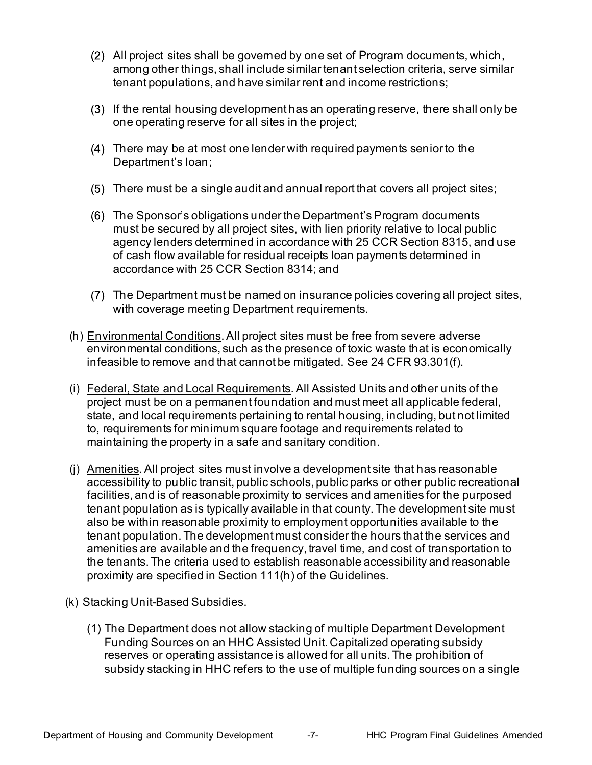(2) All project sites shall be governed by one set of Program documents, which, among other things, shall include similar tenant selection criteria, serve similar tenant populations, and have similar rent and income restrictions;

(3) If the rental housing development has an operating reserve, there shall only be one operating reserve for all sites in the project;

(4) There may be at most one lender with required payments senior to the Department's loan;

(5) There must be a single audit and annual report that covers all project sites;

(6) The Sponsor's obligations under the Department's Program documents must be secured by all project sites, with lien priority relative to local public agency lenders determined in accordance with 25 CCR Section 8315, and use of cash flow available for residual receipts loan payments determined in accordance with 25 CCR Section 8314; and

(7) The Department must be named on insurance policies covering all project sites, with coverage meeting Department requirements.

(h) <u>Environmental Conditions</u>. All project sites must be free from severe adverse environmental conditions, such as the presence of toxic waste that is economically infeasible to remove and that cannot be mitigated. See 24 CFR 93.301(f).

(i) <u>Federal, State and Local Requirements</u>. All Assisted Units and other units of the project must be on a permanent foundation and must meet all applicable federal, state, and local requirements pertaining to rental housing, including, but not limited to, requirements for minimum square footage and requirements related to maintaining the property in a safe and sanitary condition.

(j) <u>Amenities</u>. All project sites must involve a development site that has reasonable accessibility to public transit, public schools, public parks or other public recreational facilities, and is of reasonable proximity to services and amenities for the purposed tenant population as is typically available in that county. The development site must also be within reasonable proximity to employment opportunities available to the tenant population. The development must consider the hours that the services and amenities are available and the frequency, travel time, and cost of transportation to the tenants. The criteria used to establish reasonable accessibility and reasonable proximity are specified in Section 111(h) of the Guidelines.

(k) <u>Stacking Unit-Based Subsidies</u>.

(1) The Department does not allow stacking of multiple Department Development Funding Sources on an HHC Assisted Unit. Capitalized operating subsidy reserves or operating assistance is allowed for all units. The prohibition of subsidy stacking in HHC refers to the use of multiple funding sources on a single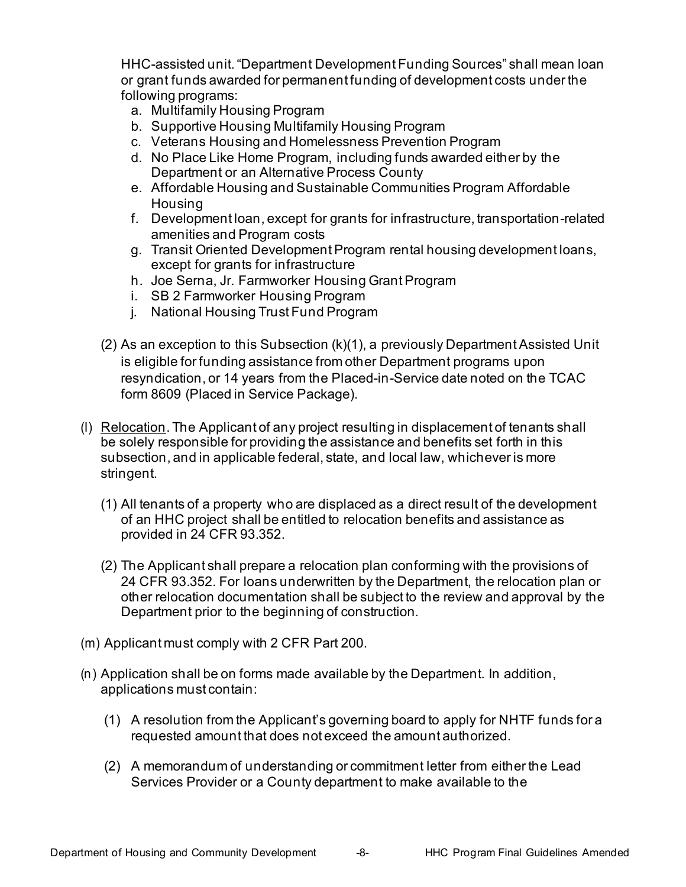HHC-assisted unit. "Department Development Funding Sources" shall mean loan or grant funds awarded for permanent funding of development costs under the following programs:

a. Multifamily Housing Program
b. Supportive Housing Multifamily Housing Program
c. Veterans Housing and Homelessness Prevention Program
d. No Place Like Home Program, including funds awarded either by the Department or an Alternative Process County
e. Affordable Housing and Sustainable Communities Program Affordable Housing
f. Development loan, except for grants for infrastructure, transportation-related amenities and Program costs
g. Transit Oriented Development Program rental housing development loans, except for grants for infrastructure
h. Joe Serna, Jr. Farmworker Housing Grant Program
i. SB 2 Farmworker Housing Program
j. National Housing Trust Fund Program

(2) As an exception to this Subsection (k)(1), a previously Department Assisted Unit is eligible for funding assistance from other Department programs upon resyndication, or 14 years from the Placed-in-Service date noted on the TCAC form 8609 (Placed in Service Package).

(l) Relocation. The Applicant of any project resulting in displacement of tenants shall be solely responsible for providing the assistance and benefits set forth in this subsection, and in applicable federal, state, and local law, whichever is more stringent.

(1) All tenants of a property who are displaced as a direct result of the development of an HHC project shall be entitled to relocation benefits and assistance as provided in 24 CFR 93.352.

(2) The Applicant shall prepare a relocation plan conforming with the provisions of 24 CFR 93.352. For loans underwritten by the Department, the relocation plan or other relocation documentation shall be subject to the review and approval by the Department prior to the beginning of construction.

(m) Applicant must comply with 2 CFR Part 200.

(n) Application shall be on forms made available by the Department. In addition, applications must contain:

(1) A resolution from the Applicant's governing board to apply for NHTF funds for a requested amount that does not exceed the amount authorized.

(2) A memorandum of understanding or commitment letter from either the Lead Services Provider or a County department to make available to the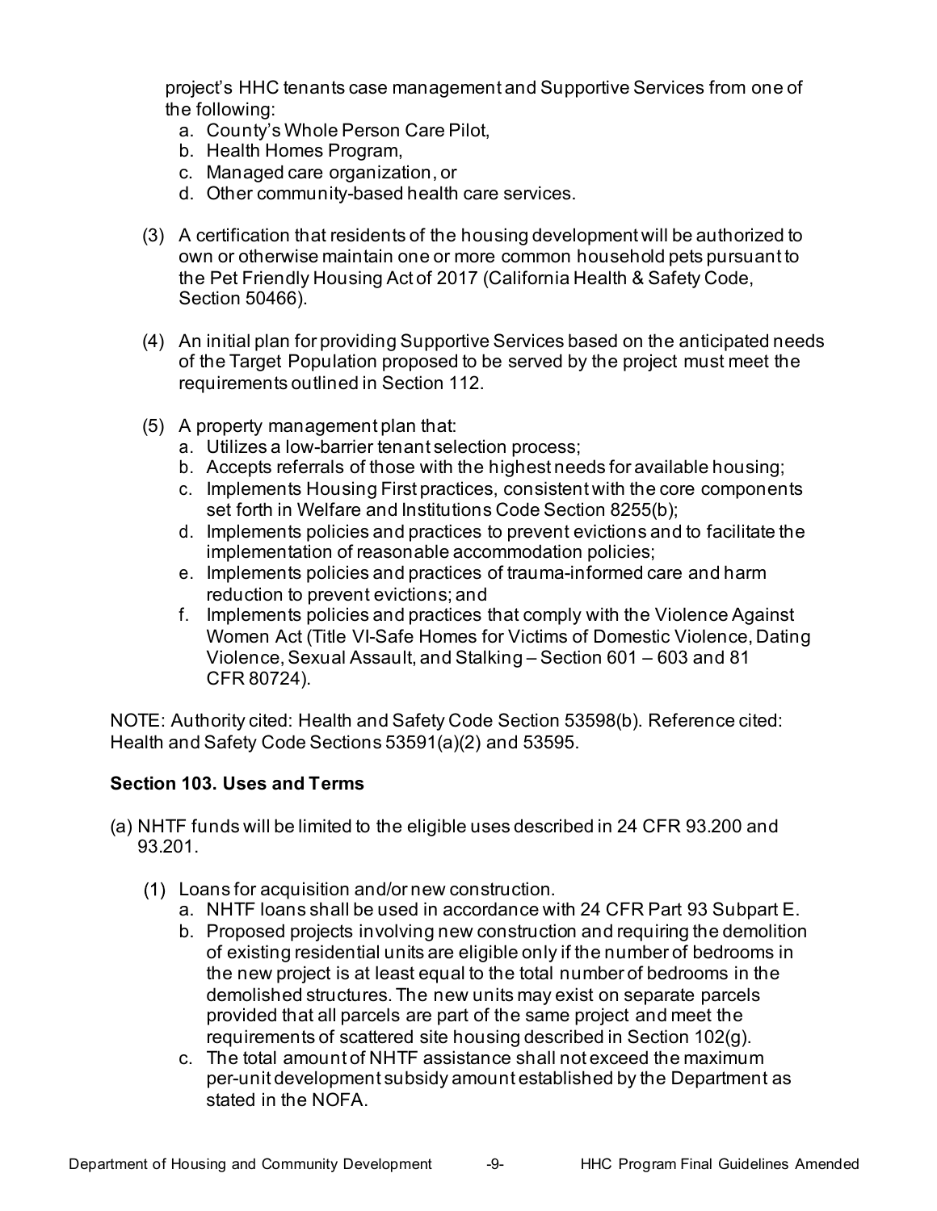project's HHC tenants case management and Supportive Services from one of the following:

a. County's Whole Person Care Pilot,
b. Health Homes Program,
c. Managed care organization, or
d. Other community-based health care services.

(3) A certification that residents of the housing development will be authorized to own or otherwise maintain one or more common household pets pursuant to the Pet Friendly Housing Act of 2017 (California Health & Safety Code, Section 50466).

(4) An initial plan for providing Supportive Services based on the anticipated needs of the Target Population proposed to be served by the project must meet the requirements outlined in Section 112.

(5) A property management plan that:

a. Utilizes a low-barrier tenant selection process;
b. Accepts referrals of those with the highest needs for available housing;
c. Implements Housing First practices, consistent with the core components set forth in Welfare and Institutions Code Section 8255(b);
d. Implements policies and practices to prevent evictions and to facilitate the implementation of reasonable accommodation policies;
e. Implements policies and practices of trauma-informed care and harm reduction to prevent evictions; and
f. Implements policies and practices that comply with the Violence Against Women Act (Title VI-Safe Homes for Victims of Domestic Violence, Dating Violence, Sexual Assault, and Stalking – Section 601 – 603 and 81 CFR 80724).

NOTE: Authority cited: Health and Safety Code Section 53598(b). Reference cited: Health and Safety Code Sections 53591(a)(2) and 53595.

### Section 103. Uses and Terms

(a) NHTF funds will be limited to the eligible uses described in 24 CFR 93.200 and 93.201.

(1) Loans for acquisition and/or new construction.

a. NHTF loans shall be used in accordance with 24 CFR Part 93 Subpart E.
b. Proposed projects involving new construction and requiring the demolition of existing residential units are eligible only if the number of bedrooms in the new project is at least equal to the total number of bedrooms in the demolished structures. The new units may exist on separate parcels provided that all parcels are part of the same project and meet the requirements of scattered site housing described in Section 102(g).
c. The total amount of NHTF assistance shall not exceed the maximum per-unit development subsidy amount established by the Department as stated in the NOFA.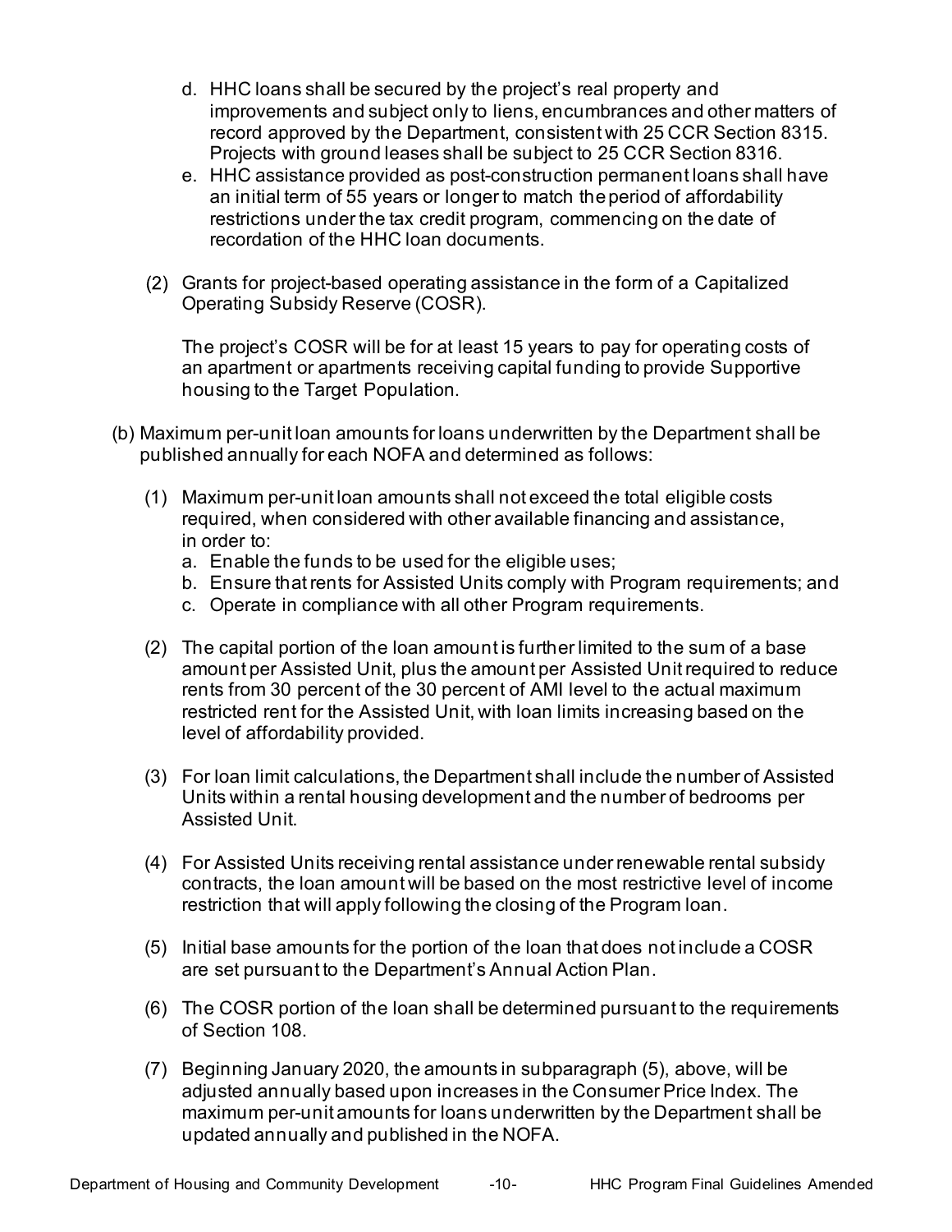d. HHC loans shall be secured by the project's real property and improvements and subject only to liens, encumbrances and other matters of record approved by the Department, consistent with 25 CCR Section 8315. Projects with ground leases shall be subject to 25 CCR Section 8316.
   e. HHC assistance provided as post-construction permanent loans shall have an initial term of 55 years or longer to match the period of affordability restrictions under the tax credit program, commencing on the date of recordation of the HHC loan documents.

(2) Grants for project-based operating assistance in the form of a Capitalized Operating Subsidy Reserve (COSR).

   The project's COSR will be for at least 15 years to pay for operating costs of an apartment or apartments receiving capital funding to provide Supportive housing to the Target Population.

(b) Maximum per-unit loan amounts for loans underwritten by the Department shall be published annually for each NOFA and determined as follows:

   (1) Maximum per-unit loan amounts shall not exceed the total eligible costs required, when considered with other available financing and assistance, in order to:
      a. Enable the funds to be used for the eligible uses;
      b. Ensure that rents for Assisted Units comply with Program requirements; and
      c. Operate in compliance with all other Program requirements.

   (2) The capital portion of the loan amount is further limited to the sum of a base amount per Assisted Unit, plus the amount per Assisted Unit required to reduce rents from 30 percent of the 30 percent of AMI level to the actual maximum restricted rent for the Assisted Unit, with loan limits increasing based on the level of affordability provided.

   (3) For loan limit calculations, the Department shall include the number of Assisted Units within a rental housing development and the number of bedrooms per Assisted Unit.

   (4) For Assisted Units receiving rental assistance under renewable rental subsidy contracts, the loan amount will be based on the most restrictive level of income restriction that will apply following the closing of the Program loan.

   (5) Initial base amounts for the portion of the loan that does not include a COSR are set pursuant to the Department's Annual Action Plan.

   (6) The COSR portion of the loan shall be determined pursuant to the requirements of Section 108.

   (7) Beginning January 2020, the amounts in subparagraph (5), above, will be adjusted annually based upon increases in the Consumer Price Index. The maximum per-unit amounts for loans underwritten by the Department shall be updated annually and published in the NOFA.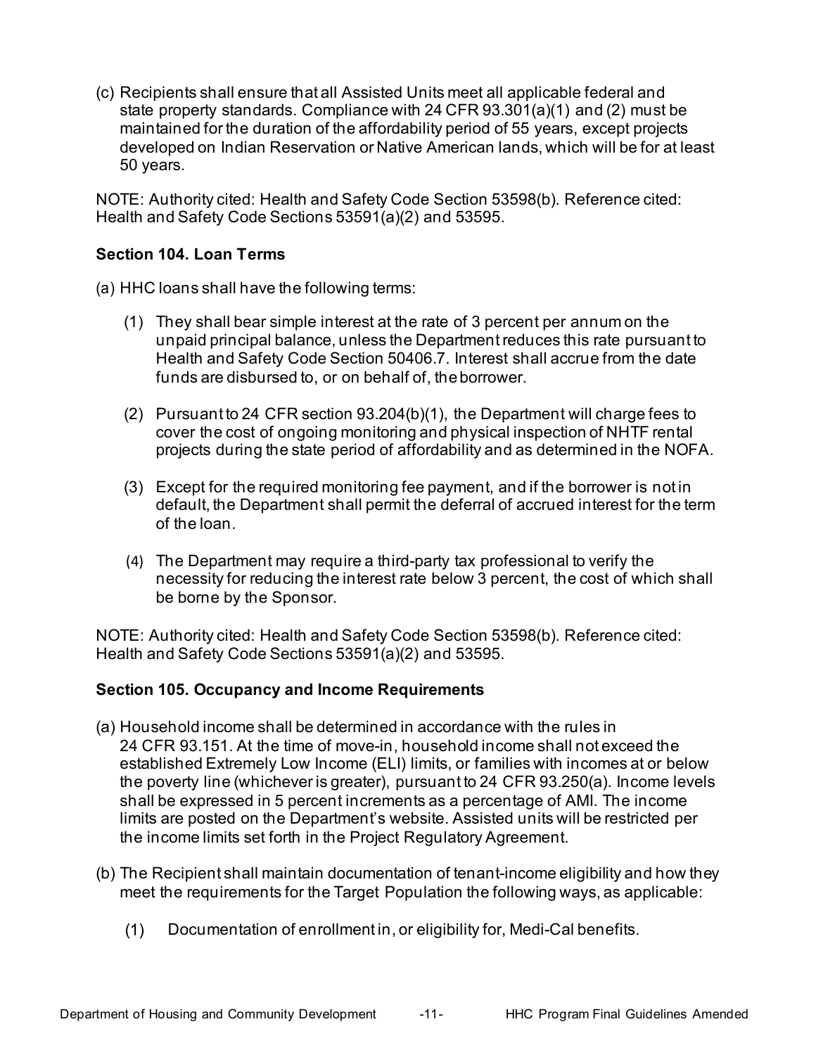(c) Recipients shall ensure that all Assisted Units meet all applicable federal and state property standards. Compliance with 24 CFR 93.301(a)(1) and (2) must be maintained for the duration of the affordability period of 55 years, except projects developed on Indian Reservation or Native American lands, which will be for at least 50 years.

NOTE: Authority cited: Health and Safety Code Section 53598(b). Reference cited: Health and Safety Code Sections 53591(a)(2) and 53595.

**Section 104. Loan Terms**

(a) HHC loans shall have the following terms:

(1) They shall bear simple interest at the rate of 3 percent per annum on the unpaid principal balance, unless the Department reduces this rate pursuant to Health and Safety Code Section 50406.7. Interest shall accrue from the date funds are disbursed to, or on behalf of, the borrower.

(2) Pursuant to 24 CFR section 93.204(b)(1), the Department will charge fees to cover the cost of ongoing monitoring and physical inspection of NHTF rental projects during the state period of affordability and as determined in the NOFA.

(3) Except for the required monitoring fee payment, and if the borrower is not in default, the Department shall permit the deferral of accrued interest for the term of the loan.

(4) The Department may require a third-party tax professional to verify the necessity for reducing the interest rate below 3 percent, the cost of which shall be borne by the Sponsor.

NOTE: Authority cited: Health and Safety Code Section 53598(b). Reference cited: Health and Safety Code Sections 53591(a)(2) and 53595.

**Section 105. Occupancy and Income Requirements**

(a) Household income shall be determined in accordance with the rules in 24 CFR 93.151. At the time of move-in, household income shall not exceed the established Extremely Low Income (ELI) limits, or families with incomes at or below the poverty line (whichever is greater), pursuant to 24 CFR 93.250(a). Income levels shall be expressed in 5 percent increments as a percentage of AMI. The income limits are posted on the Department's website. Assisted units will be restricted per the income limits set forth in the Project Regulatory Agreement.

(b) The Recipient shall maintain documentation of tenant-income eligibility and how they meet the requirements for the Target Population the following ways, as applicable:

(1) Documentation of enrollment in, or eligibility for, Medi-Cal benefits.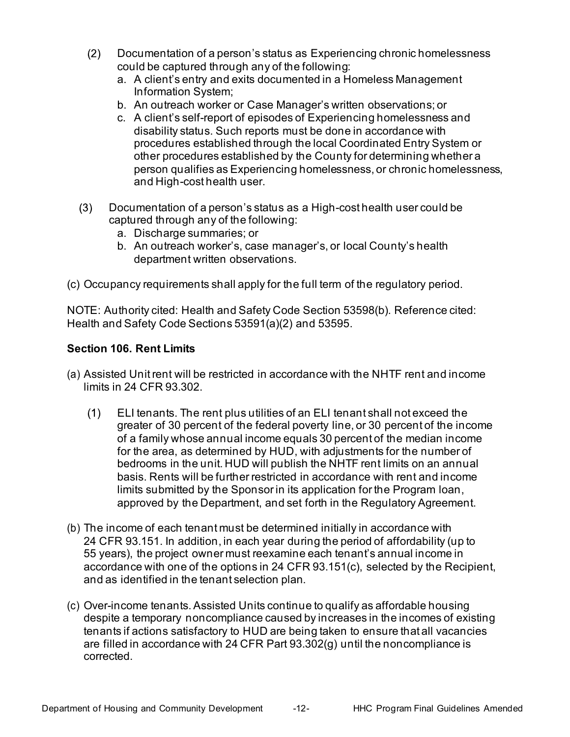(2) Documentation of a person's status as Experiencing chronic homelessness could be captured through any of the following:
   a. A client's entry and exits documented in a Homeless Management Information System;
   b. An outreach worker or Case Manager's written observations; or
   c. A client's self-report of episodes of Experiencing homelessness and disability status. Such reports must be done in accordance with procedures established through the local Coordinated Entry System or other procedures established by the County for determining whether a person qualifies as Experiencing homelessness, or chronic homelessness, and High-cost health user.

(3) Documentation of a person's status as a High-cost health user could be captured through any of the following:
   a. Discharge summaries; or
   b. An outreach worker's, case manager's, or local County's health department written observations.

(c) Occupancy requirements shall apply for the full term of the regulatory period.

NOTE: Authority cited: Health and Safety Code Section 53598(b). Reference cited: Health and Safety Code Sections 53591(a)(2) and 53595.

**Section 106. Rent Limits**

(a) Assisted Unit rent will be restricted in accordance with the NHTF rent and income limits in 24 CFR 93.302.

   (1) ELI tenants. The rent plus utilities of an ELI tenant shall not exceed the greater of 30 percent of the federal poverty line, or 30 percent of the income of a family whose annual income equals 30 percent of the median income for the area, as determined by HUD, with adjustments for the number of bedrooms in the unit. HUD will publish the NHTF rent limits on an annual basis. Rents will be further restricted in accordance with rent and income limits submitted by the Sponsor in its application for the Program loan, approved by the Department, and set forth in the Regulatory Agreement.

(b) The income of each tenant must be determined initially in accordance with 24 CFR 93.151. In addition, in each year during the period of affordability (up to 55 years), the project owner must reexamine each tenant's annual income in accordance with one of the options in 24 CFR 93.151(c), selected by the Recipient, and as identified in the tenant selection plan.

(c) Over-income tenants. Assisted Units continue to qualify as affordable housing despite a temporary noncompliance caused by increases in the incomes of existing tenants if actions satisfactory to HUD are being taken to ensure that all vacancies are filled in accordance with 24 CFR Part 93.302(g) until the noncompliance is corrected.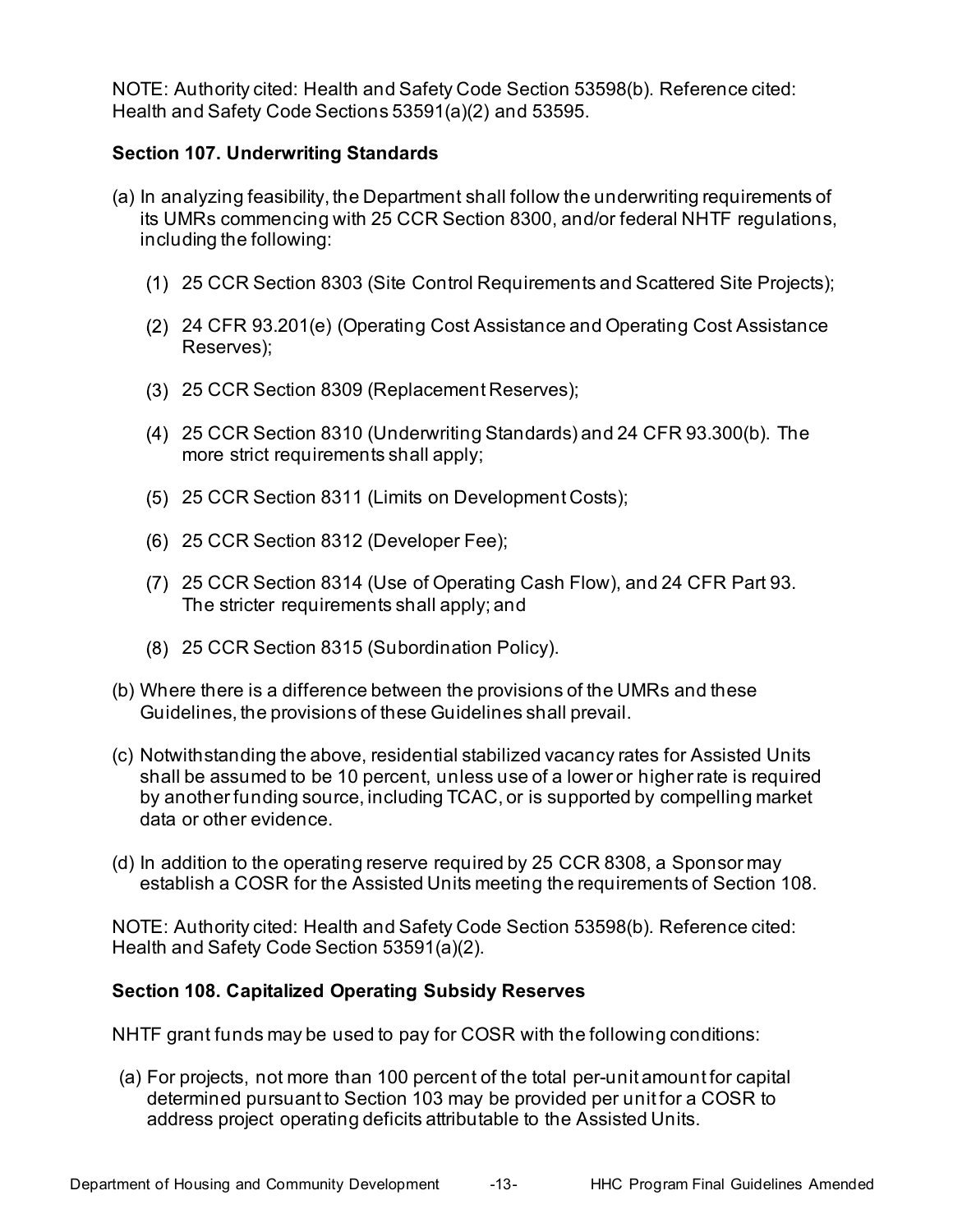NOTE: Authority cited: Health and Safety Code Section 53598(b). Reference cited: Health and Safety Code Sections 53591(a)(2) and 53595.

### Section 107. Underwriting Standards

(a) In analyzing feasibility, the Department shall follow the underwriting requirements of its UMRs commencing with 25 CCR Section 8300, and/or federal NHTF regulations, including the following:

(1) 25 CCR Section 8303 (Site Control Requirements and Scattered Site Projects);

(2) 24 CFR 93.201(e) (Operating Cost Assistance and Operating Cost Assistance Reserves);

(3) 25 CCR Section 8309 (Replacement Reserves);

(4) 25 CCR Section 8310 (Underwriting Standards) and 24 CFR 93.300(b). The more strict requirements shall apply;

(5) 25 CCR Section 8311 (Limits on Development Costs);

(6) 25 CCR Section 8312 (Developer Fee);

(7) 25 CCR Section 8314 (Use of Operating Cash Flow), and 24 CFR Part 93. The stricter requirements shall apply; and

(8) 25 CCR Section 8315 (Subordination Policy).

(b) Where there is a difference between the provisions of the UMRs and these Guidelines, the provisions of these Guidelines shall prevail.

(c) Notwithstanding the above, residential stabilized vacancy rates for Assisted Units shall be assumed to be 10 percent, unless use of a lower or higher rate is required by another funding source, including TCAC, or is supported by compelling market data or other evidence.

(d) In addition to the operating reserve required by 25 CCR 8308, a Sponsor may establish a COSR for the Assisted Units meeting the requirements of Section 108.

NOTE: Authority cited: Health and Safety Code Section 53598(b). Reference cited: Health and Safety Code Section 53591(a)(2).

### Section 108. Capitalized Operating Subsidy Reserves

NHTF grant funds may be used to pay for COSR with the following conditions:

(a) For projects, not more than 100 percent of the total per-unit amount for capital determined pursuant to Section 103 may be provided per unit for a COSR to address project operating deficits attributable to the Assisted Units.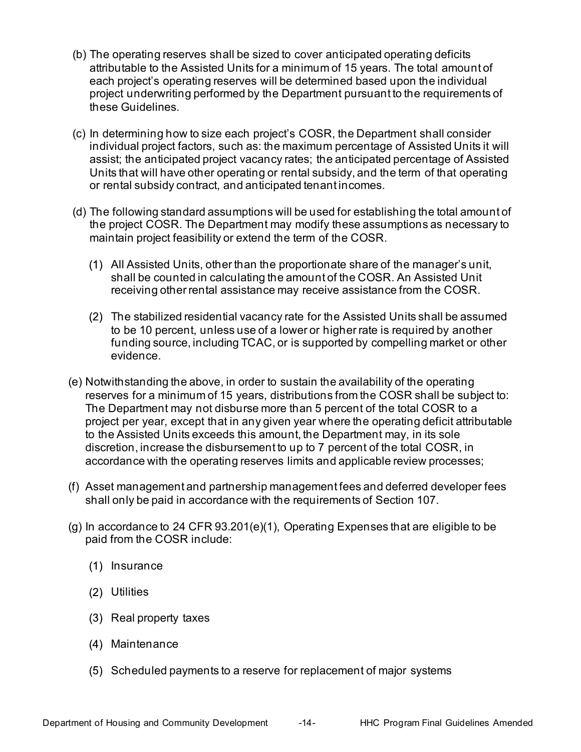(b) The operating reserves shall be sized to cover anticipated operating deficits attributable to the Assisted Units for a minimum of 15 years. The total amount of each project's operating reserves will be determined based upon the individual project underwriting performed by the Department pursuant to the requirements of these Guidelines.

(c) In determining how to size each project's COSR, the Department shall consider individual project factors, such as: the maximum percentage of Assisted Units it will assist; the anticipated project vacancy rates; the anticipated percentage of Assisted Units that will have other operating or rental subsidy, and the term of that operating or rental subsidy contract, and anticipated tenant incomes.

(d) The following standard assumptions will be used for establishing the total amount of the project COSR. The Department may modify these assumptions as necessary to maintain project feasibility or extend the term of the COSR.

  (1) All Assisted Units, other than the proportionate share of the manager's unit, shall be counted in calculating the amount of the COSR. An Assisted Unit receiving other rental assistance may receive assistance from the COSR.

  (2) The stabilized residential vacancy rate for the Assisted Units shall be assumed to be 10 percent, unless use of a lower or higher rate is required by another funding source, including TCAC, or is supported by compelling market or other evidence.

(e) Notwithstanding the above, in order to sustain the availability of the operating reserves for a minimum of 15 years, distributions from the COSR shall be subject to: The Department may not disburse more than 5 percent of the total COSR to a project per year, except that in any given year where the operating deficit attributable to the Assisted Units exceeds this amount, the Department may, in its sole discretion, increase the disbursement to up to 7 percent of the total COSR, in accordance with the operating reserves limits and applicable review processes;

(f) Asset management and partnership management fees and deferred developer fees shall only be paid in accordance with the requirements of Section 107.

(g) In accordance to 24 CFR 93.201(e)(1), Operating Expenses that are eligible to be paid from the COSR include:

  (1) Insurance

  (2) Utilities

  (3) Real property taxes

  (4) Maintenance

  (5) Scheduled payments to a reserve for replacement of major systems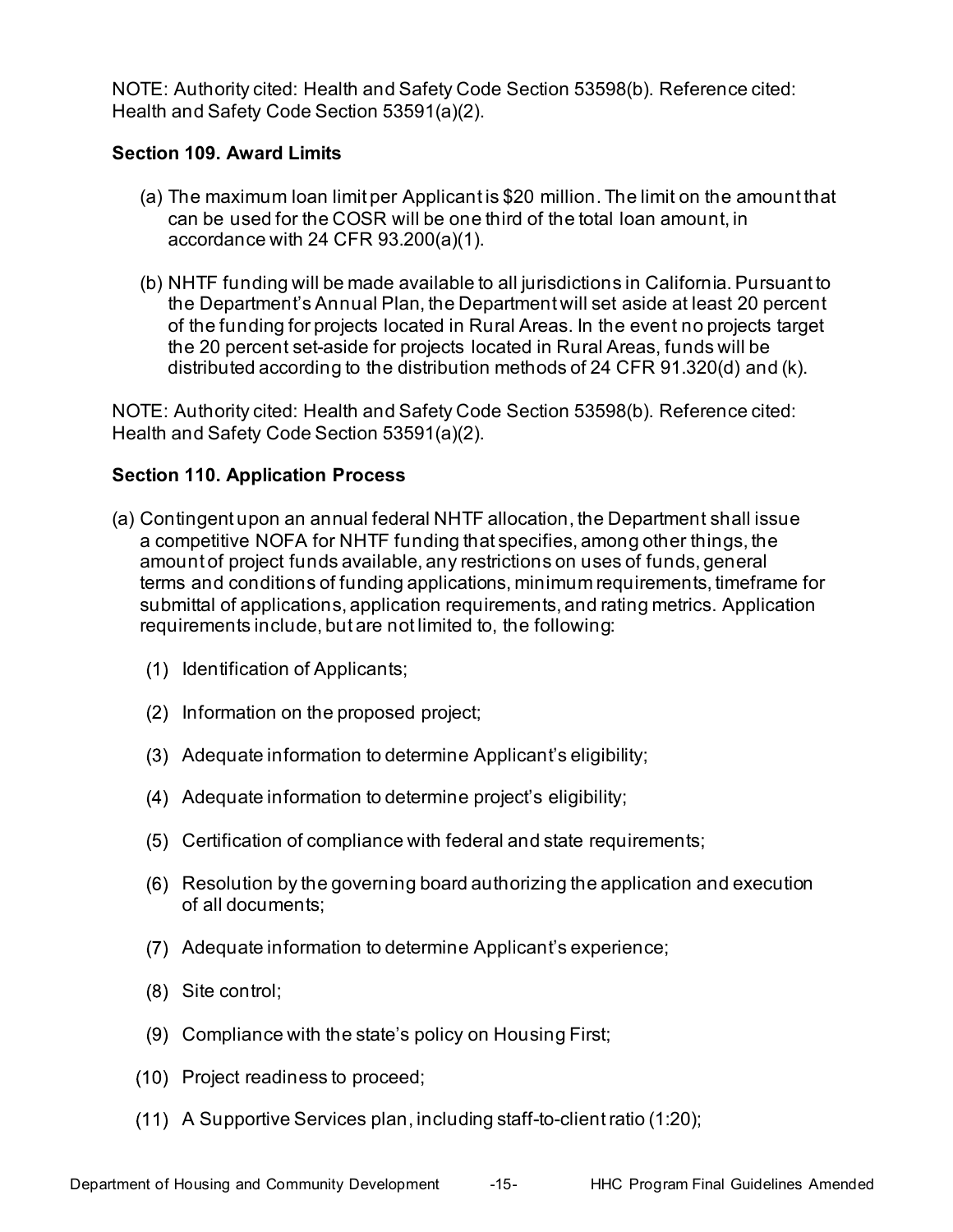NOTE: Authority cited: Health and Safety Code Section 53598(b). Reference cited: Health and Safety Code Section 53591(a)(2).

### Section 109. Award Limits

(a) The maximum loan limit per Applicant is $20 million. The limit on the amount that can be used for the COSR will be one third of the total loan amount, in accordance with 24 CFR 93.200(a)(1).

(b) NHTF funding will be made available to all jurisdictions in California. Pursuant to the Department's Annual Plan, the Department will set aside at least 20 percent of the funding for projects located in Rural Areas. In the event no projects target the 20 percent set-aside for projects located in Rural Areas, funds will be distributed according to the distribution methods of 24 CFR 91.320(d) and (k).

NOTE: Authority cited: Health and Safety Code Section 53598(b). Reference cited: Health and Safety Code Section 53591(a)(2).

### Section 110. Application Process

(a) Contingent upon an annual federal NHTF allocation, the Department shall issue a competitive NOFA for NHTF funding that specifies, among other things, the amount of project funds available, any restrictions on uses of funds, general terms and conditions of funding applications, minimum requirements, timeframe for submittal of applications, application requirements, and rating metrics. Application requirements include, but are not limited to, the following:

(1) Identification of Applicants;

(2) Information on the proposed project;

(3) Adequate information to determine Applicant's eligibility;

(4) Adequate information to determine project's eligibility;

(5) Certification of compliance with federal and state requirements;

(6) Resolution by the governing board authorizing the application and execution of all documents;

(7) Adequate information to determine Applicant's experience;

(8) Site control;

(9) Compliance with the state's policy on Housing First;

(10) Project readiness to proceed;

(11) A Supportive Services plan, including staff-to-client ratio (1:20);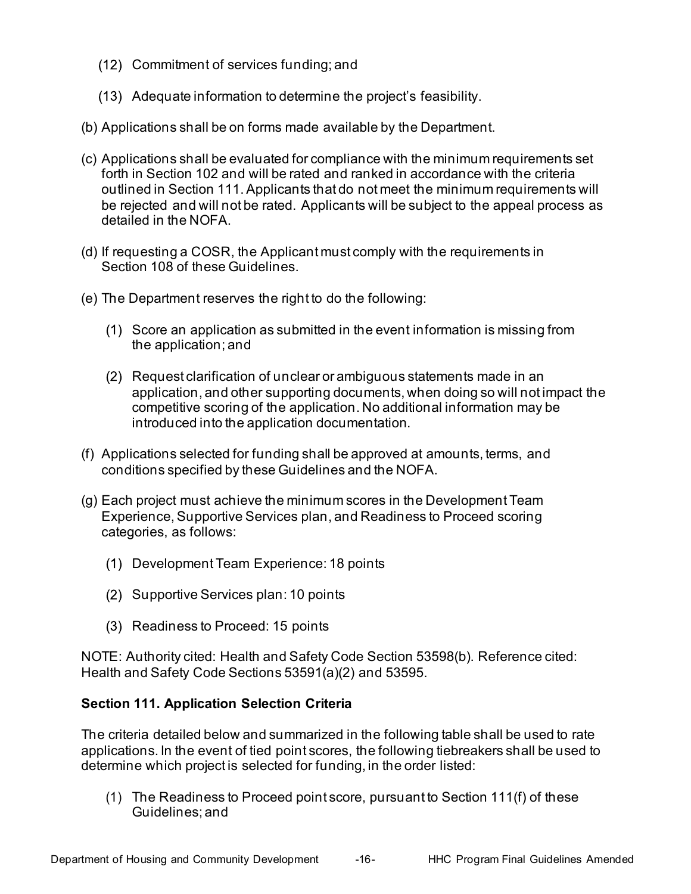(12) Commitment of services funding; and

(13) Adequate information to determine the project's feasibility.

(b) Applications shall be on forms made available by the Department.

(c) Applications shall be evaluated for compliance with the minimum requirements set forth in Section 102 and will be rated and ranked in accordance with the criteria outlined in Section 111. Applicants that do not meet the minimum requirements will be rejected and will not be rated. Applicants will be subject to the appeal process as detailed in the NOFA.

(d) If requesting a COSR, the Applicant must comply with the requirements in Section 108 of these Guidelines.

(e) The Department reserves the right to do the following:

(1) Score an application as submitted in the event information is missing from the application; and

(2) Request clarification of unclear or ambiguous statements made in an application, and other supporting documents, when doing so will not impact the competitive scoring of the application. No additional information may be introduced into the application documentation.

(f) Applications selected for funding shall be approved at amounts, terms, and conditions specified by these Guidelines and the NOFA.

(g) Each project must achieve the minimum scores in the Development Team Experience, Supportive Services plan, and Readiness to Proceed scoring categories, as follows:

(1) Development Team Experience: 18 points

(2) Supportive Services plan: 10 points

(3) Readiness to Proceed: 15 points

NOTE: Authority cited: Health and Safety Code Section 53598(b). Reference cited: Health and Safety Code Sections 53591(a)(2) and 53595.

**Section 111. Application Selection Criteria**

The criteria detailed below and summarized in the following table shall be used to rate applications. In the event of tied point scores, the following tiebreakers shall be used to determine which project is selected for funding, in the order listed:

(1) The Readiness to Proceed point score, pursuant to Section 111(f) of these Guidelines; and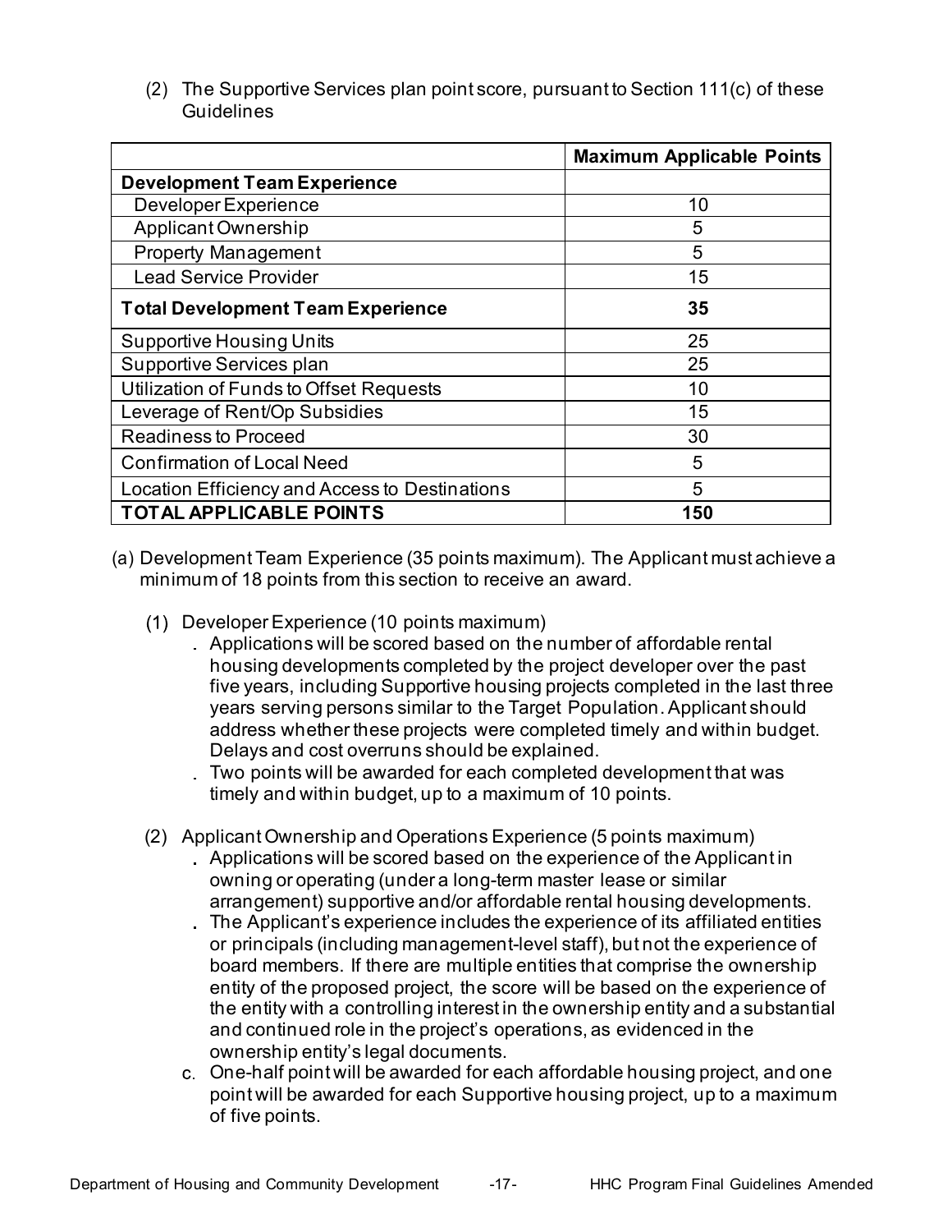(2) The Supportive Services plan point score, pursuant to Section 111(c) of these Guidelines

| | Maximum Applicable Points |
|---|---|
| **Development Team Experience** | |
| Developer Experience | 10 |
| Applicant Ownership | 5 |
| Property Management | 5 |
| Lead Service Provider | 15 |
| **Total Development Team Experience** | **35** |
| Supportive Housing Units | 25 |
| Supportive Services plan | 25 |
| Utilization of Funds to Offset Requests | 10 |
| Leverage of Rent/Op Subsidies | 15 |
| Readiness to Proceed | 30 |
| Confirmation of Local Need | 5 |
| Location Efficiency and Access to Destinations | 5 |
| **TOTAL APPLICABLE POINTS** | **150** |

(a) Development Team Experience (35 points maximum). The Applicant must achieve a minimum of 18 points from this section to receive an award.

(1) Developer Experience (10 points maximum)

a. Applications will be scored based on the number of affordable rental housing developments completed by the project developer over the past five years, including Supportive housing projects completed in the last three years serving persons similar to the Target Population. Applicant should address whether these projects were completed timely and within budget. Delays and cost overruns should be explained.

b. Two points will be awarded for each completed development that was timely and within budget, up to a maximum of 10 points.

(2) Applicant Ownership and Operations Experience (5 points maximum)

a. Applications will be scored based on the experience of the Applicant in owning or operating (under a long-term master lease or similar arrangement) supportive and/or affordable rental housing developments.

b. The Applicant's experience includes the experience of its affiliated entities or principals (including management-level staff), but not the experience of board members. If there are multiple entities that comprise the ownership entity of the proposed project, the score will be based on the experience of the entity with a controlling interest in the ownership entity and a substantial and continued role in the project's operations, as evidenced in the ownership entity's legal documents.

c. One-half point will be awarded for each affordable housing project, and one point will be awarded for each Supportive housing project, up to a maximum of five points.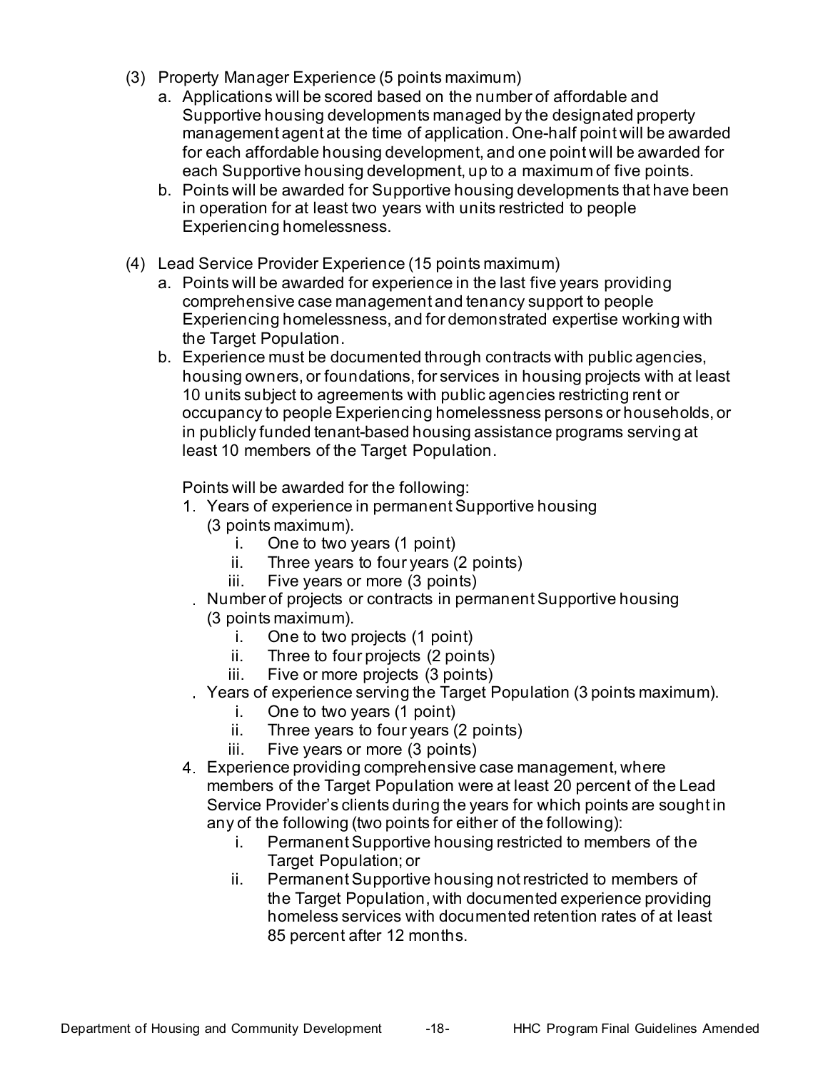(3) Property Manager Experience (5 points maximum)

   a. Applications will be scored based on the number of affordable and Supportive housing developments managed by the designated property management agent at the time of application. One-half point will be awarded for each affordable housing development, and one point will be awarded for each Supportive housing development, up to a maximum of five points.

   b. Points will be awarded for Supportive housing developments that have been in operation for at least two years with units restricted to people Experiencing homelessness.

(4) Lead Service Provider Experience (15 points maximum)

   a. Points will be awarded for experience in the last five years providing comprehensive case management and tenancy support to people Experiencing homelessness, and for demonstrated expertise working with the Target Population.

   b. Experience must be documented through contracts with public agencies, housing owners, or foundations, for services in housing projects with at least 10 units subject to agreements with public agencies restricting rent or occupancy to people Experiencing homelessness persons or households, or in publicly funded tenant-based housing assistance programs serving at least 10 members of the Target Population.

   Points will be awarded for the following:

   1. Years of experience in permanent Supportive housing (3 points maximum).
      i. One to two years (1 point)
      ii. Three years to four years (2 points)
      iii. Five years or more (3 points)
   2. Number of projects or contracts in permanent Supportive housing (3 points maximum).
      i. One to two projects (1 point)
      ii. Three to four projects (2 points)
      iii. Five or more projects (3 points)
   3. Years of experience serving the Target Population (3 points maximum).
      i. One to two years (1 point)
      ii. Three years to four years (2 points)
      iii. Five years or more (3 points)
   4. Experience providing comprehensive case management, where members of the Target Population were at least 20 percent of the Lead Service Provider's clients during the years for which points are sought in any of the following (two points for either of the following):
      i. Permanent Supportive housing restricted to members of the Target Population; or
      ii. Permanent Supportive housing not restricted to members of the Target Population, with documented experience providing homeless services with documented retention rates of at least 85 percent after 12 months.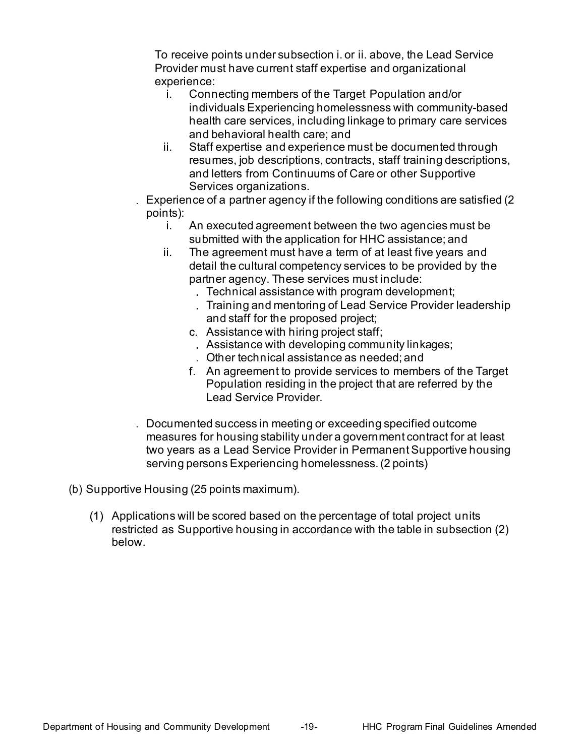To receive points under subsection i. or ii. above, the Lead Service Provider must have current staff expertise and organizational experience:

   i. Connecting members of the Target Population and/or individuals Experiencing homelessness with community-based health care services, including linkage to primary care services and behavioral health care; and
   ii. Staff expertise and experience must be documented through resumes, job descriptions, contracts, staff training descriptions, and letters from Continuums of Care or other Supportive Services organizations.

. Experience of a partner agency if the following conditions are satisfied (2 points):

   i. An executed agreement between the two agencies must be submitted with the application for HHC assistance; and
   ii. The agreement must have a term of at least five years and detail the cultural competency services to be provided by the partner agency. These services must include:
      . Technical assistance with program development;
      . Training and mentoring of Lead Service Provider leadership and staff for the proposed project;
      c. Assistance with hiring project staff;
      . Assistance with developing community linkages;
      . Other technical assistance as needed; and
      f. An agreement to provide services to members of the Target Population residing in the project that are referred by the Lead Service Provider.

. Documented success in meeting or exceeding specified outcome measures for housing stability under a government contract for at least two years as a Lead Service Provider in Permanent Supportive housing serving persons Experiencing homelessness. (2 points)

(b) Supportive Housing (25 points maximum).

   (1) Applications will be scored based on the percentage of total project units restricted as Supportive housing in accordance with the table in subsection (2) below.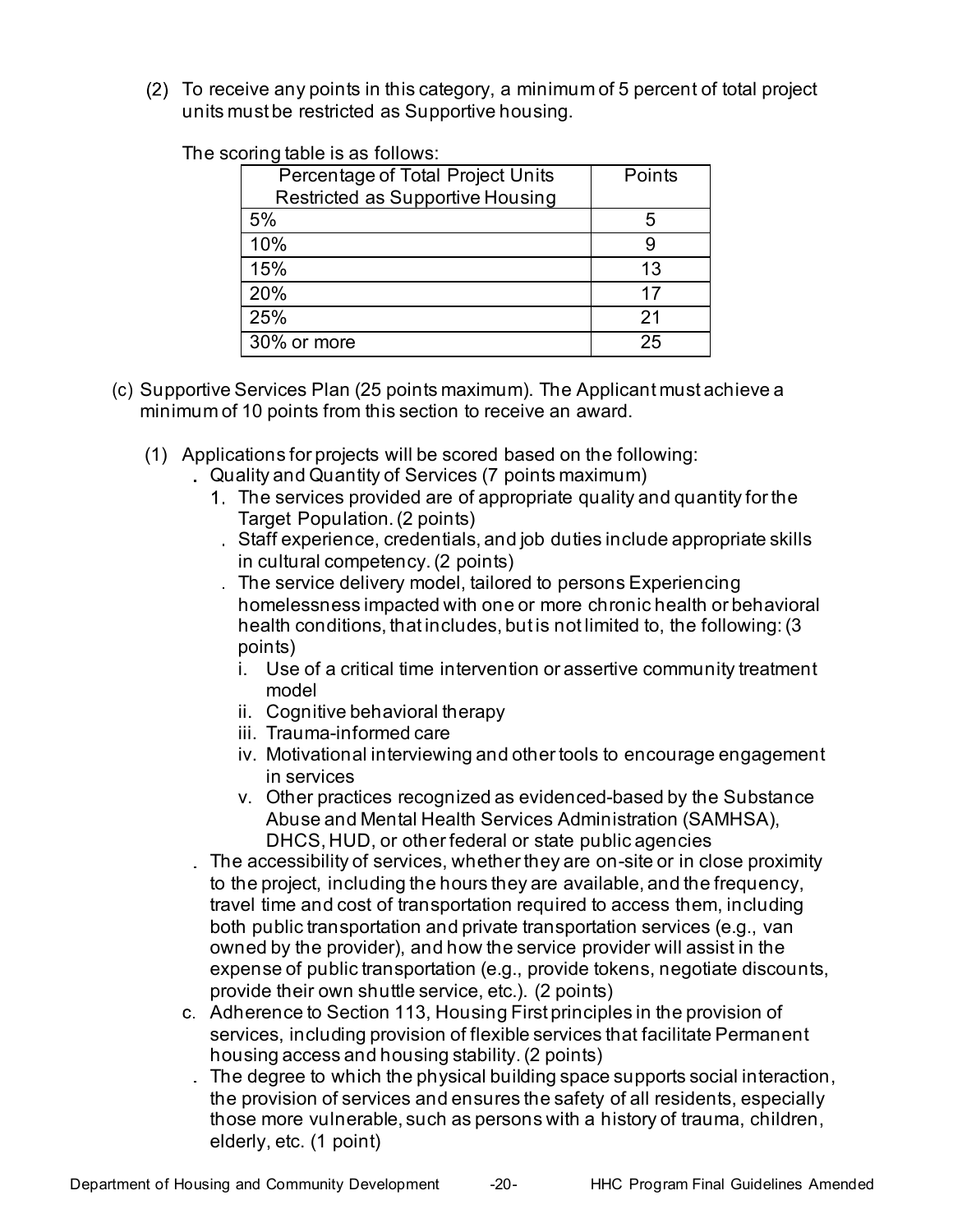(2) To receive any points in this category, a minimum of 5 percent of total project units must be restricted as Supportive housing.

The scoring table is as follows:

| Percentage of Total Project Units Restricted as Supportive Housing | Points |
|---|---|
| 5% | 5 |
| 10% | 9 |
| 15% | 13 |
| 20% | 17 |
| 25% | 21 |
| 30% or more | 25 |

(c) Supportive Services Plan (25 points maximum). The Applicant must achieve a minimum of 10 points from this section to receive an award.

(1) Applications for projects will be scored based on the following:

. Quality and Quantity of Services (7 points maximum)

1. The services provided are of appropriate quality and quantity for the Target Population. (2 points)

. Staff experience, credentials, and job duties include appropriate skills in cultural competency. (2 points)

. The service delivery model, tailored to persons Experiencing homelessness impacted with one or more chronic health or behavioral health conditions, that includes, but is not limited to, the following: (3 points)

i. Use of a critical time intervention or assertive community treatment model
ii. Cognitive behavioral therapy
iii. Trauma-informed care
iv. Motivational interviewing and other tools to encourage engagement in services
v. Other practices recognized as evidenced-based by the Substance Abuse and Mental Health Services Administration (SAMHSA), DHCS, HUD, or other federal or state public agencies

. The accessibility of services, whether they are on-site or in close proximity to the project, including the hours they are available, and the frequency, travel time and cost of transportation required to access them, including both public transportation and private transportation services (e.g., van owned by the provider), and how the service provider will assist in the expense of public transportation (e.g., provide tokens, negotiate discounts, provide their own shuttle service, etc.). (2 points)

c. Adherence to Section 113, Housing First principles in the provision of services, including provision of flexible services that facilitate Permanent housing access and housing stability. (2 points)

. The degree to which the physical building space supports social interaction, the provision of services and ensures the safety of all residents, especially those more vulnerable, such as persons with a history of trauma, children, elderly, etc. (1 point)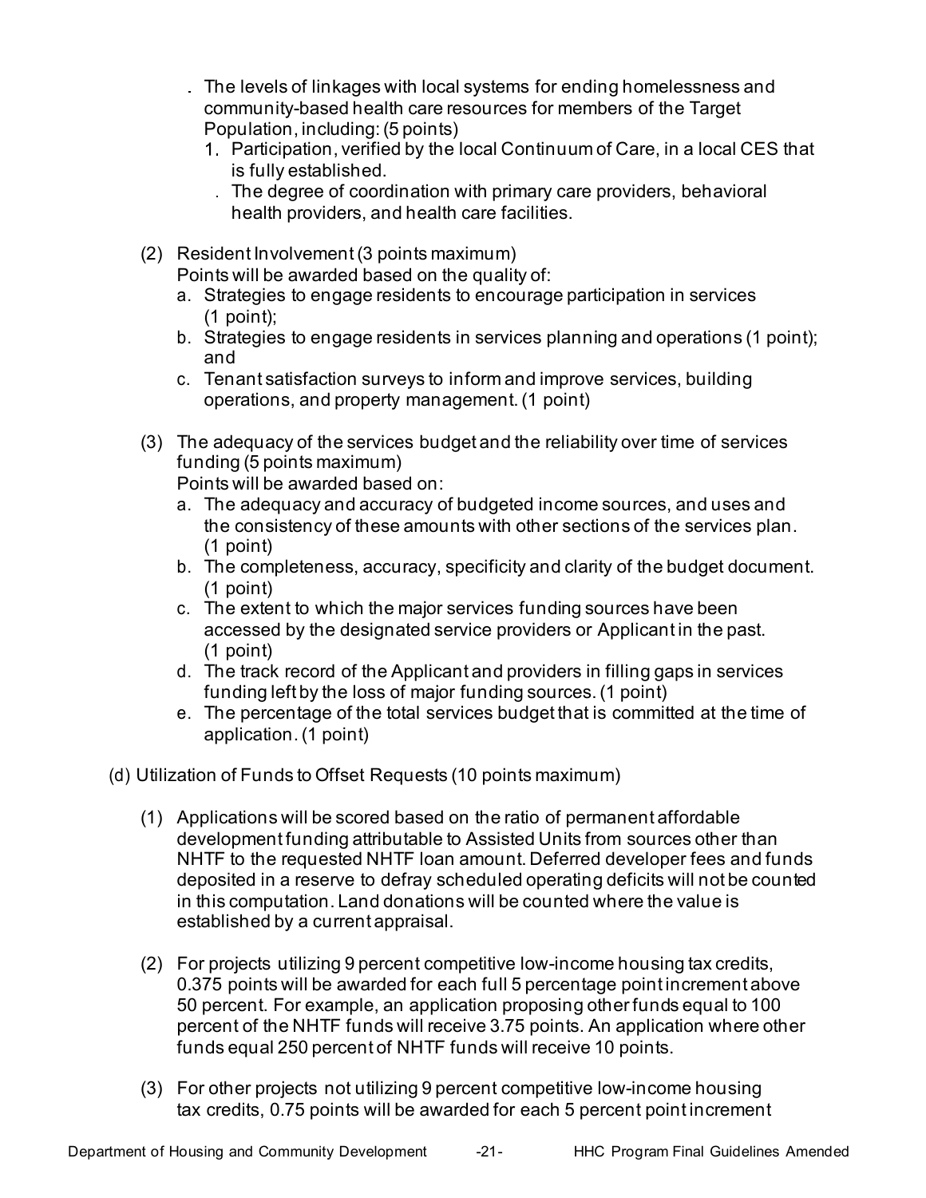. The levels of linkages with local systems for ending homelessness and community-based health care resources for members of the Target Population, including: (5 points)
   1. Participation, verified by the local Continuum of Care, in a local CES that is fully established.
   . The degree of coordination with primary care providers, behavioral health providers, and health care facilities.

(2) Resident Involvement (3 points maximum)
Points will be awarded based on the quality of:
   a. Strategies to engage residents to encourage participation in services (1 point);
   b. Strategies to engage residents in services planning and operations (1 point); and
   c. Tenant satisfaction surveys to inform and improve services, building operations, and property management. (1 point)

(3) The adequacy of the services budget and the reliability over time of services funding (5 points maximum)
Points will be awarded based on:
   a. The adequacy and accuracy of budgeted income sources, and uses and the consistency of these amounts with other sections of the services plan. (1 point)
   b. The completeness, accuracy, specificity and clarity of the budget document. (1 point)
   c. The extent to which the major services funding sources have been accessed by the designated service providers or Applicant in the past. (1 point)
   d. The track record of the Applicant and providers in filling gaps in services funding left by the loss of major funding sources. (1 point)
   e. The percentage of the total services budget that is committed at the time of application. (1 point)

(d) Utilization of Funds to Offset Requests (10 points maximum)

(1) Applications will be scored based on the ratio of permanent affordable development funding attributable to Assisted Units from sources other than NHTF to the requested NHTF loan amount. Deferred developer fees and funds deposited in a reserve to defray scheduled operating deficits will not be counted in this computation. Land donations will be counted where the value is established by a current appraisal.

(2) For projects utilizing 9 percent competitive low-income housing tax credits, 0.375 points will be awarded for each full 5 percentage point increment above 50 percent. For example, an application proposing other funds equal to 100 percent of the NHTF funds will receive 3.75 points. An application where other funds equal 250 percent of NHTF funds will receive 10 points.

(3) For other projects not utilizing 9 percent competitive low-income housing tax credits, 0.75 points will be awarded for each 5 percent point increment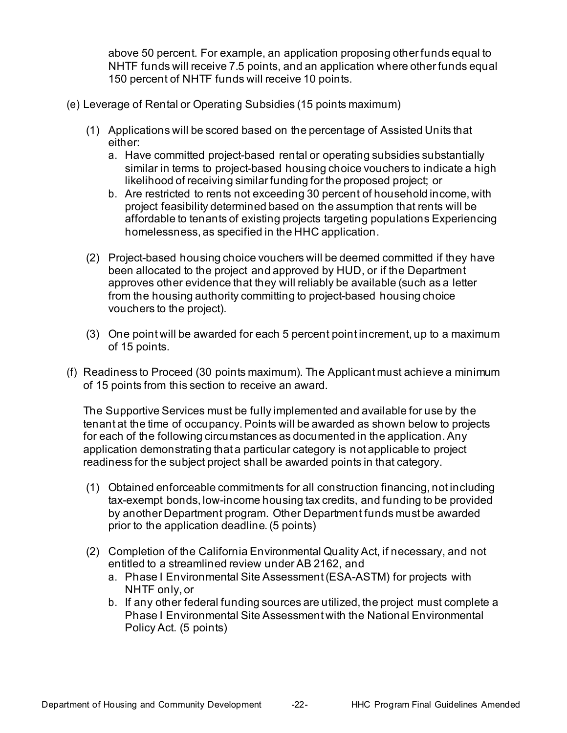above 50 percent. For example, an application proposing other funds equal to NHTF funds will receive 7.5 points, and an application where other funds equal 150 percent of NHTF funds will receive 10 points.

(e) Leverage of Rental or Operating Subsidies (15 points maximum)

(1) Applications will be scored based on the percentage of Assisted Units that either:
   a. Have committed project-based rental or operating subsidies substantially similar in terms to project-based housing choice vouchers to indicate a high likelihood of receiving similar funding for the proposed project; or
   b. Are restricted to rents not exceeding 30 percent of household income, with project feasibility determined based on the assumption that rents will be affordable to tenants of existing projects targeting populations Experiencing homelessness, as specified in the HHC application.

(2) Project-based housing choice vouchers will be deemed committed if they have been allocated to the project and approved by HUD, or if the Department approves other evidence that they will reliably be available (such as a letter from the housing authority committing to project-based housing choice vouchers to the project).

(3) One point will be awarded for each 5 percent point increment, up to a maximum of 15 points.

(f) Readiness to Proceed (30 points maximum). The Applicant must achieve a minimum of 15 points from this section to receive an award.

The Supportive Services must be fully implemented and available for use by the tenant at the time of occupancy. Points will be awarded as shown below to projects for each of the following circumstances as documented in the application. Any application demonstrating that a particular category is not applicable to project readiness for the subject project shall be awarded points in that category.

(1) Obtained enforceable commitments for all construction financing, not including tax-exempt bonds, low-income housing tax credits, and funding to be provided by another Department program. Other Department funds must be awarded prior to the application deadline. (5 points)

(2) Completion of the California Environmental Quality Act, if necessary, and not entitled to a streamlined review under AB 2162, and
   a. Phase I Environmental Site Assessment (ESA-ASTM) for projects with NHTF only, or
   b. If any other federal funding sources are utilized, the project must complete a Phase I Environmental Site Assessment with the National Environmental Policy Act. (5 points)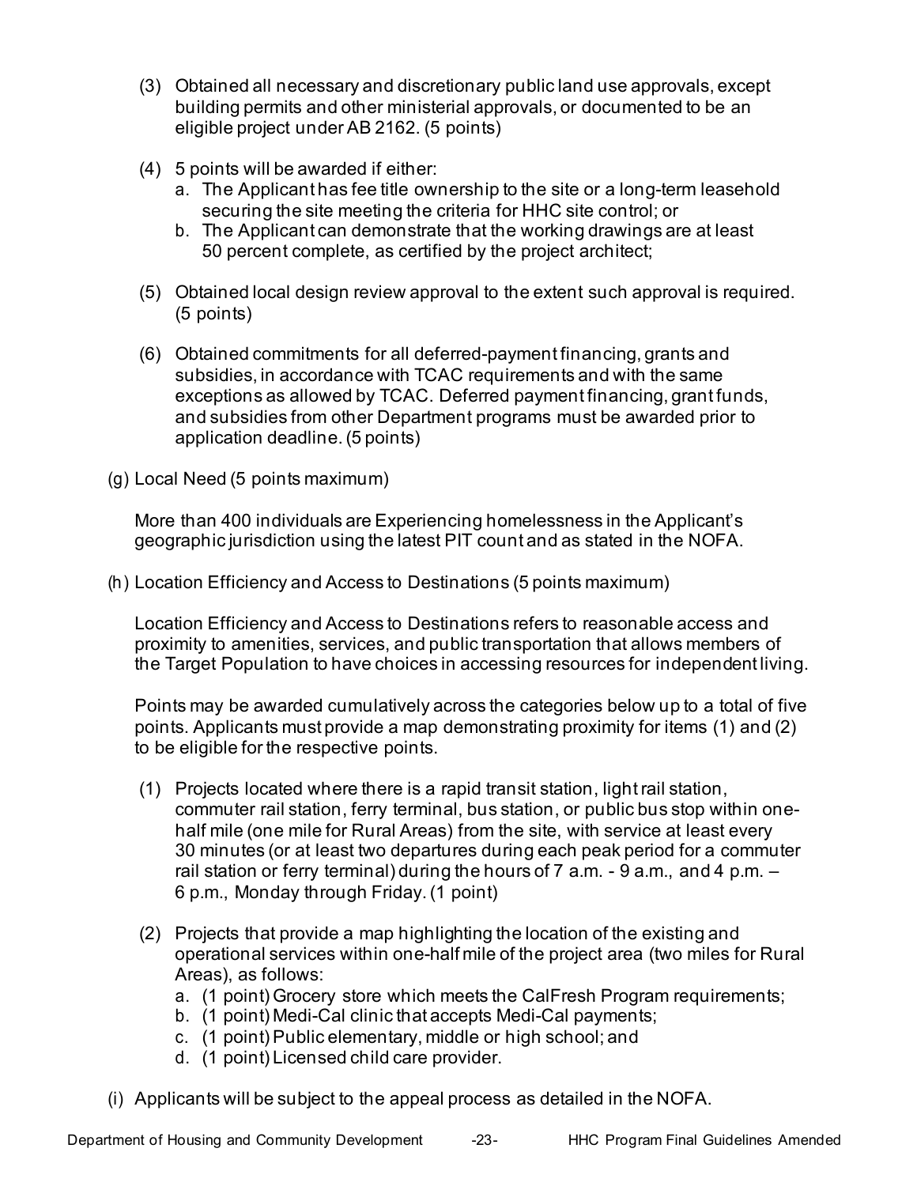(3) Obtained all necessary and discretionary public land use approvals, except building permits and other ministerial approvals, or documented to be an eligible project under AB 2162. (5 points)

(4) 5 points will be awarded if either:
   a. The Applicant has fee title ownership to the site or a long-term leasehold securing the site meeting the criteria for HHC site control; or
   b. The Applicant can demonstrate that the working drawings are at least 50 percent complete, as certified by the project architect;

(5) Obtained local design review approval to the extent such approval is required. (5 points)

(6) Obtained commitments for all deferred-payment financing, grants and subsidies, in accordance with TCAC requirements and with the same exceptions as allowed by TCAC. Deferred payment financing, grant funds, and subsidies from other Department programs must be awarded prior to application deadline. (5 points)

(g) Local Need (5 points maximum)

More than 400 individuals are Experiencing homelessness in the Applicant's geographic jurisdiction using the latest PIT count and as stated in the NOFA.

(h) Location Efficiency and Access to Destinations (5 points maximum)

Location Efficiency and Access to Destinations refers to reasonable access and proximity to amenities, services, and public transportation that allows members of the Target Population to have choices in accessing resources for independent living.

Points may be awarded cumulatively across the categories below up to a total of five points. Applicants must provide a map demonstrating proximity for items (1) and (2) to be eligible for the respective points.

(1) Projects located where there is a rapid transit station, light rail station, commuter rail station, ferry terminal, bus station, or public bus stop within one-half mile (one mile for Rural Areas) from the site, with service at least every 30 minutes (or at least two departures during each peak period for a commuter rail station or ferry terminal) during the hours of 7 a.m. - 9 a.m., and 4 p.m. – 6 p.m., Monday through Friday. (1 point)

(2) Projects that provide a map highlighting the location of the existing and operational services within one-half mile of the project area (two miles for Rural Areas), as follows:
   a. (1 point) Grocery store which meets the CalFresh Program requirements;
   b. (1 point) Medi-Cal clinic that accepts Medi-Cal payments;
   c. (1 point) Public elementary, middle or high school; and
   d. (1 point) Licensed child care provider.

(i) Applicants will be subject to the appeal process as detailed in the NOFA.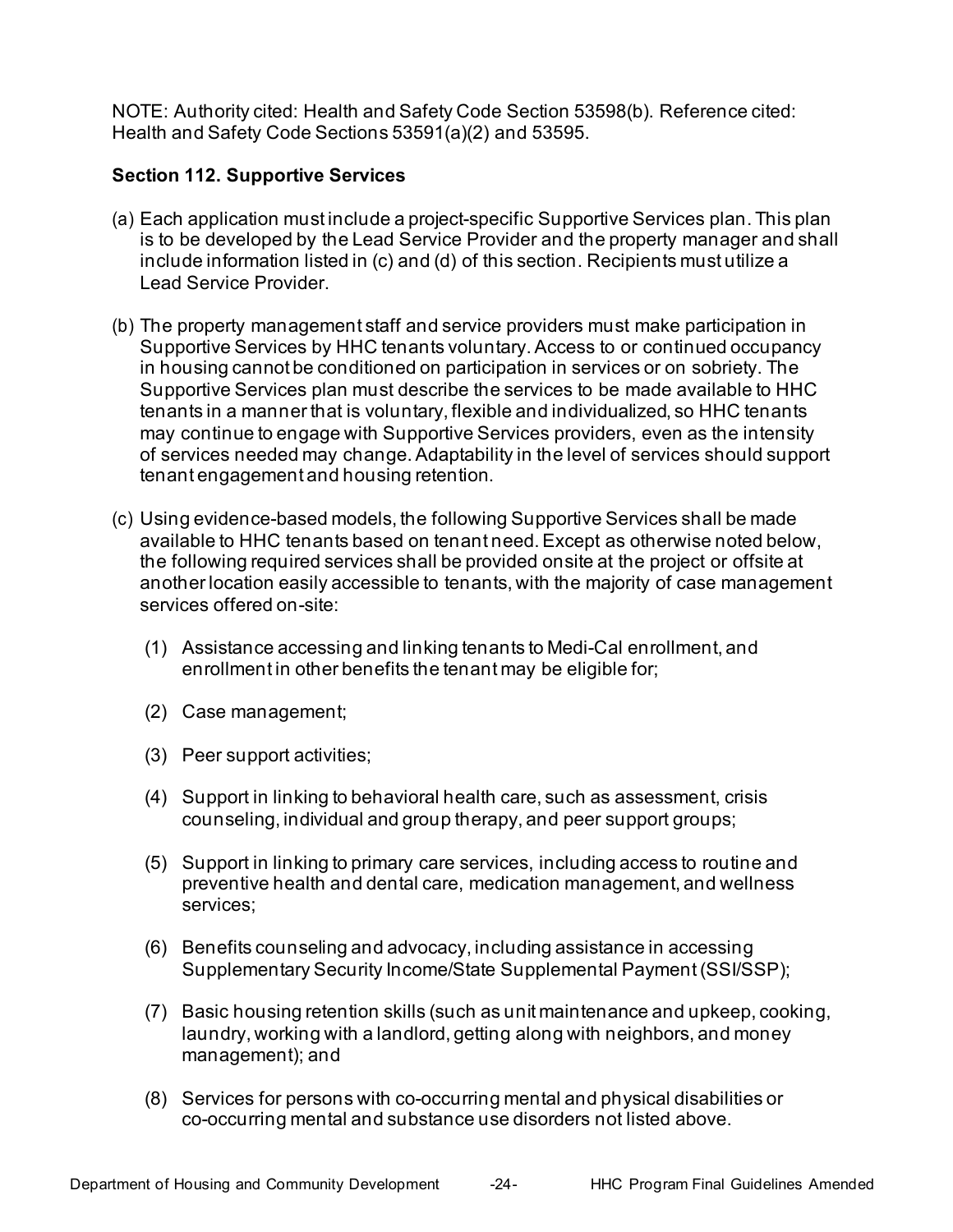NOTE: Authority cited: Health and Safety Code Section 53598(b). Reference cited: Health and Safety Code Sections 53591(a)(2) and 53595.

### Section 112. Supportive Services

(a) Each application must include a project-specific Supportive Services plan. This plan is to be developed by the Lead Service Provider and the property manager and shall include information listed in (c) and (d) of this section. Recipients must utilize a Lead Service Provider.

(b) The property management staff and service providers must make participation in Supportive Services by HHC tenants voluntary. Access to or continued occupancy in housing cannot be conditioned on participation in services or on sobriety. The Supportive Services plan must describe the services to be made available to HHC tenants in a manner that is voluntary, flexible and individualized, so HHC tenants may continue to engage with Supportive Services providers, even as the intensity of services needed may change. Adaptability in the level of services should support tenant engagement and housing retention.

(c) Using evidence-based models, the following Supportive Services shall be made available to HHC tenants based on tenant need. Except as otherwise noted below, the following required services shall be provided onsite at the project or offsite at another location easily accessible to tenants, with the majority of case management services offered on-site:

   (1) Assistance accessing and linking tenants to Medi-Cal enrollment, and enrollment in other benefits the tenant may be eligible for;

   (2) Case management;

   (3) Peer support activities;

   (4) Support in linking to behavioral health care, such as assessment, crisis counseling, individual and group therapy, and peer support groups;

   (5) Support in linking to primary care services, including access to routine and preventive health and dental care, medication management, and wellness services;

   (6) Benefits counseling and advocacy, including assistance in accessing Supplementary Security Income/State Supplemental Payment (SSI/SSP);

   (7) Basic housing retention skills (such as unit maintenance and upkeep, cooking, laundry, working with a landlord, getting along with neighbors, and money management); and

   (8) Services for persons with co-occurring mental and physical disabilities or co-occurring mental and substance use disorders not listed above.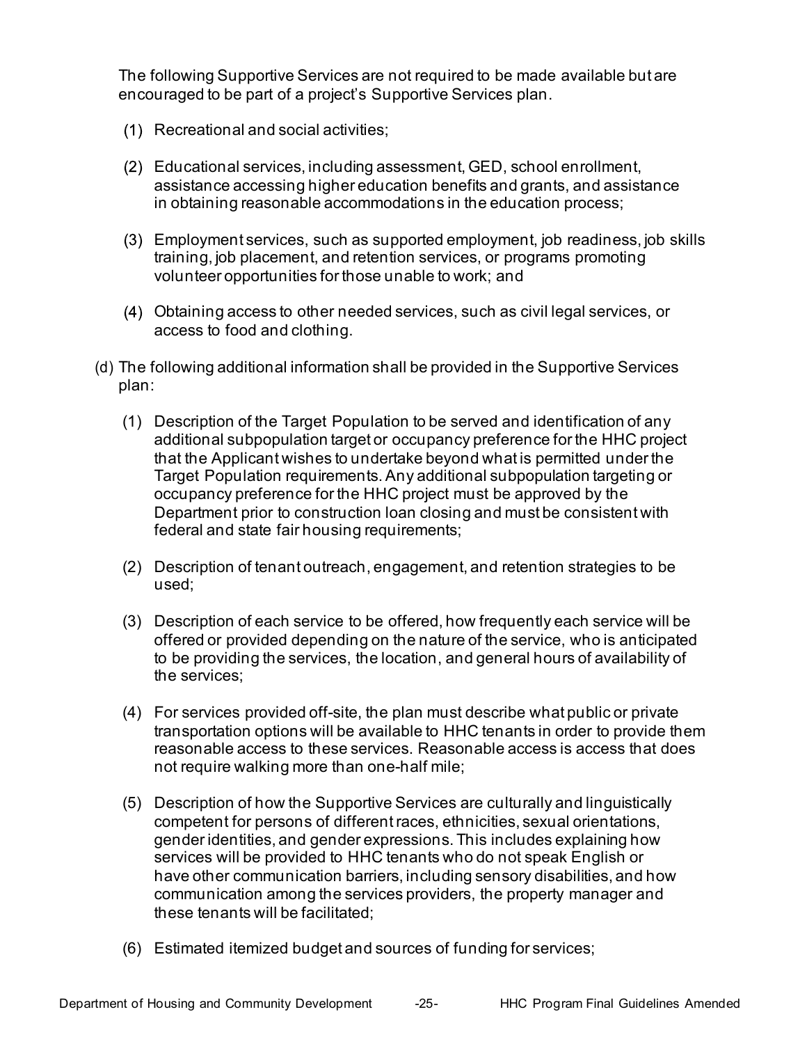The following Supportive Services are not required to be made available but are encouraged to be part of a project's Supportive Services plan.

(1) Recreational and social activities;

(2) Educational services, including assessment, GED, school enrollment, assistance accessing higher education benefits and grants, and assistance in obtaining reasonable accommodations in the education process;

(3) Employment services, such as supported employment, job readiness, job skills training, job placement, and retention services, or programs promoting volunteer opportunities for those unable to work; and

(4) Obtaining access to other needed services, such as civil legal services, or access to food and clothing.

(d) The following additional information shall be provided in the Supportive Services plan:

(1) Description of the Target Population to be served and identification of any additional subpopulation target or occupancy preference for the HHC project that the Applicant wishes to undertake beyond what is permitted under the Target Population requirements. Any additional subpopulation targeting or occupancy preference for the HHC project must be approved by the Department prior to construction loan closing and must be consistent with federal and state fair housing requirements;

(2) Description of tenant outreach, engagement, and retention strategies to be used;

(3) Description of each service to be offered, how frequently each service will be offered or provided depending on the nature of the service, who is anticipated to be providing the services, the location, and general hours of availability of the services;

(4) For services provided off-site, the plan must describe what public or private transportation options will be available to HHC tenants in order to provide them reasonable access to these services. Reasonable access is access that does not require walking more than one-half mile;

(5) Description of how the Supportive Services are culturally and linguistically competent for persons of different races, ethnicities, sexual orientations, gender identities, and gender expressions. This includes explaining how services will be provided to HHC tenants who do not speak English or have other communication barriers, including sensory disabilities, and how communication among the services providers, the property manager and these tenants will be facilitated;

(6) Estimated itemized budget and sources of funding for services;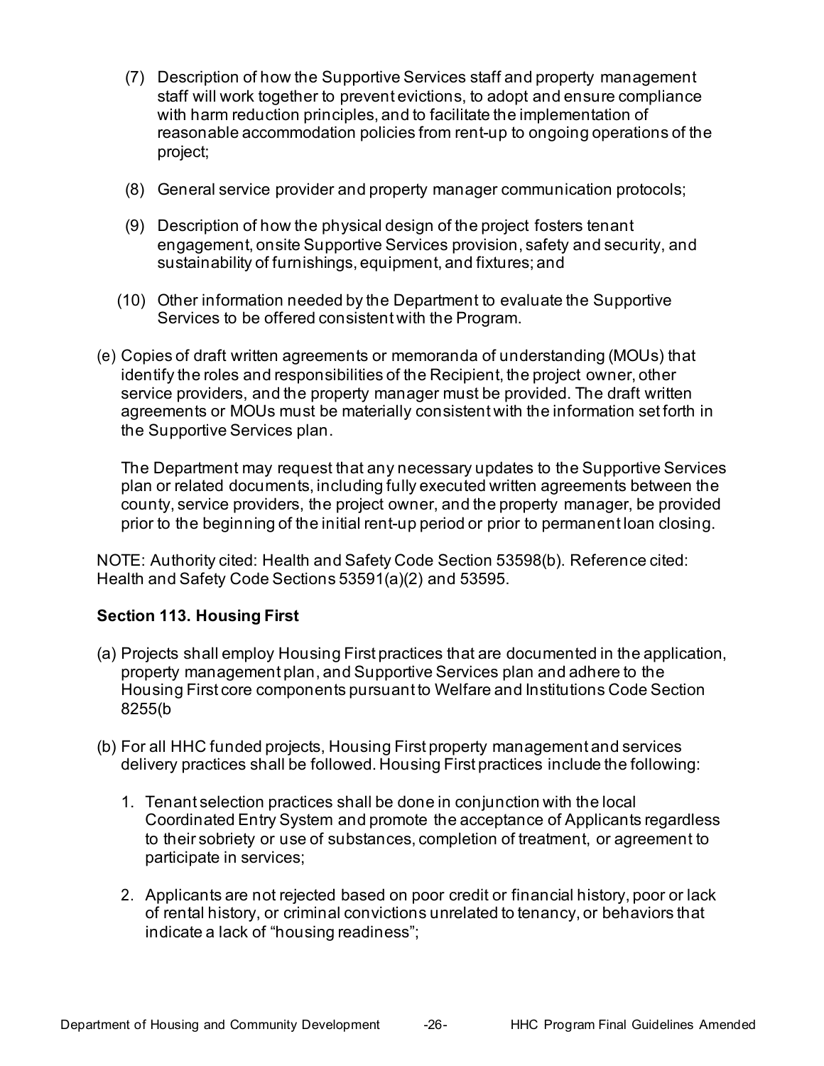(7) Description of how the Supportive Services staff and property management staff will work together to prevent evictions, to adopt and ensure compliance with harm reduction principles, and to facilitate the implementation of reasonable accommodation policies from rent-up to ongoing operations of the project;

(8) General service provider and property manager communication protocols;

(9) Description of how the physical design of the project fosters tenant engagement, onsite Supportive Services provision, safety and security, and sustainability of furnishings, equipment, and fixtures; and

(10) Other information needed by the Department to evaluate the Supportive Services to be offered consistent with the Program.

(e) Copies of draft written agreements or memoranda of understanding (MOUs) that identify the roles and responsibilities of the Recipient, the project owner, other service providers, and the property manager must be provided. The draft written agreements or MOUs must be materially consistent with the information set forth in the Supportive Services plan.

The Department may request that any necessary updates to the Supportive Services plan or related documents, including fully executed written agreements between the county, service providers, the project owner, and the property manager, be provided prior to the beginning of the initial rent-up period or prior to permanent loan closing.

NOTE: Authority cited: Health and Safety Code Section 53598(b). Reference cited: Health and Safety Code Sections 53591(a)(2) and 53595.

**Section 113. Housing First**

(a) Projects shall employ Housing First practices that are documented in the application, property management plan, and Supportive Services plan and adhere to the Housing First core components pursuant to Welfare and Institutions Code Section 8255(b

(b) For all HHC funded projects, Housing First property management and services delivery practices shall be followed. Housing First practices include the following:

1. Tenant selection practices shall be done in conjunction with the local Coordinated Entry System and promote the acceptance of Applicants regardless to their sobriety or use of substances, completion of treatment, or agreement to participate in services;

2. Applicants are not rejected based on poor credit or financial history, poor or lack of rental history, or criminal convictions unrelated to tenancy, or behaviors that indicate a lack of "housing readiness";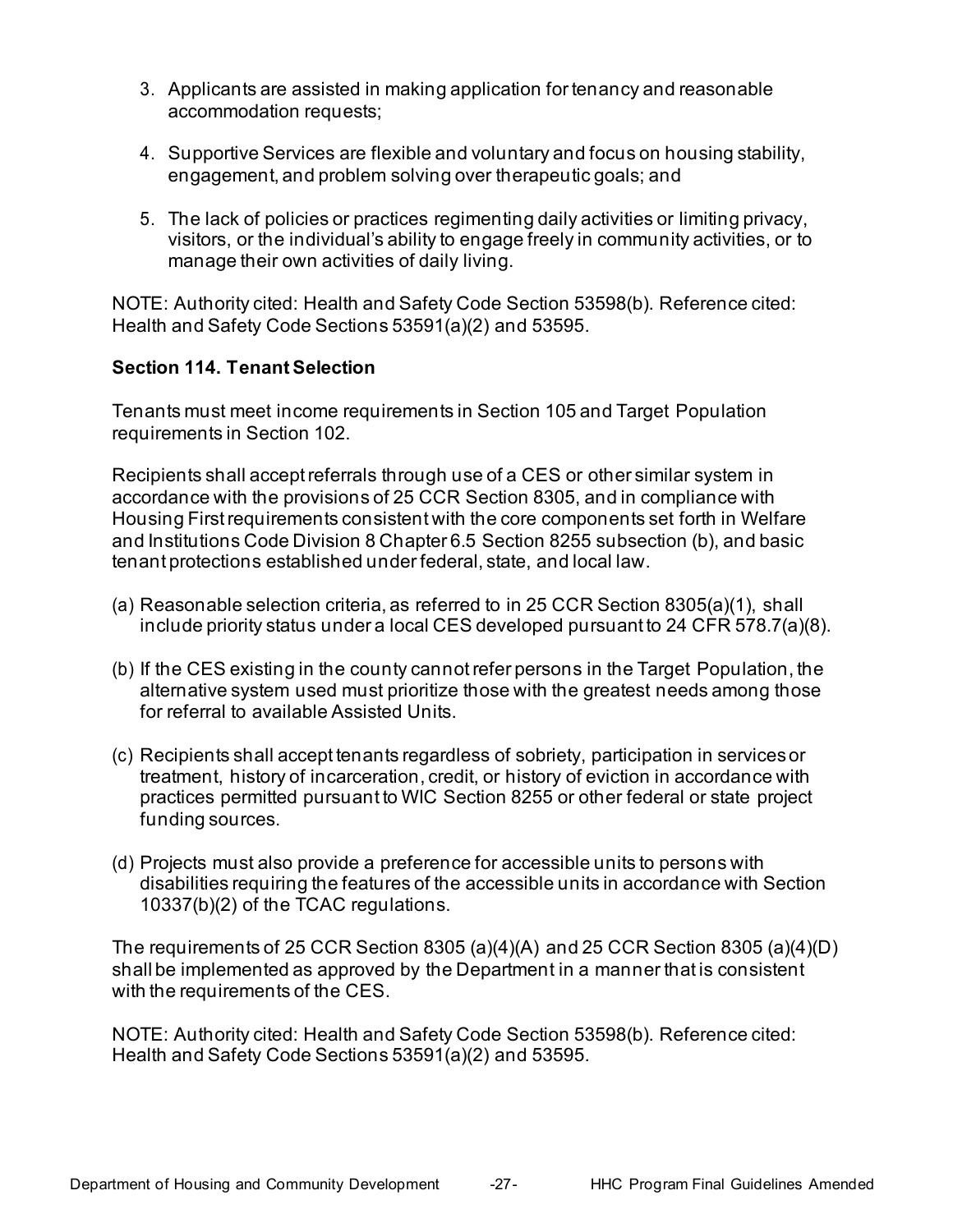3. Applicants are assisted in making application for tenancy and reasonable accommodation requests;

4. Supportive Services are flexible and voluntary and focus on housing stability, engagement, and problem solving over therapeutic goals; and

5. The lack of policies or practices regimenting daily activities or limiting privacy, visitors, or the individual's ability to engage freely in community activities, or to manage their own activities of daily living.

NOTE: Authority cited: Health and Safety Code Section 53598(b). Reference cited: Health and Safety Code Sections 53591(a)(2) and 53595.

**Section 114. Tenant Selection**

Tenants must meet income requirements in Section 105 and Target Population requirements in Section 102.

Recipients shall accept referrals through use of a CES or other similar system in accordance with the provisions of 25 CCR Section 8305, and in compliance with Housing First requirements consistent with the core components set forth in Welfare and Institutions Code Division 8 Chapter 6.5 Section 8255 subsection (b), and basic tenant protections established under federal, state, and local law.

(a) Reasonable selection criteria, as referred to in 25 CCR Section 8305(a)(1), shall include priority status under a local CES developed pursuant to 24 CFR 578.7(a)(8).

(b) If the CES existing in the county cannot refer persons in the Target Population, the alternative system used must prioritize those with the greatest needs among those for referral to available Assisted Units.

(c) Recipients shall accept tenants regardless of sobriety, participation in services or treatment, history of incarceration, credit, or history of eviction in accordance with practices permitted pursuant to WIC Section 8255 or other federal or state project funding sources.

(d) Projects must also provide a preference for accessible units to persons with disabilities requiring the features of the accessible units in accordance with Section 10337(b)(2) of the TCAC regulations.

The requirements of 25 CCR Section 8305 (a)(4)(A) and 25 CCR Section 8305 (a)(4)(D) shall be implemented as approved by the Department in a manner that is consistent with the requirements of the CES.

NOTE: Authority cited: Health and Safety Code Section 53598(b). Reference cited: Health and Safety Code Sections 53591(a)(2) and 53595.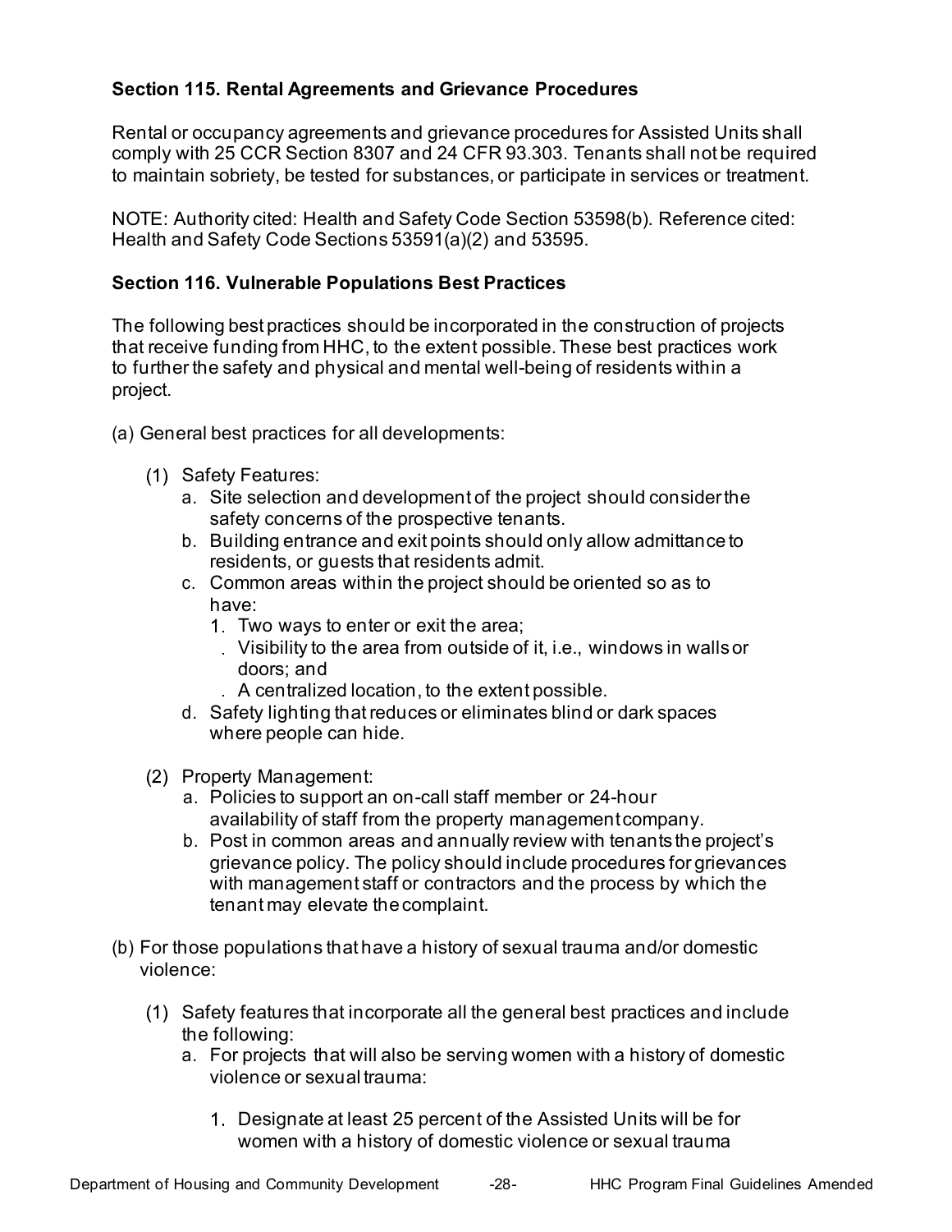### Section 115. Rental Agreements and Grievance Procedures

Rental or occupancy agreements and grievance procedures for Assisted Units shall comply with 25 CCR Section 8307 and 24 CFR 93.303. Tenants shall not be required to maintain sobriety, be tested for substances, or participate in services or treatment.

NOTE: Authority cited: Health and Safety Code Section 53598(b). Reference cited: Health and Safety Code Sections 53591(a)(2) and 53595.

### Section 116. Vulnerable Populations Best Practices

The following best practices should be incorporated in the construction of projects that receive funding from HHC, to the extent possible. These best practices work to further the safety and physical and mental well-being of residents within a project.

(a) General best practices for all developments:

(1) Safety Features:

a. Site selection and development of the project should consider the safety concerns of the prospective tenants.

b. Building entrance and exit points should only allow admittance to residents, or guests that residents admit.

c. Common areas within the project should be oriented so as to have:

1. Two ways to enter or exit the area;
. Visibility to the area from outside of it, i.e., windows in walls or doors; and
. A centralized location, to the extent possible.

d. Safety lighting that reduces or eliminates blind or dark spaces where people can hide.

(2) Property Management:

a. Policies to support an on-call staff member or 24-hour availability of staff from the property management company.

b. Post in common areas and annually review with tenants the project's grievance policy. The policy should include procedures for grievances with management staff or contractors and the process by which the tenant may elevate the complaint.

(b) For those populations that have a history of sexual trauma and/or domestic violence:

(1) Safety features that incorporate all the general best practices and include the following:

a. For projects that will also be serving women with a history of domestic violence or sexual trauma:

1. Designate at least 25 percent of the Assisted Units will be for women with a history of domestic violence or sexual trauma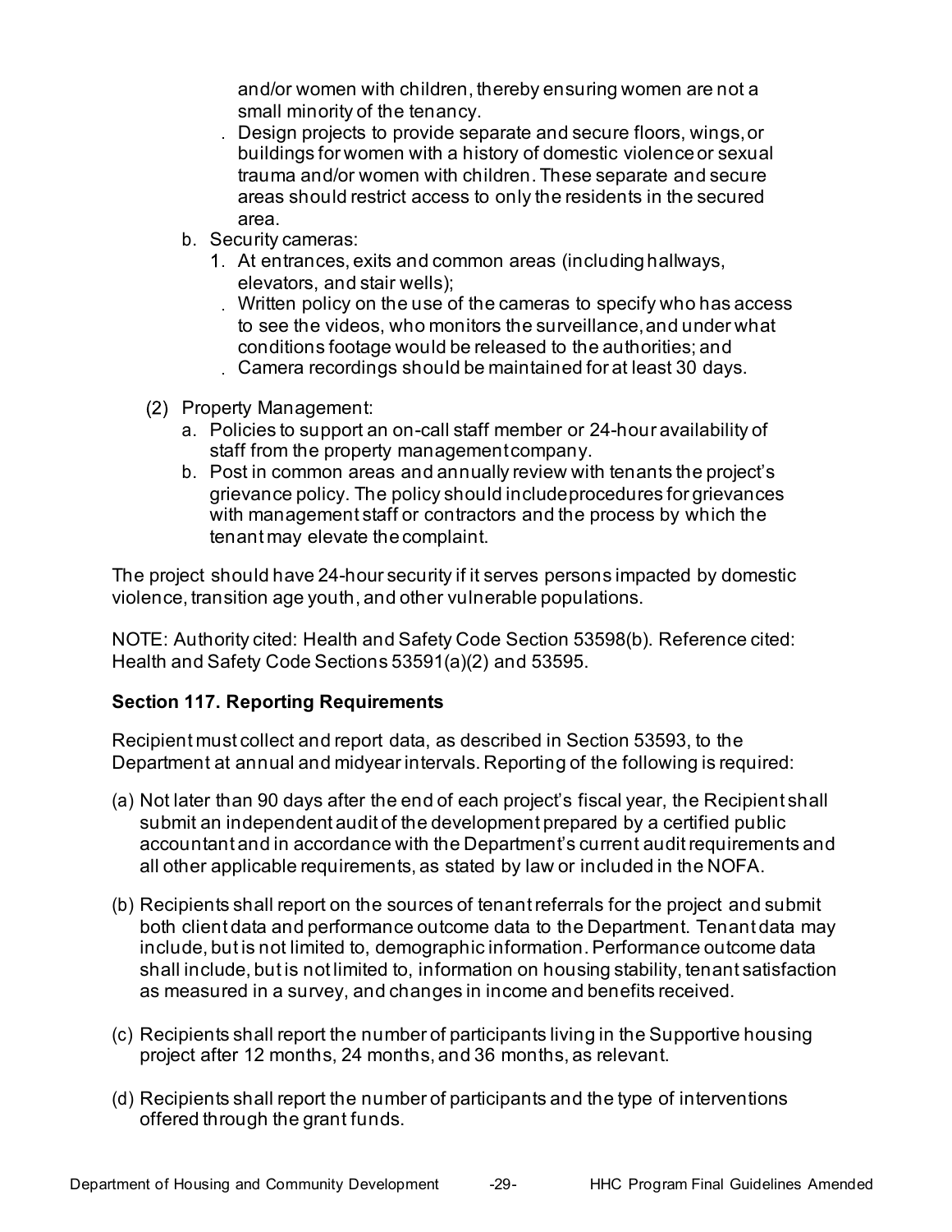and/or women with children, thereby ensuring women are not a small minority of the tenancy.

. Design projects to provide separate and secure floors, wings, or buildings for women with a history of domestic violence or sexual trauma and/or women with children. These separate and secure areas should restrict access to only the residents in the secured area.

b. Security cameras:
   1. At entrances, exits and common areas (including hallways, elevators, and stair wells);
   . Written policy on the use of the cameras to specify who has access to see the videos, who monitors the surveillance, and under what conditions footage would be released to the authorities; and
   . Camera recordings should be maintained for at least 30 days.

(2) Property Management:
   a. Policies to support an on-call staff member or 24-hour availability of staff from the property management company.
   b. Post in common areas and annually review with tenants the project's grievance policy. The policy should include procedures for grievances with management staff or contractors and the process by which the tenant may elevate the complaint.

The project should have 24-hour security if it serves persons impacted by domestic violence, transition age youth, and other vulnerable populations.

NOTE: Authority cited: Health and Safety Code Section 53598(b). Reference cited: Health and Safety Code Sections 53591(a)(2) and 53595.

**Section 117. Reporting Requirements**

Recipient must collect and report data, as described in Section 53593, to the Department at annual and midyear intervals. Reporting of the following is required:

(a) Not later than 90 days after the end of each project's fiscal year, the Recipient shall submit an independent audit of the development prepared by a certified public accountant and in accordance with the Department's current audit requirements and all other applicable requirements, as stated by law or included in the NOFA.

(b) Recipients shall report on the sources of tenant referrals for the project and submit both client data and performance outcome data to the Department. Tenant data may include, but is not limited to, demographic information. Performance outcome data shall include, but is not limited to, information on housing stability, tenant satisfaction as measured in a survey, and changes in income and benefits received.

(c) Recipients shall report the number of participants living in the Supportive housing project after 12 months, 24 months, and 36 months, as relevant.

(d) Recipients shall report the number of participants and the type of interventions offered through the grant funds.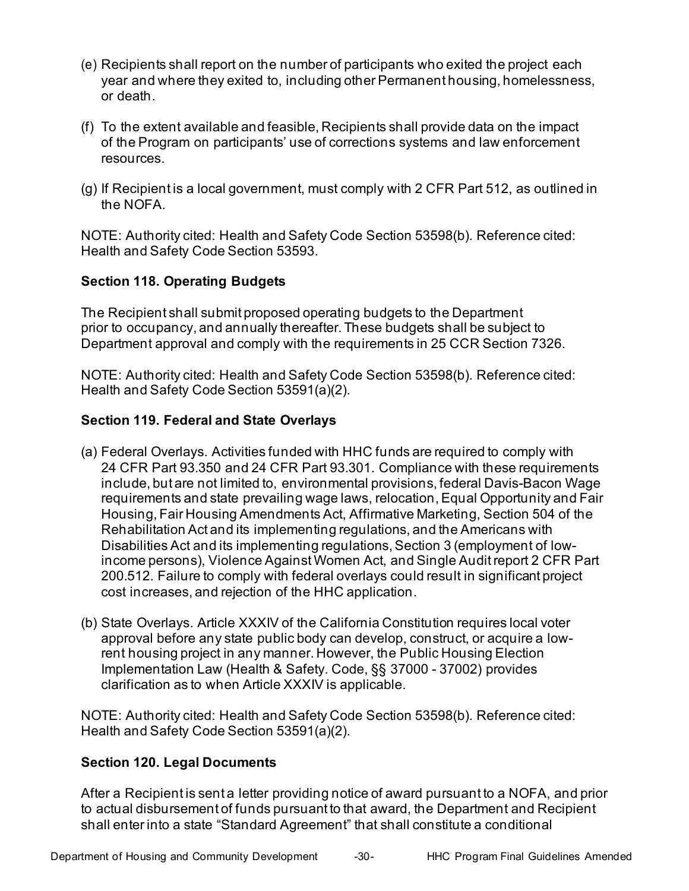(e) Recipients shall report on the number of participants who exited the project each year and where they exited to, including other Permanent housing, homelessness, or death.

(f) To the extent available and feasible, Recipients shall provide data on the impact of the Program on participants' use of corrections systems and law enforcement resources.

(g) If Recipient is a local government, must comply with 2 CFR Part 512, as outlined in the NOFA.

NOTE: Authority cited: Health and Safety Code Section 53598(b). Reference cited: Health and Safety Code Section 53593.

### Section 118. Operating Budgets

The Recipient shall submit proposed operating budgets to the Department prior to occupancy, and annually thereafter. These budgets shall be subject to Department approval and comply with the requirements in 25 CCR Section 7326.

NOTE: Authority cited: Health and Safety Code Section 53598(b). Reference cited: Health and Safety Code Section 53591(a)(2).

### Section 119. Federal and State Overlays

(a) Federal Overlays. Activities funded with HHC funds are required to comply with 24 CFR Part 93.350 and 24 CFR Part 93.301. Compliance with these requirements include, but are not limited to, environmental provisions, federal Davis-Bacon Wage requirements and state prevailing wage laws, relocation, Equal Opportunity and Fair Housing, Fair Housing Amendments Act, Affirmative Marketing, Section 504 of the Rehabilitation Act and its implementing regulations, and the Americans with Disabilities Act and its implementing regulations, Section 3 (employment of low-income persons), Violence Against Women Act, and Single Audit report 2 CFR Part 200.512. Failure to comply with federal overlays could result in significant project cost increases, and rejection of the HHC application.

(b) State Overlays. Article XXXIV of the California Constitution requires local voter approval before any state public body can develop, construct, or acquire a low-rent housing project in any manner. However, the Public Housing Election Implementation Law (Health & Safety. Code, §§ 37000 - 37002) provides clarification as to when Article XXXIV is applicable.

NOTE: Authority cited: Health and Safety Code Section 53598(b). Reference cited: Health and Safety Code Section 53591(a)(2).

### Section 120. Legal Documents

After a Recipient is sent a letter providing notice of award pursuant to a NOFA, and prior to actual disbursement of funds pursuant to that award, the Department and Recipient shall enter into a state "Standard Agreement" that shall constitute a conditional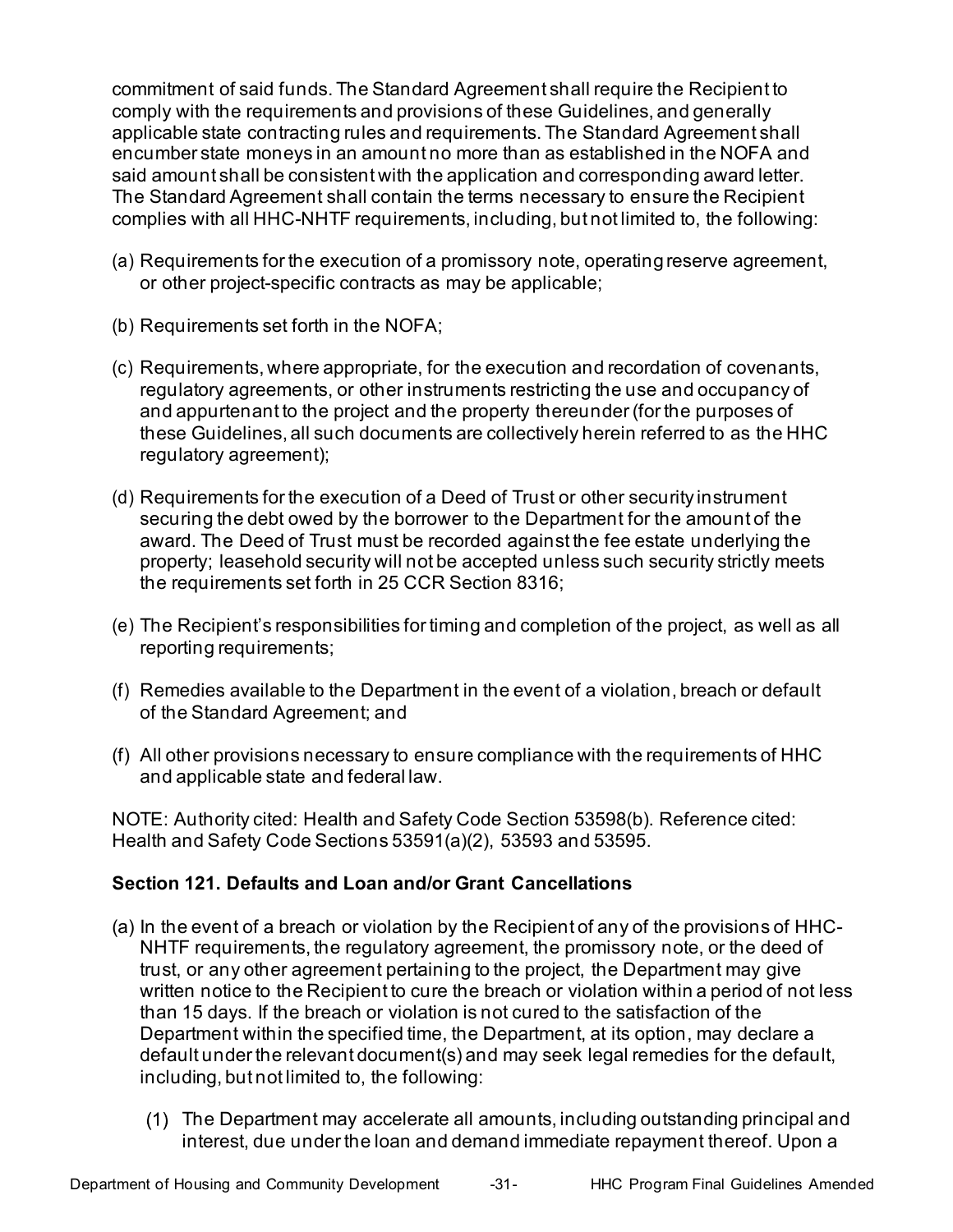commitment of said funds. The Standard Agreement shall require the Recipient to comply with the requirements and provisions of these Guidelines, and generally applicable state contracting rules and requirements. The Standard Agreement shall encumber state moneys in an amount no more than as established in the NOFA and said amount shall be consistent with the application and corresponding award letter. The Standard Agreement shall contain the terms necessary to ensure the Recipient complies with all HHC-NHTF requirements, including, but not limited to, the following:

(a) Requirements for the execution of a promissory note, operating reserve agreement, or other project-specific contracts as may be applicable;

(b) Requirements set forth in the NOFA;

(c) Requirements, where appropriate, for the execution and recordation of covenants, regulatory agreements, or other instruments restricting the use and occupancy of and appurtenant to the project and the property thereunder (for the purposes of these Guidelines, all such documents are collectively herein referred to as the HHC regulatory agreement);

(d) Requirements for the execution of a Deed of Trust or other security instrument securing the debt owed by the borrower to the Department for the amount of the award. The Deed of Trust must be recorded against the fee estate underlying the property; leasehold security will not be accepted unless such security strictly meets the requirements set forth in 25 CCR Section 8316;

(e) The Recipient's responsibilities for timing and completion of the project, as well as all reporting requirements;

(f) Remedies available to the Department in the event of a violation, breach or default of the Standard Agreement; and

(f) All other provisions necessary to ensure compliance with the requirements of HHC and applicable state and federal law.

NOTE: Authority cited: Health and Safety Code Section 53598(b). Reference cited: Health and Safety Code Sections 53591(a)(2), 53593 and 53595.

### Section 121. Defaults and Loan and/or Grant Cancellations

(a) In the event of a breach or violation by the Recipient of any of the provisions of HHC-NHTF requirements, the regulatory agreement, the promissory note, or the deed of trust, or any other agreement pertaining to the project, the Department may give written notice to the Recipient to cure the breach or violation within a period of not less than 15 days. If the breach or violation is not cured to the satisfaction of the Department within the specified time, the Department, at its option, may declare a default under the relevant document(s) and may seek legal remedies for the default, including, but not limited to, the following:

   (1) The Department may accelerate all amounts, including outstanding principal and interest, due under the loan and demand immediate repayment thereof. Upon a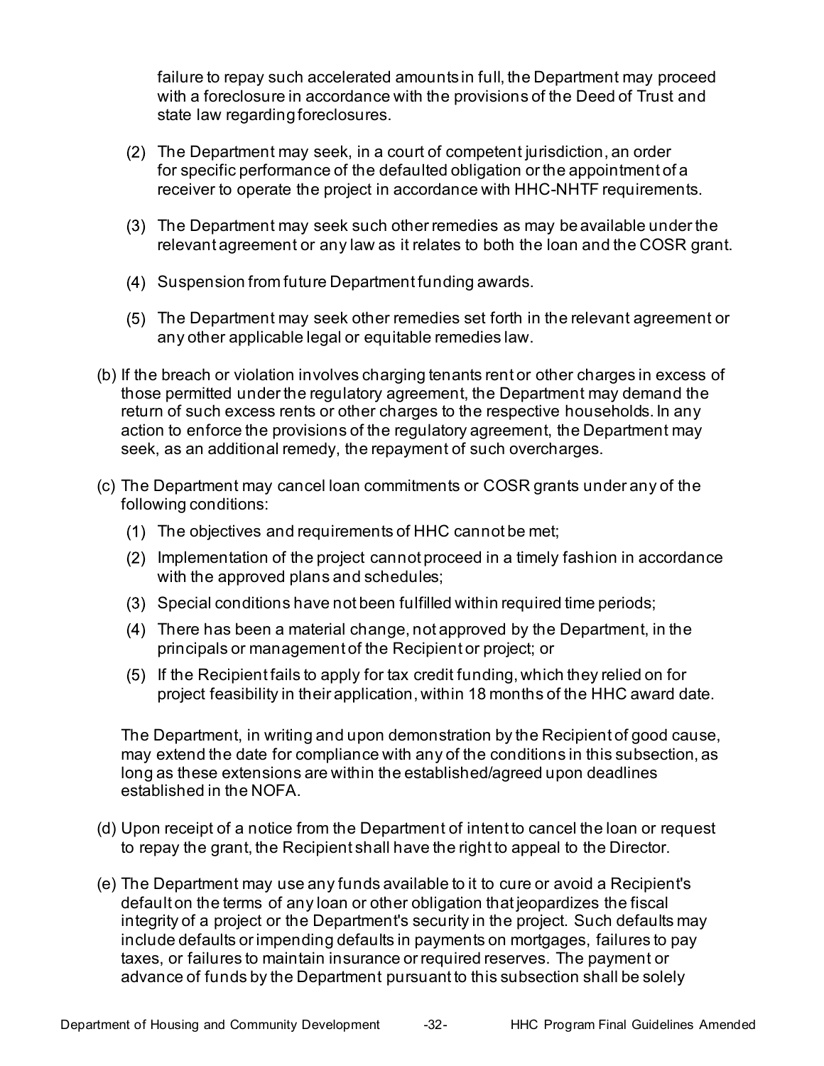failure to repay such accelerated amounts in full, the Department may proceed with a foreclosure in accordance with the provisions of the Deed of Trust and state law regarding foreclosures.

(2) The Department may seek, in a court of competent jurisdiction, an order for specific performance of the defaulted obligation or the appointment of a receiver to operate the project in accordance with HHC-NHTF requirements.

(3) The Department may seek such other remedies as may be available under the relevant agreement or any law as it relates to both the loan and the COSR grant.

(4) Suspension from future Department funding awards.

(5) The Department may seek other remedies set forth in the relevant agreement or any other applicable legal or equitable remedies law.

(b) If the breach or violation involves charging tenants rent or other charges in excess of those permitted under the regulatory agreement, the Department may demand the return of such excess rents or other charges to the respective households. In any action to enforce the provisions of the regulatory agreement, the Department may seek, as an additional remedy, the repayment of such overcharges.

(c) The Department may cancel loan commitments or COSR grants under any of the following conditions:

(1) The objectives and requirements of HHC cannot be met;

(2) Implementation of the project cannot proceed in a timely fashion in accordance with the approved plans and schedules;

(3) Special conditions have not been fulfilled within required time periods;

(4) There has been a material change, not approved by the Department, in the principals or management of the Recipient or project; or

(5) If the Recipient fails to apply for tax credit funding, which they relied on for project feasibility in their application, within 18 months of the HHC award date.

The Department, in writing and upon demonstration by the Recipient of good cause, may extend the date for compliance with any of the conditions in this subsection, as long as these extensions are within the established/agreed upon deadlines established in the NOFA.

(d) Upon receipt of a notice from the Department of intent to cancel the loan or request to repay the grant, the Recipient shall have the right to appeal to the Director.

(e) The Department may use any funds available to it to cure or avoid a Recipient's default on the terms of any loan or other obligation that jeopardizes the fiscal integrity of a project or the Department's security in the project. Such defaults may include defaults or impending defaults in payments on mortgages, failures to pay taxes, or failures to maintain insurance or required reserves. The payment or advance of funds by the Department pursuant to this subsection shall be solely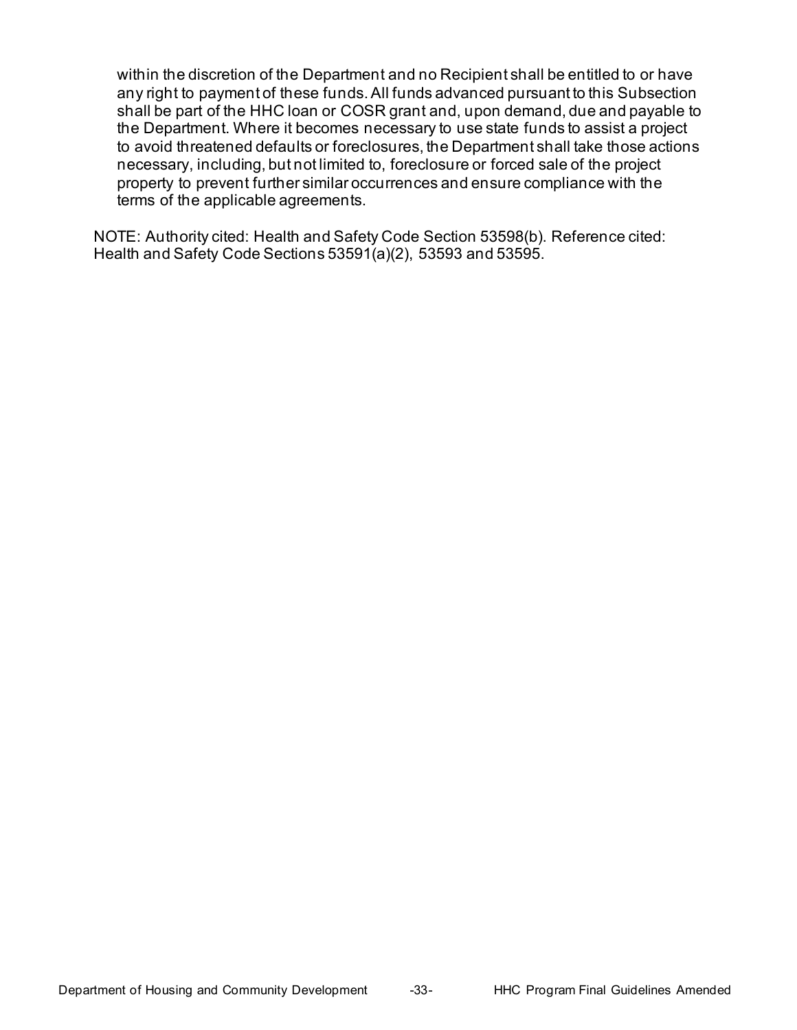within the discretion of the Department and no Recipient shall be entitled to or have any right to payment of these funds. All funds advanced pursuant to this Subsection shall be part of the HHC loan or COSR grant and, upon demand, due and payable to the Department. Where it becomes necessary to use state funds to assist a project to avoid threatened defaults or foreclosures, the Department shall take those actions necessary, including, but not limited to, foreclosure or forced sale of the project property to prevent further similar occurrences and ensure compliance with the terms of the applicable agreements.

NOTE: Authority cited: Health and Safety Code Section 53598(b). Reference cited: Health and Safety Code Sections 53591(a)(2), 53593 and 53595.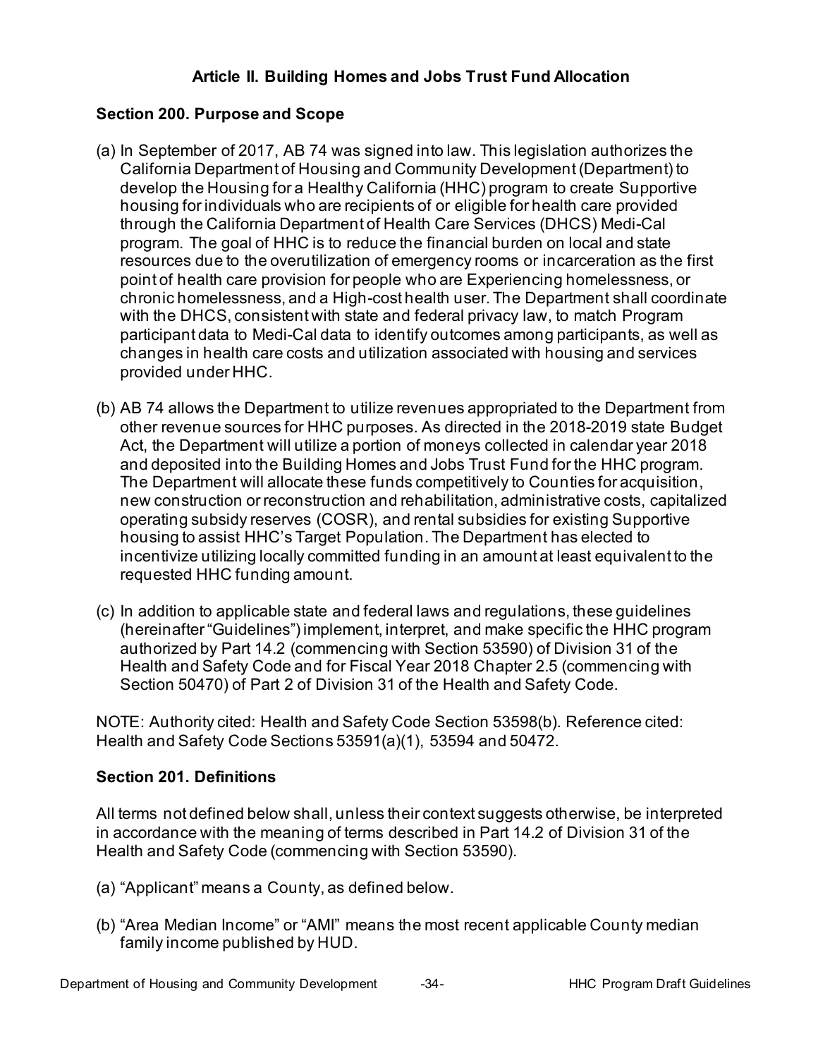## Article II. Building Homes and Jobs Trust Fund Allocation

### Section 200. Purpose and Scope

(a) In September of 2017, AB 74 was signed into law. This legislation authorizes the California Department of Housing and Community Development (Department) to develop the Housing for a Healthy California (HHC) program to create Supportive housing for individuals who are recipients of or eligible for health care provided through the California Department of Health Care Services (DHCS) Medi-Cal program. The goal of HHC is to reduce the financial burden on local and state resources due to the overutilization of emergency rooms or incarceration as the first point of health care provision for people who are Experiencing homelessness, or chronic homelessness, and a High-cost health user. The Department shall coordinate with the DHCS, consistent with state and federal privacy law, to match Program participant data to Medi-Cal data to identify outcomes among participants, as well as changes in health care costs and utilization associated with housing and services provided under HHC.

(b) AB 74 allows the Department to utilize revenues appropriated to the Department from other revenue sources for HHC purposes. As directed in the 2018-2019 state Budget Act, the Department will utilize a portion of moneys collected in calendar year 2018 and deposited into the Building Homes and Jobs Trust Fund for the HHC program. The Department will allocate these funds competitively to Counties for acquisition, new construction or reconstruction and rehabilitation, administrative costs, capitalized operating subsidy reserves (COSR), and rental subsidies for existing Supportive housing to assist HHC's Target Population. The Department has elected to incentivize utilizing locally committed funding in an amount at least equivalent to the requested HHC funding amount.

(c) In addition to applicable state and federal laws and regulations, these guidelines (hereinafter "Guidelines") implement, interpret, and make specific the HHC program authorized by Part 14.2 (commencing with Section 53590) of Division 31 of the Health and Safety Code and for Fiscal Year 2018 Chapter 2.5 (commencing with Section 50470) of Part 2 of Division 31 of the Health and Safety Code.

NOTE: Authority cited: Health and Safety Code Section 53598(b). Reference cited: Health and Safety Code Sections 53591(a)(1), 53594 and 50472.

### Section 201. Definitions

All terms not defined below shall, unless their context suggests otherwise, be interpreted in accordance with the meaning of terms described in Part 14.2 of Division 31 of the Health and Safety Code (commencing with Section 53590).

(a) "Applicant" means a County, as defined below.

(b) "Area Median Income" or "AMI" means the most recent applicable County median family income published by HUD.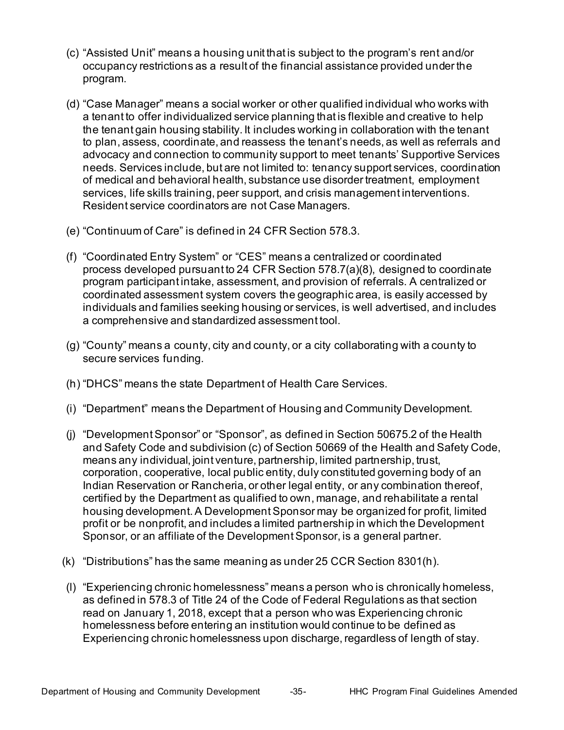(c) "Assisted Unit" means a housing unit that is subject to the program's rent and/or occupancy restrictions as a result of the financial assistance provided under the program.

(d) "Case Manager" means a social worker or other qualified individual who works with a tenant to offer individualized service planning that is flexible and creative to help the tenant gain housing stability. It includes working in collaboration with the tenant to plan, assess, coordinate, and reassess the tenant's needs, as well as referrals and advocacy and connection to community support to meet tenants' Supportive Services needs. Services include, but are not limited to: tenancy support services, coordination of medical and behavioral health, substance use disorder treatment, employment services, life skills training, peer support, and crisis management interventions. Resident service coordinators are not Case Managers.

(e) "Continuum of Care" is defined in 24 CFR Section 578.3.

(f) "Coordinated Entry System" or "CES" means a centralized or coordinated process developed pursuant to 24 CFR Section 578.7(a)(8), designed to coordinate program participant intake, assessment, and provision of referrals. A centralized or coordinated assessment system covers the geographic area, is easily accessed by individuals and families seeking housing or services, is well advertised, and includes a comprehensive and standardized assessment tool.

(g) "County" means a county, city and county, or a city collaborating with a county to secure services funding.

(h) "DHCS" means the state Department of Health Care Services.

(i) "Department" means the Department of Housing and Community Development.

(j) "Development Sponsor" or "Sponsor", as defined in Section 50675.2 of the Health and Safety Code and subdivision (c) of Section 50669 of the Health and Safety Code, means any individual, joint venture, partnership, limited partnership, trust, corporation, cooperative, local public entity, duly constituted governing body of an Indian Reservation or Rancheria, or other legal entity, or any combination thereof, certified by the Department as qualified to own, manage, and rehabilitate a rental housing development. A Development Sponsor may be organized for profit, limited profit or be nonprofit, and includes a limited partnership in which the Development Sponsor, or an affiliate of the Development Sponsor, is a general partner.

(k) "Distributions" has the same meaning as under 25 CCR Section 8301(h).

(l) "Experiencing chronic homelessness" means a person who is chronically homeless, as defined in 578.3 of Title 24 of the Code of Federal Regulations as that section read on January 1, 2018, except that a person who was Experiencing chronic homelessness before entering an institution would continue to be defined as Experiencing chronic homelessness upon discharge, regardless of length of stay.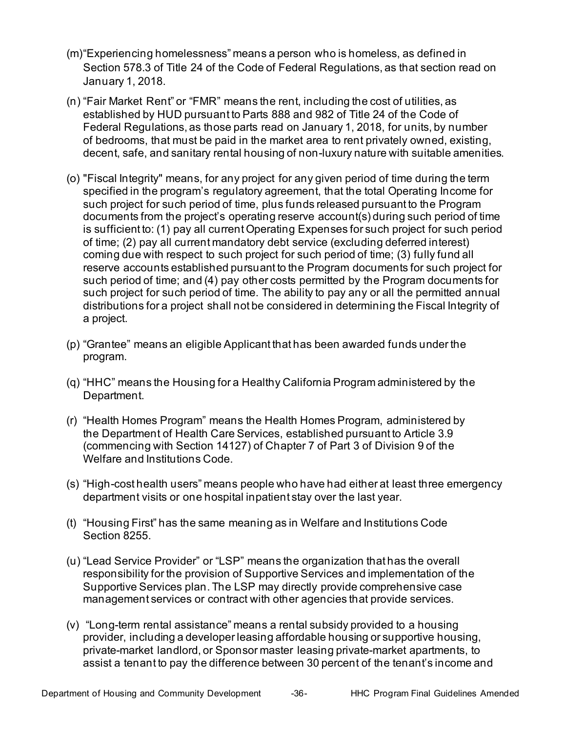(m) "Experiencing homelessness" means a person who is homeless, as defined in Section 578.3 of Title 24 of the Code of Federal Regulations, as that section read on January 1, 2018.

(n) "Fair Market Rent" or "FMR" means the rent, including the cost of utilities, as established by HUD pursuant to Parts 888 and 982 of Title 24 of the Code of Federal Regulations, as those parts read on January 1, 2018, for units, by number of bedrooms, that must be paid in the market area to rent privately owned, existing, decent, safe, and sanitary rental housing of non-luxury nature with suitable amenities.

(o) "Fiscal Integrity" means, for any project for any given period of time during the term specified in the program's regulatory agreement, that the total Operating Income for such project for such period of time, plus funds released pursuant to the Program documents from the project's operating reserve account(s) during such period of time is sufficient to: (1) pay all current Operating Expenses for such project for such period of time; (2) pay all current mandatory debt service (excluding deferred interest) coming due with respect to such project for such period of time; (3) fully fund all reserve accounts established pursuant to the Program documents for such project for such period of time; and (4) pay other costs permitted by the Program documents for such project for such period of time. The ability to pay any or all the permitted annual distributions for a project shall not be considered in determining the Fiscal Integrity of a project.

(p) "Grantee" means an eligible Applicant that has been awarded funds under the program.

(q) "HHC" means the Housing for a Healthy California Program administered by the Department.

(r) "Health Homes Program" means the Health Homes Program, administered by the Department of Health Care Services, established pursuant to Article 3.9 (commencing with Section 14127) of Chapter 7 of Part 3 of Division 9 of the Welfare and Institutions Code.

(s) "High-cost health users" means people who have had either at least three emergency department visits or one hospital inpatient stay over the last year.

(t) "Housing First" has the same meaning as in Welfare and Institutions Code Section 8255.

(u) "Lead Service Provider" or "LSP" means the organization that has the overall responsibility for the provision of Supportive Services and implementation of the Supportive Services plan. The LSP may directly provide comprehensive case management services or contract with other agencies that provide services.

(v) "Long-term rental assistance" means a rental subsidy provided to a housing provider, including a developer leasing affordable housing or supportive housing, private-market landlord, or Sponsor master leasing private-market apartments, to assist a tenant to pay the difference between 30 percent of the tenant's income and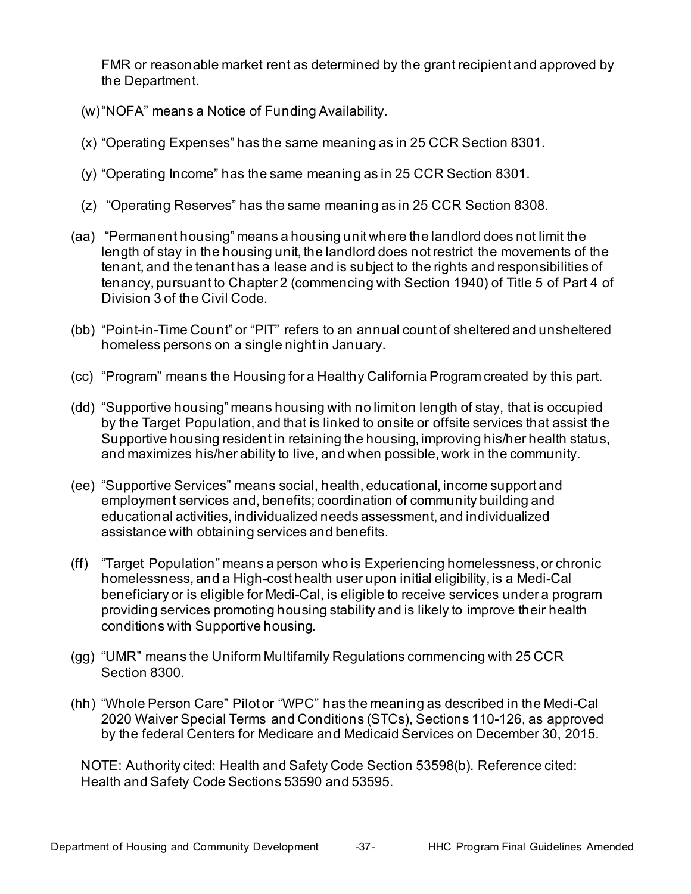FMR or reasonable market rent as determined by the grant recipient and approved by the Department.

(w) "NOFA" means a Notice of Funding Availability.

(x) "Operating Expenses" has the same meaning as in 25 CCR Section 8301.

(y) "Operating Income" has the same meaning as in 25 CCR Section 8301.

(z) "Operating Reserves" has the same meaning as in 25 CCR Section 8308.

(aa) "Permanent housing" means a housing unit where the landlord does not limit the length of stay in the housing unit, the landlord does not restrict the movements of the tenant, and the tenant has a lease and is subject to the rights and responsibilities of tenancy, pursuant to Chapter 2 (commencing with Section 1940) of Title 5 of Part 4 of Division 3 of the Civil Code.

(bb) "Point-in-Time Count" or "PIT" refers to an annual count of sheltered and unsheltered homeless persons on a single night in January.

(cc) "Program" means the Housing for a Healthy California Program created by this part.

(dd) "Supportive housing" means housing with no limit on length of stay, that is occupied by the Target Population, and that is linked to onsite or offsite services that assist the Supportive housing resident in retaining the housing, improving his/her health status, and maximizes his/her ability to live, and when possible, work in the community.

(ee) "Supportive Services" means social, health, educational, income support and employment services and, benefits; coordination of community building and educational activities, individualized needs assessment, and individualized assistance with obtaining services and benefits.

(ff) "Target Population" means a person who is Experiencing homelessness, or chronic homelessness, and a High-cost health user upon initial eligibility, is a Medi-Cal beneficiary or is eligible for Medi-Cal, is eligible to receive services under a program providing services promoting housing stability and is likely to improve their health conditions with Supportive housing.

(gg) "UMR" means the Uniform Multifamily Regulations commencing with 25 CCR Section 8300.

(hh) "Whole Person Care" Pilot or "WPC" has the meaning as described in the Medi-Cal 2020 Waiver Special Terms and Conditions (STCs), Sections 110-126, as approved by the federal Centers for Medicare and Medicaid Services on December 30, 2015.

NOTE: Authority cited: Health and Safety Code Section 53598(b). Reference cited: Health and Safety Code Sections 53590 and 53595.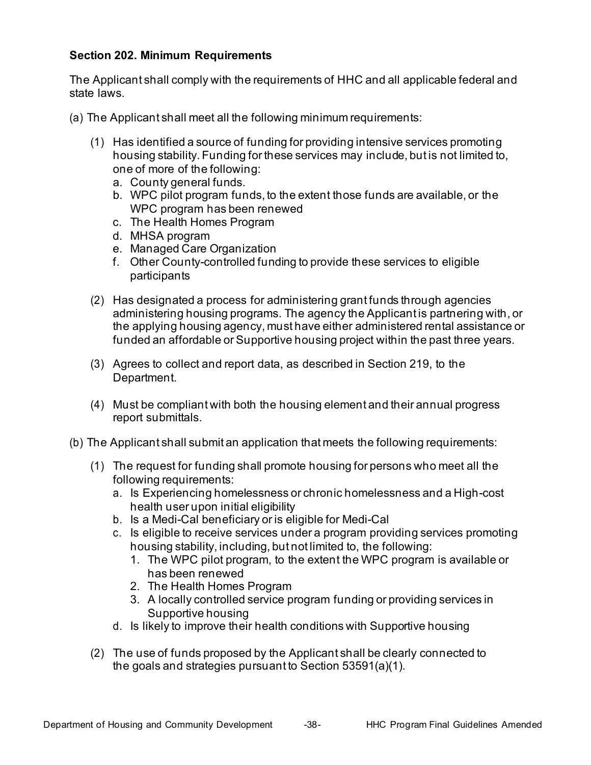**Section 202. Minimum Requirements**

The Applicant shall comply with the requirements of HHC and all applicable federal and state laws.

(a) The Applicant shall meet all the following minimum requirements:

- (1) Has identified a source of funding for providing intensive services promoting housing stability. Funding for these services may include, but is not limited to, one of more of the following:
  - a. County general funds.
  - b. WPC pilot program funds, to the extent those funds are available, or the WPC program has been renewed
  - c. The Health Homes Program
  - d. MHSA program
  - e. Managed Care Organization
  - f. Other County-controlled funding to provide these services to eligible participants

- (2) Has designated a process for administering grant funds through agencies administering housing programs. The agency the Applicant is partnering with, or the applying housing agency, must have either administered rental assistance or funded an affordable or Supportive housing project within the past three years.

- (3) Agrees to collect and report data, as described in Section 219, to the Department.

- (4) Must be compliant with both the housing element and their annual progress report submittals.

(b) The Applicant shall submit an application that meets the following requirements:

- (1) The request for funding shall promote housing for persons who meet all the following requirements:
  - a. Is Experiencing homelessness or chronic homelessness and a High-cost health user upon initial eligibility
  - b. Is a Medi-Cal beneficiary or is eligible for Medi-Cal
  - c. Is eligible to receive services under a program providing services promoting housing stability, including, but not limited to, the following:
    1. The WPC pilot program, to the extent the WPC program is available or has been renewed
    2. The Health Homes Program
    3. A locally controlled service program funding or providing services in Supportive housing
  - d. Is likely to improve their health conditions with Supportive housing

- (2) The use of funds proposed by the Applicant shall be clearly connected to the goals and strategies pursuant to Section 53591(a)(1).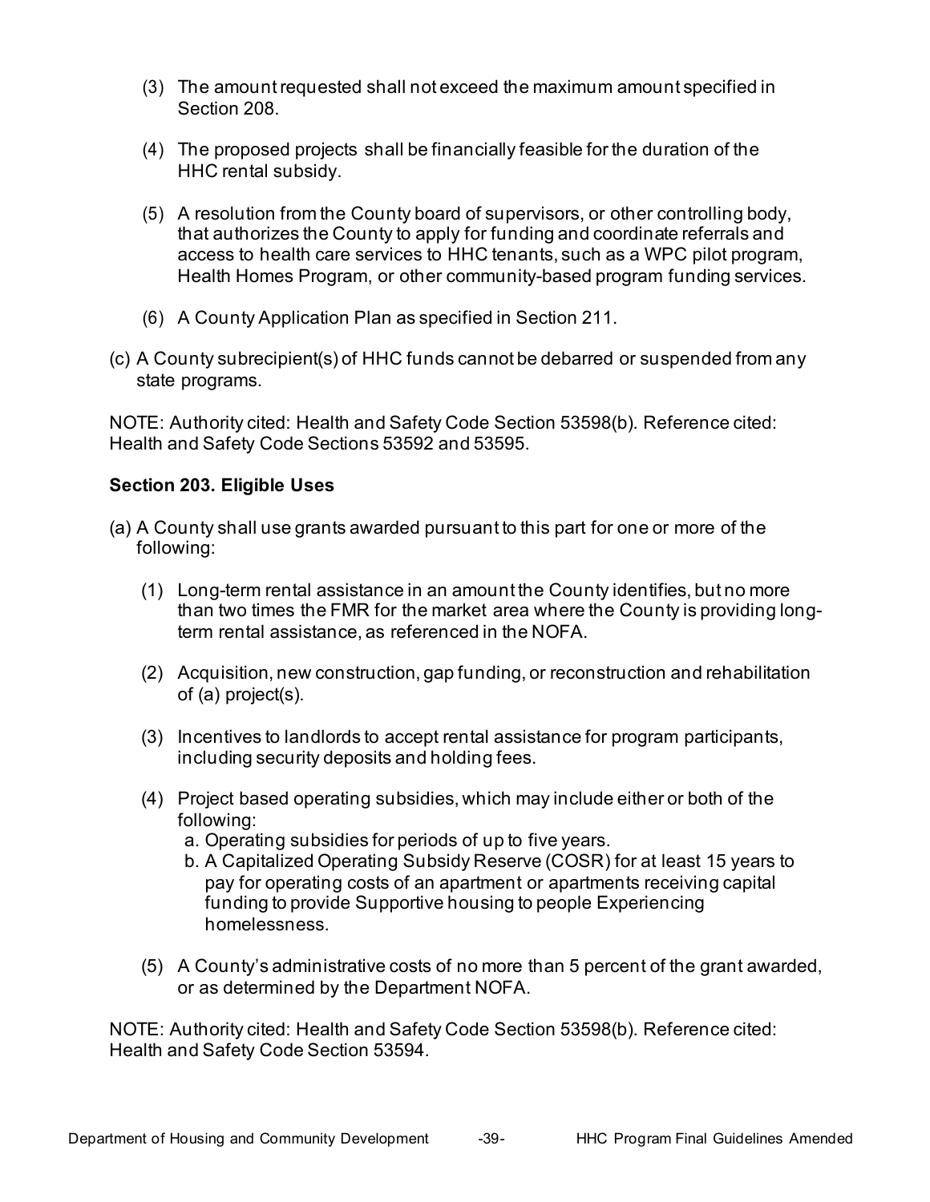(3) The amount requested shall not exceed the maximum amount specified in Section 208.

(4) The proposed projects shall be financially feasible for the duration of the HHC rental subsidy.

(5) A resolution from the County board of supervisors, or other controlling body, that authorizes the County to apply for funding and coordinate referrals and access to health care services to HHC tenants, such as a WPC pilot program, Health Homes Program, or other community-based program funding services.

(6) A County Application Plan as specified in Section 211.

(c) A County subrecipient(s) of HHC funds cannot be debarred or suspended from any state programs.

NOTE: Authority cited: Health and Safety Code Section 53598(b). Reference cited: Health and Safety Code Sections 53592 and 53595.

**Section 203. Eligible Uses**

(a) A County shall use grants awarded pursuant to this part for one or more of the following:

(1) Long-term rental assistance in an amount the County identifies, but no more than two times the FMR for the market area where the County is providing long-term rental assistance, as referenced in the NOFA.

(2) Acquisition, new construction, gap funding, or reconstruction and rehabilitation of (a) project(s).

(3) Incentives to landlords to accept rental assistance for program participants, including security deposits and holding fees.

(4) Project based operating subsidies, which may include either or both of the following:
   a. Operating subsidies for periods of up to five years.
   b. A Capitalized Operating Subsidy Reserve (COSR) for at least 15 years to pay for operating costs of an apartment or apartments receiving capital funding to provide Supportive housing to people Experiencing homelessness.

(5) A County's administrative costs of no more than 5 percent of the grant awarded, or as determined by the Department NOFA.

NOTE: Authority cited: Health and Safety Code Section 53598(b). Reference cited: Health and Safety Code Section 53594.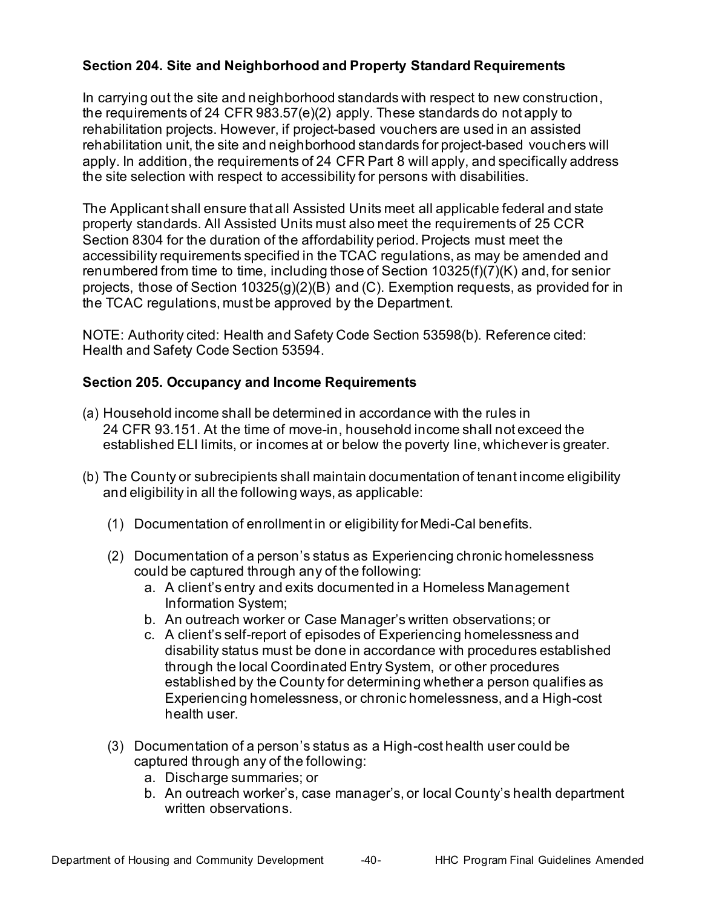### Section 204. Site and Neighborhood and Property Standard Requirements

In carrying out the site and neighborhood standards with respect to new construction, the requirements of 24 CFR 983.57(e)(2) apply. These standards do not apply to rehabilitation projects. However, if project-based vouchers are used in an assisted rehabilitation unit, the site and neighborhood standards for project-based vouchers will apply. In addition, the requirements of 24 CFR Part 8 will apply, and specifically address the site selection with respect to accessibility for persons with disabilities.

The Applicant shall ensure that all Assisted Units meet all applicable federal and state property standards. All Assisted Units must also meet the requirements of 25 CCR Section 8304 for the duration of the affordability period. Projects must meet the accessibility requirements specified in the TCAC regulations, as may be amended and renumbered from time to time, including those of Section 10325(f)(7)(K) and, for senior projects, those of Section 10325(g)(2)(B) and (C). Exemption requests, as provided for in the TCAC regulations, must be approved by the Department.

NOTE: Authority cited: Health and Safety Code Section 53598(b). Reference cited: Health and Safety Code Section 53594.

### Section 205. Occupancy and Income Requirements

(a) Household income shall be determined in accordance with the rules in 24 CFR 93.151. At the time of move-in, household income shall not exceed the established ELI limits, or incomes at or below the poverty line, whichever is greater.

(b) The County or subrecipients shall maintain documentation of tenant income eligibility and eligibility in all the following ways, as applicable:

  (1) Documentation of enrollment in or eligibility for Medi-Cal benefits.

  (2) Documentation of a person's status as Experiencing chronic homelessness could be captured through any of the following:
    a. A client's entry and exits documented in a Homeless Management Information System;
    b. An outreach worker or Case Manager's written observations; or
    c. A client's self-report of episodes of Experiencing homelessness and disability status must be done in accordance with procedures established through the local Coordinated Entry System, or other procedures established by the County for determining whether a person qualifies as Experiencing homelessness, or chronic homelessness, and a High-cost health user.

  (3) Documentation of a person's status as a High-cost health user could be captured through any of the following:
    a. Discharge summaries; or
    b. An outreach worker's, case manager's, or local County's health department written observations.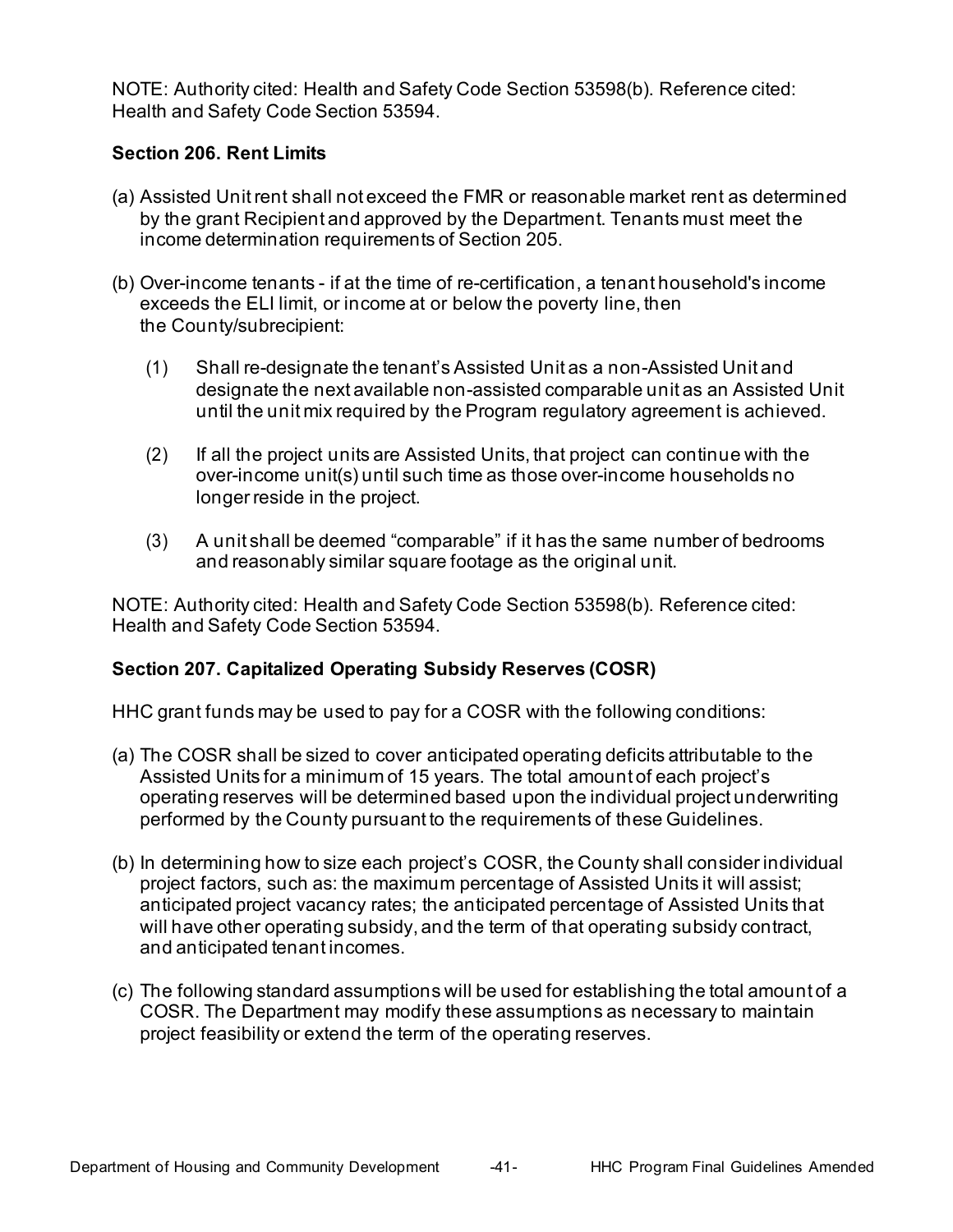NOTE: Authority cited: Health and Safety Code Section 53598(b). Reference cited: Health and Safety Code Section 53594.

### Section 206. Rent Limits

(a) Assisted Unit rent shall not exceed the FMR or reasonable market rent as determined by the grant Recipient and approved by the Department. Tenants must meet the income determination requirements of Section 205.

(b) Over-income tenants - if at the time of re-certification, a tenant household's income exceeds the ELI limit, or income at or below the poverty line, then the County/subrecipient:

   (1) Shall re-designate the tenant's Assisted Unit as a non-Assisted Unit and designate the next available non-assisted comparable unit as an Assisted Unit until the unit mix required by the Program regulatory agreement is achieved.

   (2) If all the project units are Assisted Units, that project can continue with the over-income unit(s) until such time as those over-income households no longer reside in the project.

   (3) A unit shall be deemed "comparable" if it has the same number of bedrooms and reasonably similar square footage as the original unit.

NOTE: Authority cited: Health and Safety Code Section 53598(b). Reference cited: Health and Safety Code Section 53594.

### Section 207. Capitalized Operating Subsidy Reserves (COSR)

HHC grant funds may be used to pay for a COSR with the following conditions:

(a) The COSR shall be sized to cover anticipated operating deficits attributable to the Assisted Units for a minimum of 15 years. The total amount of each project's operating reserves will be determined based upon the individual project underwriting performed by the County pursuant to the requirements of these Guidelines.

(b) In determining how to size each project's COSR, the County shall consider individual project factors, such as: the maximum percentage of Assisted Units it will assist; anticipated project vacancy rates; the anticipated percentage of Assisted Units that will have other operating subsidy, and the term of that operating subsidy contract, and anticipated tenant incomes.

(c) The following standard assumptions will be used for establishing the total amount of a COSR. The Department may modify these assumptions as necessary to maintain project feasibility or extend the term of the operating reserves.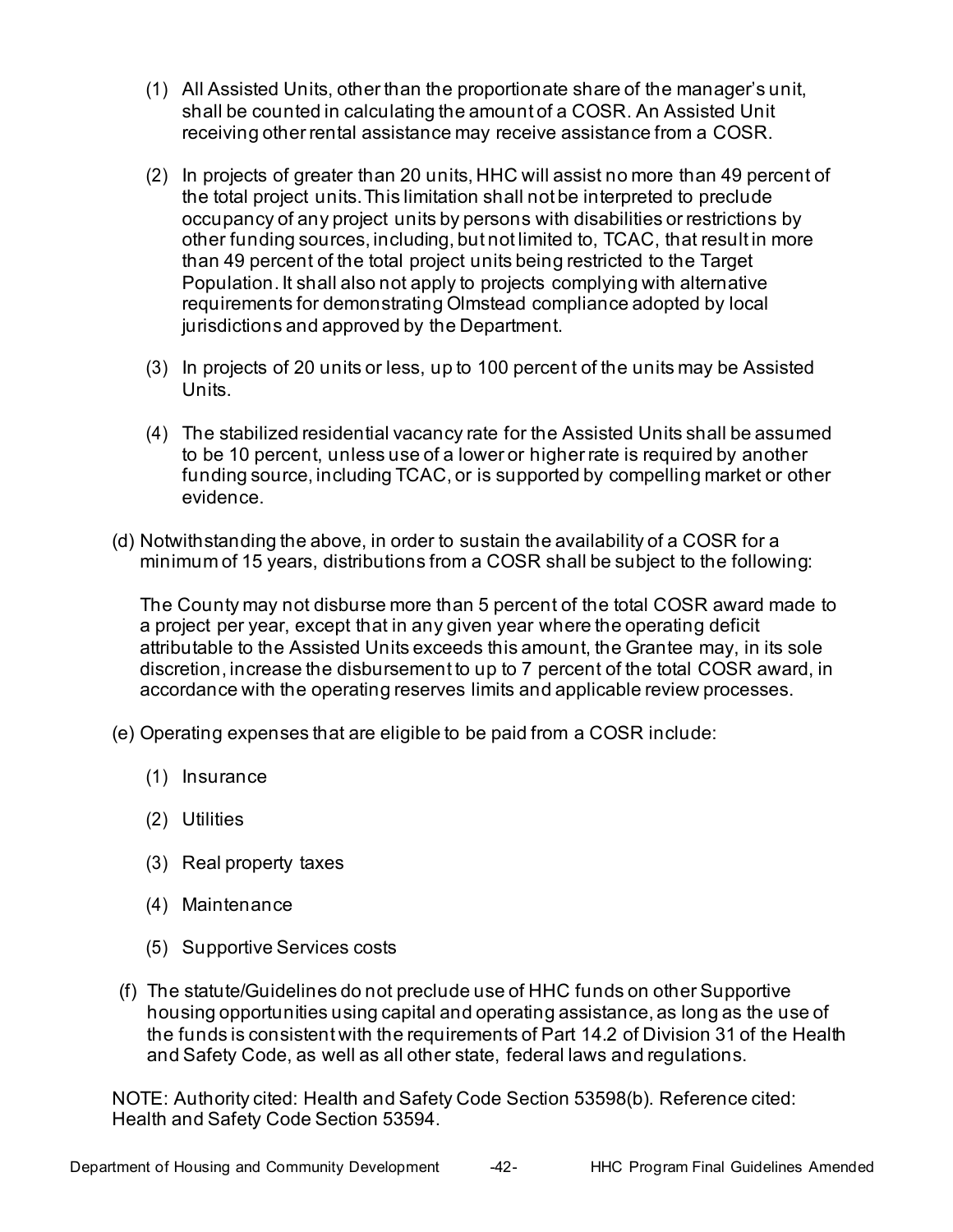(1) All Assisted Units, other than the proportionate share of the manager's unit, shall be counted in calculating the amount of a COSR. An Assisted Unit receiving other rental assistance may receive assistance from a COSR.

(2) In projects of greater than 20 units, HHC will assist no more than 49 percent of the total project units. This limitation shall not be interpreted to preclude occupancy of any project units by persons with disabilities or restrictions by other funding sources, including, but not limited to, TCAC, that result in more than 49 percent of the total project units being restricted to the Target Population. It shall also not apply to projects complying with alternative requirements for demonstrating Olmstead compliance adopted by local jurisdictions and approved by the Department.

(3) In projects of 20 units or less, up to 100 percent of the units may be Assisted Units.

(4) The stabilized residential vacancy rate for the Assisted Units shall be assumed to be 10 percent, unless use of a lower or higher rate is required by another funding source, including TCAC, or is supported by compelling market or other evidence.

(d) Notwithstanding the above, in order to sustain the availability of a COSR for a minimum of 15 years, distributions from a COSR shall be subject to the following:

The County may not disburse more than 5 percent of the total COSR award made to a project per year, except that in any given year where the operating deficit attributable to the Assisted Units exceeds this amount, the Grantee may, in its sole discretion, increase the disbursement to up to 7 percent of the total COSR award, in accordance with the operating reserves limits and applicable review processes.

(e) Operating expenses that are eligible to be paid from a COSR include:

(1) Insurance

(2) Utilities

(3) Real property taxes

(4) Maintenance

(5) Supportive Services costs

(f) The statute/Guidelines do not preclude use of HHC funds on other Supportive housing opportunities using capital and operating assistance, as long as the use of the funds is consistent with the requirements of Part 14.2 of Division 31 of the Health and Safety Code, as well as all other state, federal laws and regulations.

NOTE: Authority cited: Health and Safety Code Section 53598(b). Reference cited: Health and Safety Code Section 53594.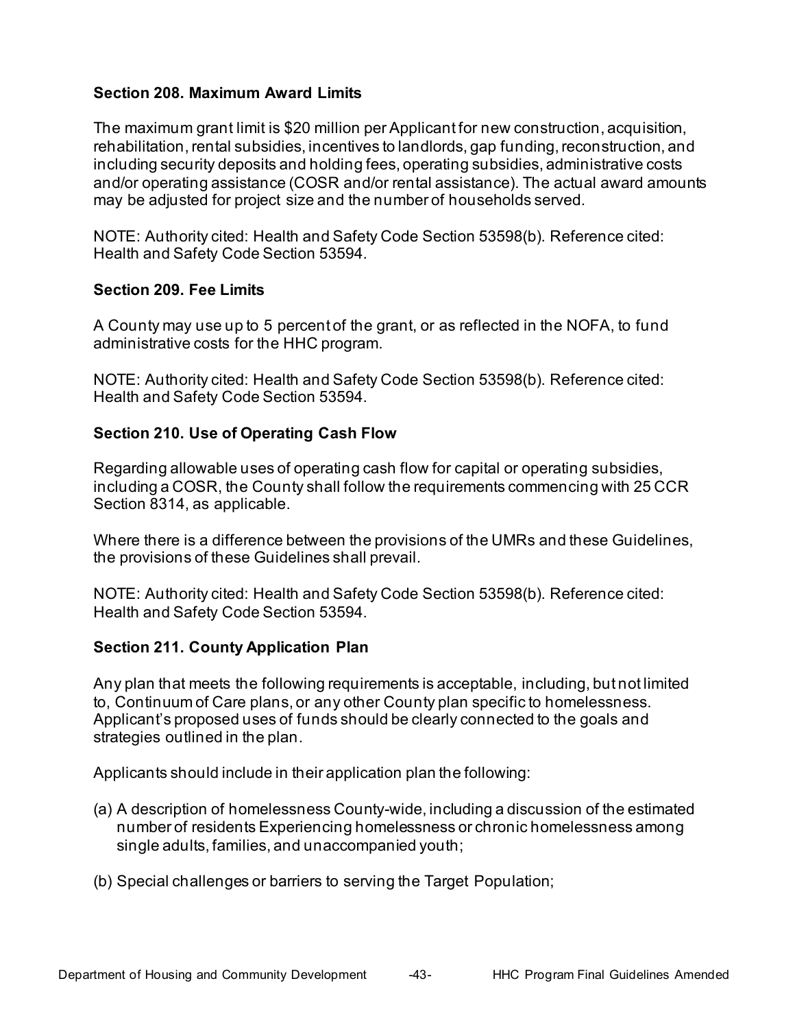### Section 208. Maximum Award Limits

The maximum grant limit is $20 million per Applicant for new construction, acquisition, rehabilitation, rental subsidies, incentives to landlords, gap funding, reconstruction, and including security deposits and holding fees, operating subsidies, administrative costs and/or operating assistance (COSR and/or rental assistance). The actual award amounts may be adjusted for project size and the number of households served.

NOTE: Authority cited: Health and Safety Code Section 53598(b). Reference cited: Health and Safety Code Section 53594.

### Section 209. Fee Limits

A County may use up to 5 percent of the grant, or as reflected in the NOFA, to fund administrative costs for the HHC program.

NOTE: Authority cited: Health and Safety Code Section 53598(b). Reference cited: Health and Safety Code Section 53594.

### Section 210. Use of Operating Cash Flow

Regarding allowable uses of operating cash flow for capital or operating subsidies, including a COSR, the County shall follow the requirements commencing with 25 CCR Section 8314, as applicable.

Where there is a difference between the provisions of the UMRs and these Guidelines, the provisions of these Guidelines shall prevail.

NOTE: Authority cited: Health and Safety Code Section 53598(b). Reference cited: Health and Safety Code Section 53594.

### Section 211. County Application Plan

Any plan that meets the following requirements is acceptable, including, but not limited to, Continuum of Care plans, or any other County plan specific to homelessness. Applicant's proposed uses of funds should be clearly connected to the goals and strategies outlined in the plan.

Applicants should include in their application plan the following:

(a) A description of homelessness County-wide, including a discussion of the estimated number of residents Experiencing homelessness or chronic homelessness among single adults, families, and unaccompanied youth;

(b) Special challenges or barriers to serving the Target Population;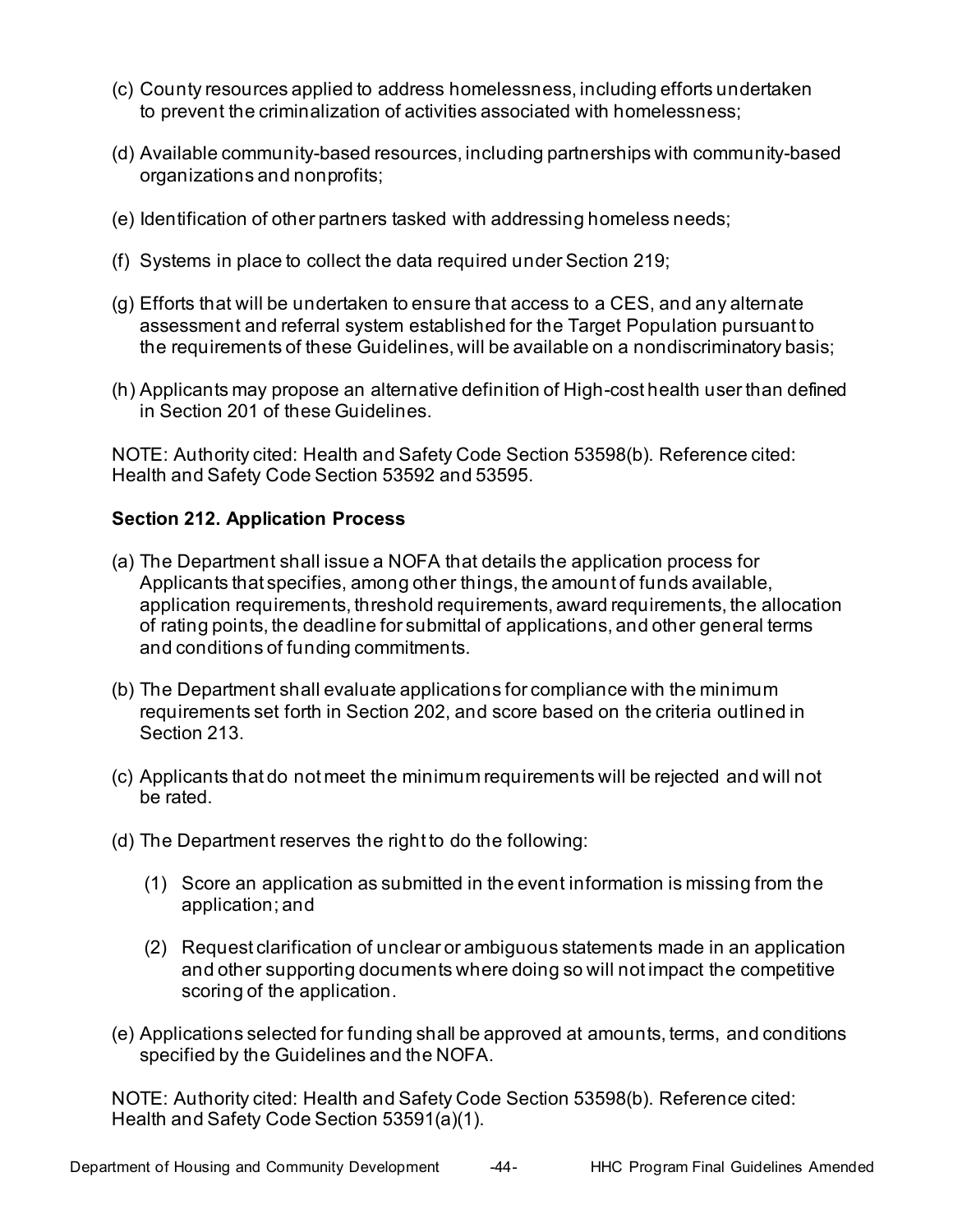(c) County resources applied to address homelessness, including efforts undertaken to prevent the criminalization of activities associated with homelessness;

(d) Available community-based resources, including partnerships with community-based organizations and nonprofits;

(e) Identification of other partners tasked with addressing homeless needs;

(f) Systems in place to collect the data required under Section 219;

(g) Efforts that will be undertaken to ensure that access to a CES, and any alternate assessment and referral system established for the Target Population pursuant to the requirements of these Guidelines, will be available on a nondiscriminatory basis;

(h) Applicants may propose an alternative definition of High-cost health user than defined in Section 201 of these Guidelines.

NOTE: Authority cited: Health and Safety Code Section 53598(b). Reference cited: Health and Safety Code Section 53592 and 53595.

**Section 212. Application Process**

(a) The Department shall issue a NOFA that details the application process for Applicants that specifies, among other things, the amount of funds available, application requirements, threshold requirements, award requirements, the allocation of rating points, the deadline for submittal of applications, and other general terms and conditions of funding commitments.

(b) The Department shall evaluate applications for compliance with the minimum requirements set forth in Section 202, and score based on the criteria outlined in Section 213.

(c) Applicants that do not meet the minimum requirements will be rejected and will not be rated.

(d) The Department reserves the right to do the following:

 (1) Score an application as submitted in the event information is missing from the application; and

 (2) Request clarification of unclear or ambiguous statements made in an application and other supporting documents where doing so will not impact the competitive scoring of the application.

(e) Applications selected for funding shall be approved at amounts, terms, and conditions specified by the Guidelines and the NOFA.

NOTE: Authority cited: Health and Safety Code Section 53598(b). Reference cited: Health and Safety Code Section 53591(a)(1).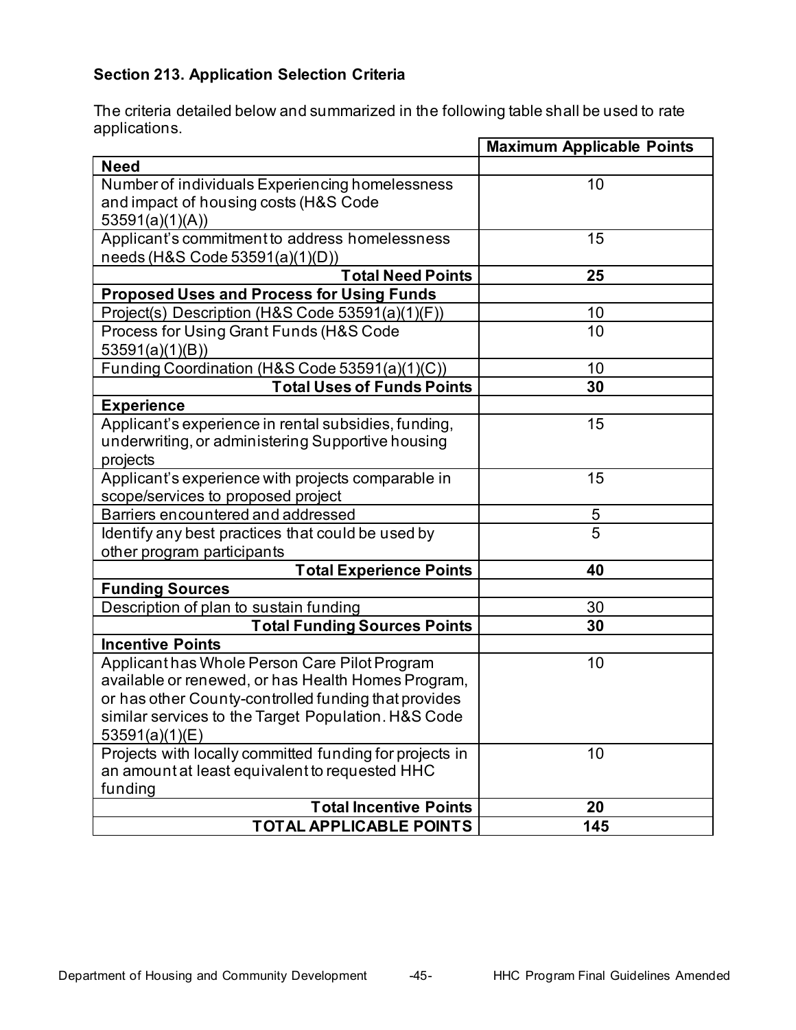### Section 213. Application Selection Criteria

The criteria detailed below and summarized in the following table shall be used to rate applications.

| | Maximum Applicable Points |
|---|---|
| **Need** | |
| Number of individuals Experiencing homelessness and impact of housing costs (H&S Code 53591(a)(1)(A)) | 10 |
| Applicant's commitment to address homelessness needs (H&S Code 53591(a)(1)(D)) | 15 |
| **Total Need Points** | **25** |
| **Proposed Uses and Process for Using Funds** | |
| Project(s) Description (H&S Code 53591(a)(1)(F)) | 10 |
| Process for Using Grant Funds (H&S Code 53591(a)(1)(B)) | 10 |
| Funding Coordination (H&S Code 53591(a)(1)(C)) | 10 |
| **Total Uses of Funds Points** | **30** |
| **Experience** | |
| Applicant's experience in rental subsidies, funding, underwriting, or administering Supportive housing projects | 15 |
| Applicant's experience with projects comparable in scope/services to proposed project | 15 |
| Barriers encountered and addressed | 5 |
| Identify any best practices that could be used by other program participants | 5 |
| **Total Experience Points** | **40** |
| **Funding Sources** | |
| Description of plan to sustain funding | 30 |
| **Total Funding Sources Points** | **30** |
| **Incentive Points** | |
| Applicant has Whole Person Care Pilot Program available or renewed, or has Health Homes Program, or has other County-controlled funding that provides similar services to the Target Population. H&S Code 53591(a)(1)(E) | 10 |
| Projects with locally committed funding for projects in an amount at least equivalent to requested HHC funding | 10 |
| **Total Incentive Points** | **20** |
| **TOTAL APPLICABLE POINTS** | **145** |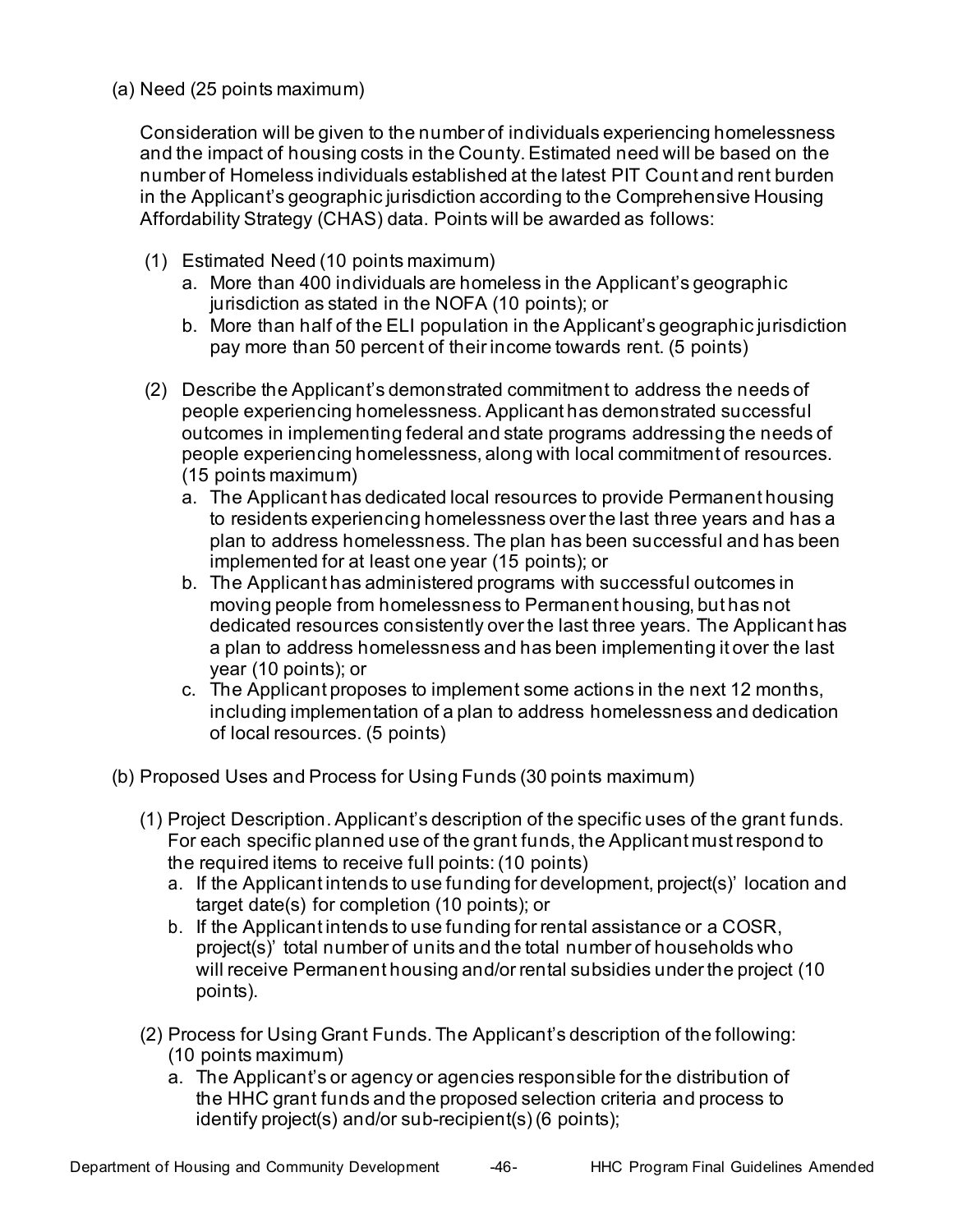(a) Need (25 points maximum)

Consideration will be given to the number of individuals experiencing homelessness and the impact of housing costs in the County. Estimated need will be based on the number of Homeless individuals established at the latest PIT Count and rent burden in the Applicant's geographic jurisdiction according to the Comprehensive Housing Affordability Strategy (CHAS) data. Points will be awarded as follows:

(1) Estimated Need (10 points maximum)
   a. More than 400 individuals are homeless in the Applicant's geographic jurisdiction as stated in the NOFA (10 points); or
   b. More than half of the ELI population in the Applicant's geographic jurisdiction pay more than 50 percent of their income towards rent. (5 points)

(2) Describe the Applicant's demonstrated commitment to address the needs of people experiencing homelessness. Applicant has demonstrated successful outcomes in implementing federal and state programs addressing the needs of people experiencing homelessness, along with local commitment of resources. (15 points maximum)
   a. The Applicant has dedicated local resources to provide Permanent housing to residents experiencing homelessness over the last three years and has a plan to address homelessness. The plan has been successful and has been implemented for at least one year (15 points); or
   b. The Applicant has administered programs with successful outcomes in moving people from homelessness to Permanent housing, but has not dedicated resources consistently over the last three years. The Applicant has a plan to address homelessness and has been implementing it over the last year (10 points); or
   c. The Applicant proposes to implement some actions in the next 12 months, including implementation of a plan to address homelessness and dedication of local resources. (5 points)

(b) Proposed Uses and Process for Using Funds (30 points maximum)

(1) Project Description. Applicant's description of the specific uses of the grant funds. For each specific planned use of the grant funds, the Applicant must respond to the required items to receive full points: (10 points)
   a. If the Applicant intends to use funding for development, project(s)' location and target date(s) for completion (10 points); or
   b. If the Applicant intends to use funding for rental assistance or a COSR, project(s)' total number of units and the total number of households who will receive Permanent housing and/or rental subsidies under the project (10 points).

(2) Process for Using Grant Funds. The Applicant's description of the following: (10 points maximum)
   a. The Applicant's or agency or agencies responsible for the distribution of the HHC grant funds and the proposed selection criteria and process to identify project(s) and/or sub-recipient(s) (6 points);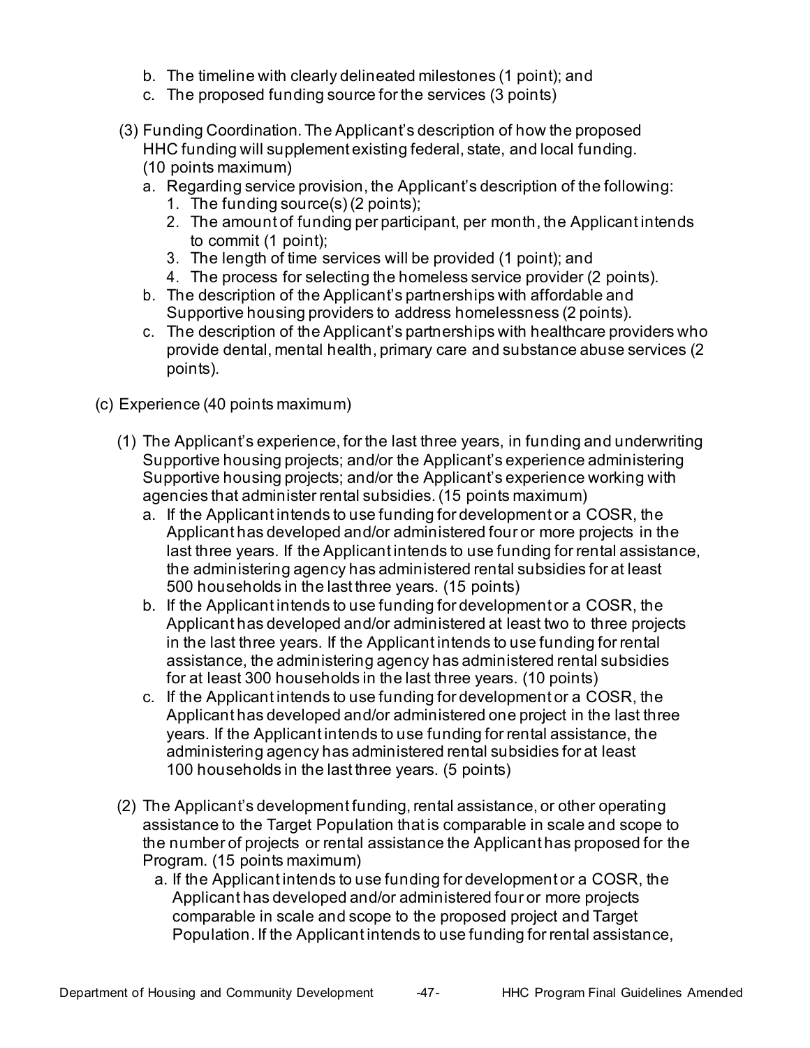b. The timeline with clearly delineated milestones (1 point); and
c. The proposed funding source for the services (3 points)

(3) Funding Coordination. The Applicant's description of how the proposed HHC funding will supplement existing federal, state, and local funding. (10 points maximum)

a. Regarding service provision, the Applicant's description of the following:
   1. The funding source(s) (2 points);
   2. The amount of funding per participant, per month, the Applicant intends to commit (1 point);
   3. The length of time services will be provided (1 point); and
   4. The process for selecting the homeless service provider (2 points).
b. The description of the Applicant's partnerships with affordable and Supportive housing providers to address homelessness (2 points).
c. The description of the Applicant's partnerships with healthcare providers who provide dental, mental health, primary care and substance abuse services (2 points).

(c) Experience (40 points maximum)

(1) The Applicant's experience, for the last three years, in funding and underwriting Supportive housing projects; and/or the Applicant's experience administering Supportive housing projects; and/or the Applicant's experience working with agencies that administer rental subsidies. (15 points maximum)

a. If the Applicant intends to use funding for development or a COSR, the Applicant has developed and/or administered four or more projects in the last three years. If the Applicant intends to use funding for rental assistance, the administering agency has administered rental subsidies for at least 500 households in the last three years. (15 points)
b. If the Applicant intends to use funding for development or a COSR, the Applicant has developed and/or administered at least two to three projects in the last three years. If the Applicant intends to use funding for rental assistance, the administering agency has administered rental subsidies for at least 300 households in the last three years. (10 points)
c. If the Applicant intends to use funding for development or a COSR, the Applicant has developed and/or administered one project in the last three years. If the Applicant intends to use funding for rental assistance, the administering agency has administered rental subsidies for at least 100 households in the last three years. (5 points)

(2) The Applicant's development funding, rental assistance, or other operating assistance to the Target Population that is comparable in scale and scope to the number of projects or rental assistance the Applicant has proposed for the Program. (15 points maximum)

a. If the Applicant intends to use funding for development or a COSR, the Applicant has developed and/or administered four or more projects comparable in scale and scope to the proposed project and Target Population. If the Applicant intends to use funding for rental assistance,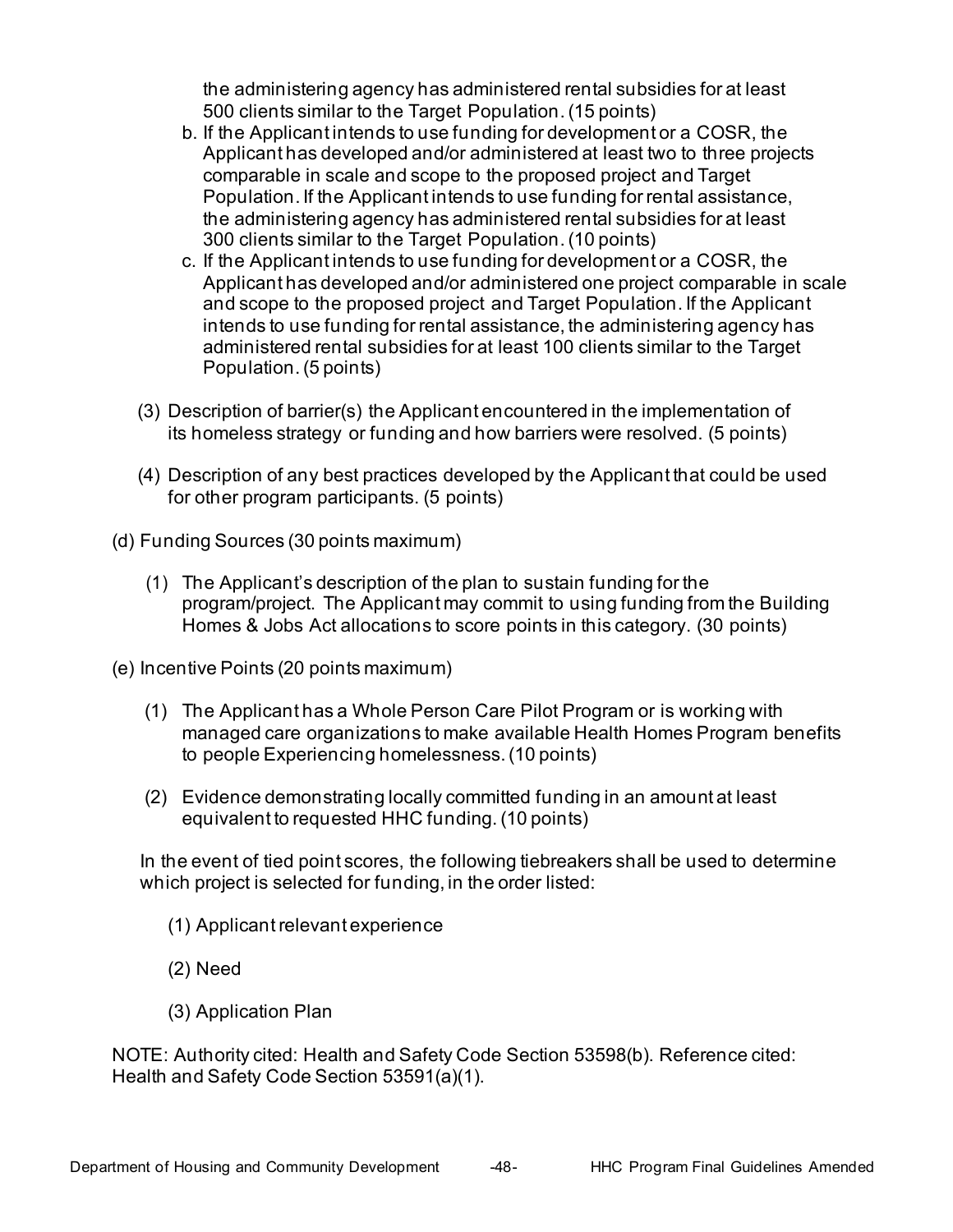the administering agency has administered rental subsidies for at least 500 clients similar to the Target Population. (15 points)

b. If the Applicant intends to use funding for development or a COSR, the Applicant has developed and/or administered at least two to three projects comparable in scale and scope to the proposed project and Target Population. If the Applicant intends to use funding for rental assistance, the administering agency has administered rental subsidies for at least 300 clients similar to the Target Population. (10 points)

c. If the Applicant intends to use funding for development or a COSR, the Applicant has developed and/or administered one project comparable in scale and scope to the proposed project and Target Population. If the Applicant intends to use funding for rental assistance, the administering agency has administered rental subsidies for at least 100 clients similar to the Target Population. (5 points)

(3) Description of barrier(s) the Applicant encountered in the implementation of its homeless strategy or funding and how barriers were resolved. (5 points)

(4) Description of any best practices developed by the Applicant that could be used for other program participants. (5 points)

(d) Funding Sources (30 points maximum)

(1) The Applicant's description of the plan to sustain funding for the program/project. The Applicant may commit to using funding from the Building Homes & Jobs Act allocations to score points in this category. (30 points)

(e) Incentive Points (20 points maximum)

(1) The Applicant has a Whole Person Care Pilot Program or is working with managed care organizations to make available Health Homes Program benefits to people Experiencing homelessness. (10 points)

(2) Evidence demonstrating locally committed funding in an amount at least equivalent to requested HHC funding. (10 points)

In the event of tied point scores, the following tiebreakers shall be used to determine which project is selected for funding, in the order listed:

(1) Applicant relevant experience

(2) Need

(3) Application Plan

NOTE: Authority cited: Health and Safety Code Section 53598(b). Reference cited: Health and Safety Code Section 53591(a)(1).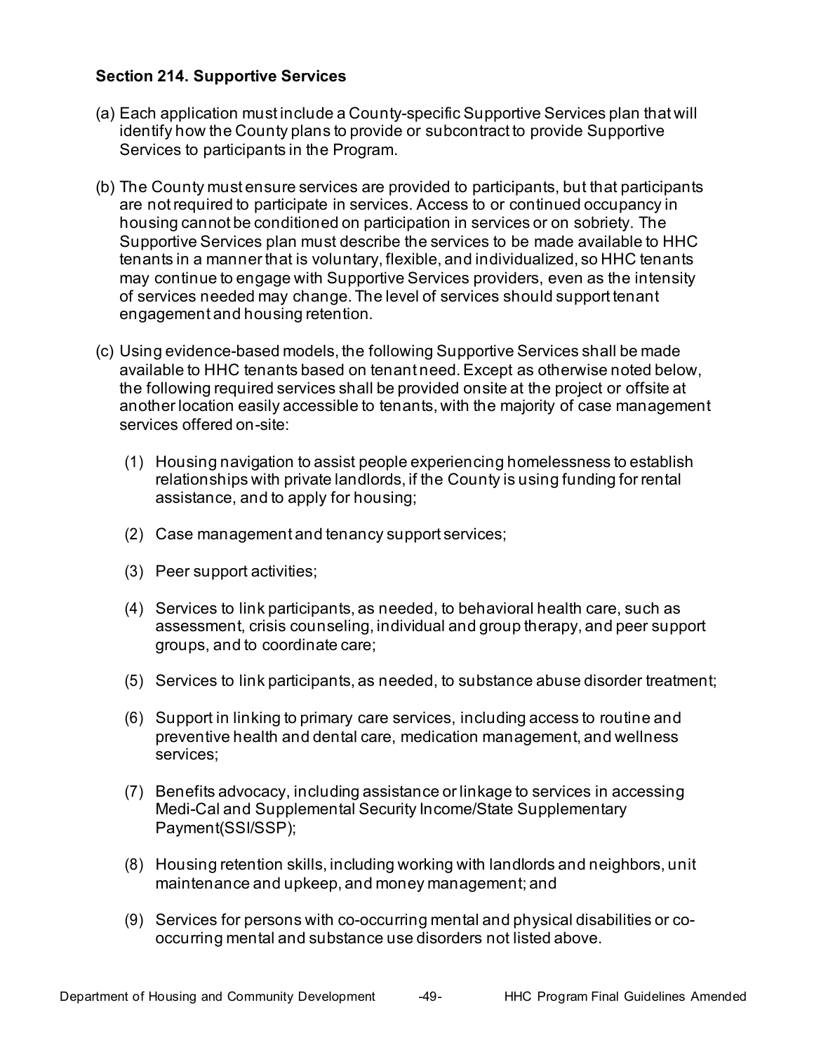### Section 214. Supportive Services

(a) Each application must include a County-specific Supportive Services plan that will identify how the County plans to provide or subcontract to provide Supportive Services to participants in the Program.

(b) The County must ensure services are provided to participants, but that participants are not required to participate in services. Access to or continued occupancy in housing cannot be conditioned on participation in services or on sobriety. The Supportive Services plan must describe the services to be made available to HHC tenants in a manner that is voluntary, flexible, and individualized, so HHC tenants may continue to engage with Supportive Services providers, even as the intensity of services needed may change. The level of services should support tenant engagement and housing retention.

(c) Using evidence-based models, the following Supportive Services shall be made available to HHC tenants based on tenant need. Except as otherwise noted below, the following required services shall be provided onsite at the project or offsite at another location easily accessible to tenants, with the majority of case management services offered on-site:

   (1) Housing navigation to assist people experiencing homelessness to establish relationships with private landlords, if the County is using funding for rental assistance, and to apply for housing;

   (2) Case management and tenancy support services;

   (3) Peer support activities;

   (4) Services to link participants, as needed, to behavioral health care, such as assessment, crisis counseling, individual and group therapy, and peer support groups, and to coordinate care;

   (5) Services to link participants, as needed, to substance abuse disorder treatment;

   (6) Support in linking to primary care services, including access to routine and preventive health and dental care, medication management, and wellness services;

   (7) Benefits advocacy, including assistance or linkage to services in accessing Medi-Cal and Supplemental Security Income/State Supplementary Payment(SSI/SSP);

   (8) Housing retention skills, including working with landlords and neighbors, unit maintenance and upkeep, and money management; and

   (9) Services for persons with co-occurring mental and physical disabilities or co-occurring mental and substance use disorders not listed above.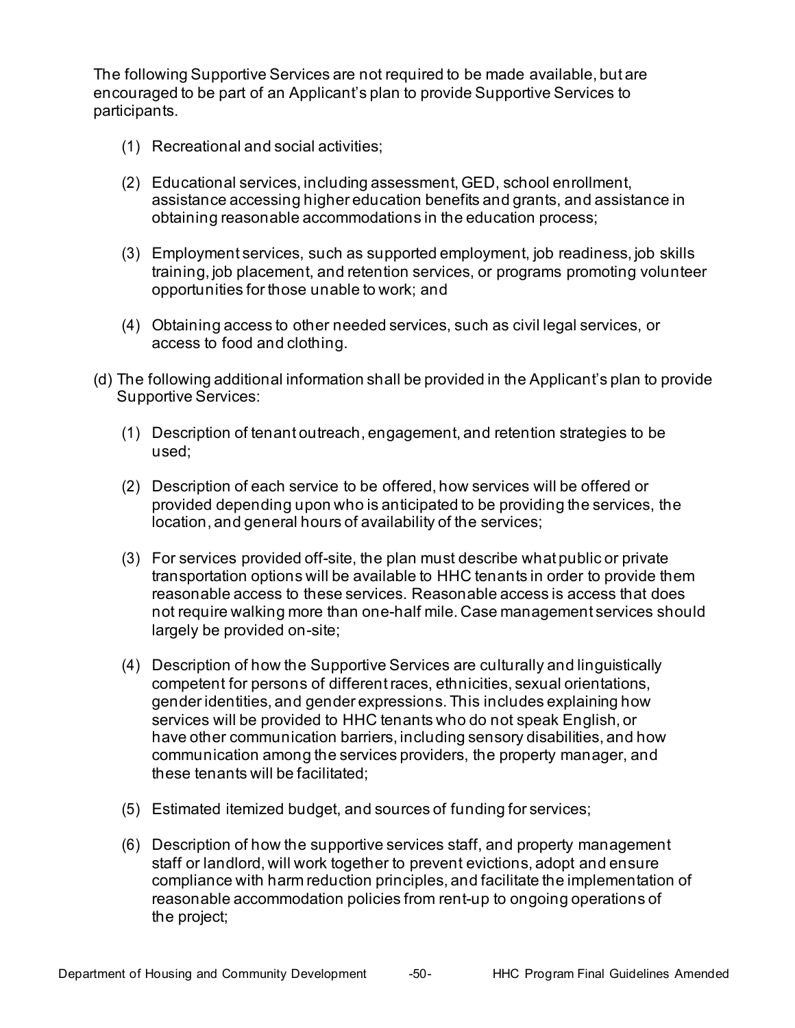The following Supportive Services are not required to be made available, but are encouraged to be part of an Applicant's plan to provide Supportive Services to participants.

(1) Recreational and social activities;

(2) Educational services, including assessment, GED, school enrollment, assistance accessing higher education benefits and grants, and assistance in obtaining reasonable accommodations in the education process;

(3) Employment services, such as supported employment, job readiness, job skills training, job placement, and retention services, or programs promoting volunteer opportunities for those unable to work; and

(4) Obtaining access to other needed services, such as civil legal services, or access to food and clothing.

(d) The following additional information shall be provided in the Applicant's plan to provide Supportive Services:

(1) Description of tenant outreach, engagement, and retention strategies to be used;

(2) Description of each service to be offered, how services will be offered or provided depending upon who is anticipated to be providing the services, the location, and general hours of availability of the services;

(3) For services provided off-site, the plan must describe what public or private transportation options will be available to HHC tenants in order to provide them reasonable access to these services. Reasonable access is access that does not require walking more than one-half mile. Case management services should largely be provided on-site;

(4) Description of how the Supportive Services are culturally and linguistically competent for persons of different races, ethnicities, sexual orientations, gender identities, and gender expressions. This includes explaining how services will be provided to HHC tenants who do not speak English, or have other communication barriers, including sensory disabilities, and how communication among the services providers, the property manager, and these tenants will be facilitated;

(5) Estimated itemized budget, and sources of funding for services;

(6) Description of how the supportive services staff, and property management staff or landlord, will work together to prevent evictions, adopt and ensure compliance with harm reduction principles, and facilitate the implementation of reasonable accommodation policies from rent-up to ongoing operations of the project;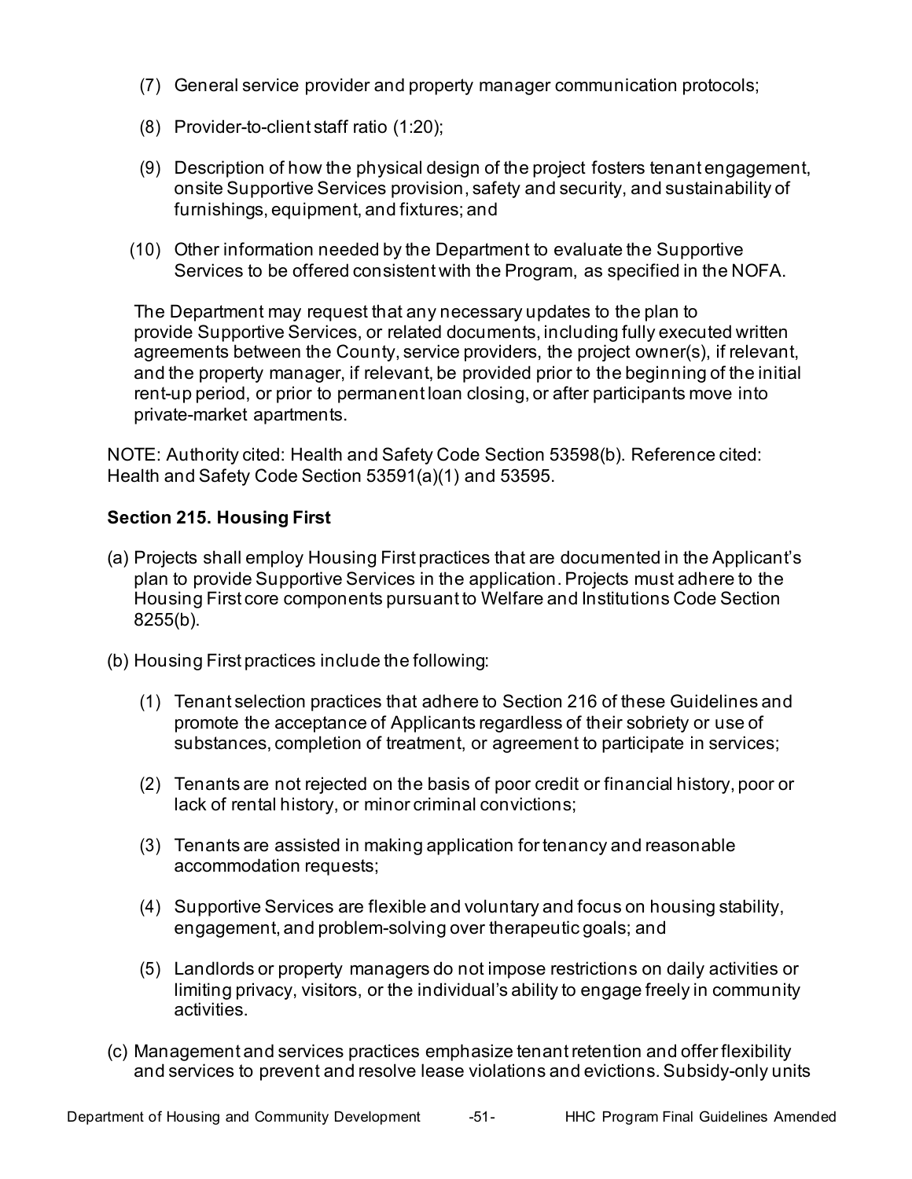(7) General service provider and property manager communication protocols;

(8) Provider-to-client staff ratio (1:20);

(9) Description of how the physical design of the project fosters tenant engagement, onsite Supportive Services provision, safety and security, and sustainability of furnishings, equipment, and fixtures; and

(10) Other information needed by the Department to evaluate the Supportive Services to be offered consistent with the Program, as specified in the NOFA.

The Department may request that any necessary updates to the plan to provide Supportive Services, or related documents, including fully executed written agreements between the County, service providers, the project owner(s), if relevant, and the property manager, if relevant, be provided prior to the beginning of the initial rent-up period, or prior to permanent loan closing, or after participants move into private-market apartments.

NOTE: Authority cited: Health and Safety Code Section 53598(b). Reference cited: Health and Safety Code Section 53591(a)(1) and 53595.

**Section 215. Housing First**

(a) Projects shall employ Housing First practices that are documented in the Applicant's plan to provide Supportive Services in the application. Projects must adhere to the Housing First core components pursuant to Welfare and Institutions Code Section 8255(b).

(b) Housing First practices include the following:

(1) Tenant selection practices that adhere to Section 216 of these Guidelines and promote the acceptance of Applicants regardless of their sobriety or use of substances, completion of treatment, or agreement to participate in services;

(2) Tenants are not rejected on the basis of poor credit or financial history, poor or lack of rental history, or minor criminal convictions;

(3) Tenants are assisted in making application for tenancy and reasonable accommodation requests;

(4) Supportive Services are flexible and voluntary and focus on housing stability, engagement, and problem-solving over therapeutic goals; and

(5) Landlords or property managers do not impose restrictions on daily activities or limiting privacy, visitors, or the individual's ability to engage freely in community activities.

(c) Management and services practices emphasize tenant retention and offer flexibility and services to prevent and resolve lease violations and evictions. Subsidy-only units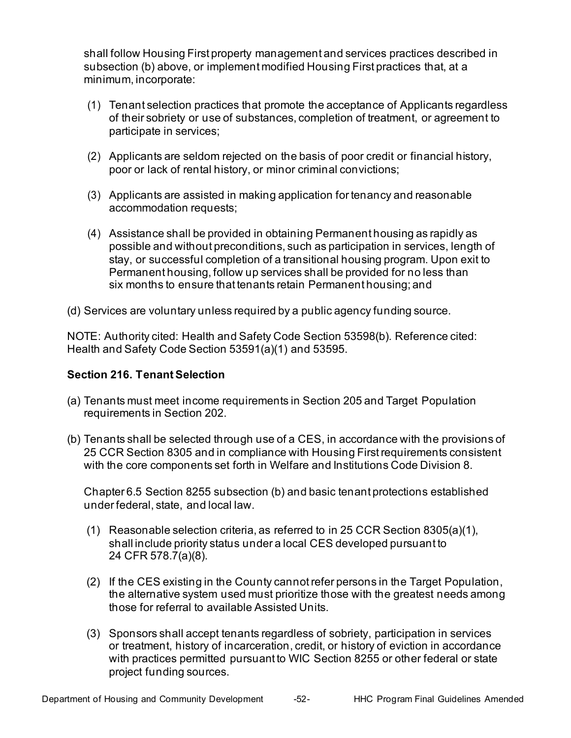shall follow Housing First property management and services practices described in subsection (b) above, or implement modified Housing First practices that, at a minimum, incorporate:

(1) Tenant selection practices that promote the acceptance of Applicants regardless of their sobriety or use of substances, completion of treatment, or agreement to participate in services;

(2) Applicants are seldom rejected on the basis of poor credit or financial history, poor or lack of rental history, or minor criminal convictions;

(3) Applicants are assisted in making application for tenancy and reasonable accommodation requests;

(4) Assistance shall be provided in obtaining Permanent housing as rapidly as possible and without preconditions, such as participation in services, length of stay, or successful completion of a transitional housing program. Upon exit to Permanent housing, follow up services shall be provided for no less than six months to ensure that tenants retain Permanent housing; and

(d) Services are voluntary unless required by a public agency funding source.

NOTE: Authority cited: Health and Safety Code Section 53598(b). Reference cited: Health and Safety Code Section 53591(a)(1) and 53595.

### Section 216. Tenant Selection

(a) Tenants must meet income requirements in Section 205 and Target Population requirements in Section 202.

(b) Tenants shall be selected through use of a CES, in accordance with the provisions of 25 CCR Section 8305 and in compliance with Housing First requirements consistent with the core components set forth in Welfare and Institutions Code Division 8.

Chapter 6.5 Section 8255 subsection (b) and basic tenant protections established under federal, state, and local law.

(1) Reasonable selection criteria, as referred to in 25 CCR Section 8305(a)(1), shall include priority status under a local CES developed pursuant to 24 CFR 578.7(a)(8).

(2) If the CES existing in the County cannot refer persons in the Target Population, the alternative system used must prioritize those with the greatest needs among those for referral to available Assisted Units.

(3) Sponsors shall accept tenants regardless of sobriety, participation in services or treatment, history of incarceration, credit, or history of eviction in accordance with practices permitted pursuant to WIC Section 8255 or other federal or state project funding sources.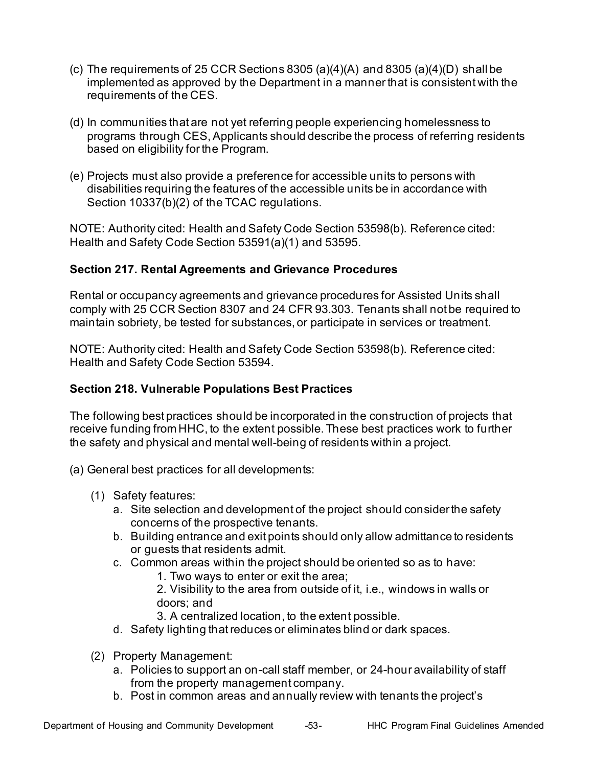(c) The requirements of 25 CCR Sections 8305 (a)(4)(A) and 8305 (a)(4)(D) shall be implemented as approved by the Department in a manner that is consistent with the requirements of the CES.

(d) In communities that are not yet referring people experiencing homelessness to programs through CES, Applicants should describe the process of referring residents based on eligibility for the Program.

(e) Projects must also provide a preference for accessible units to persons with disabilities requiring the features of the accessible units be in accordance with Section 10337(b)(2) of the TCAC regulations.

NOTE: Authority cited: Health and Safety Code Section 53598(b). Reference cited: Health and Safety Code Section 53591(a)(1) and 53595.

**Section 217. Rental Agreements and Grievance Procedures**

Rental or occupancy agreements and grievance procedures for Assisted Units shall comply with 25 CCR Section 8307 and 24 CFR 93.303. Tenants shall not be required to maintain sobriety, be tested for substances, or participate in services or treatment.

NOTE: Authority cited: Health and Safety Code Section 53598(b). Reference cited: Health and Safety Code Section 53594.

**Section 218. Vulnerable Populations Best Practices**

The following best practices should be incorporated in the construction of projects that receive funding from HHC, to the extent possible. These best practices work to further the safety and physical and mental well-being of residents within a project.

(a) General best practices for all developments:

(1) Safety features:

a. Site selection and development of the project should consider the safety concerns of the prospective tenants.

b. Building entrance and exit points should only allow admittance to residents or guests that residents admit.

c. Common areas within the project should be oriented so as to have:

1. Two ways to enter or exit the area;

2. Visibility to the area from outside of it, i.e., windows in walls or doors; and

3. A centralized location, to the extent possible.

d. Safety lighting that reduces or eliminates blind or dark spaces.

(2) Property Management:

a. Policies to support an on-call staff member, or 24-hour availability of staff from the property management company.

b. Post in common areas and annually review with tenants the project's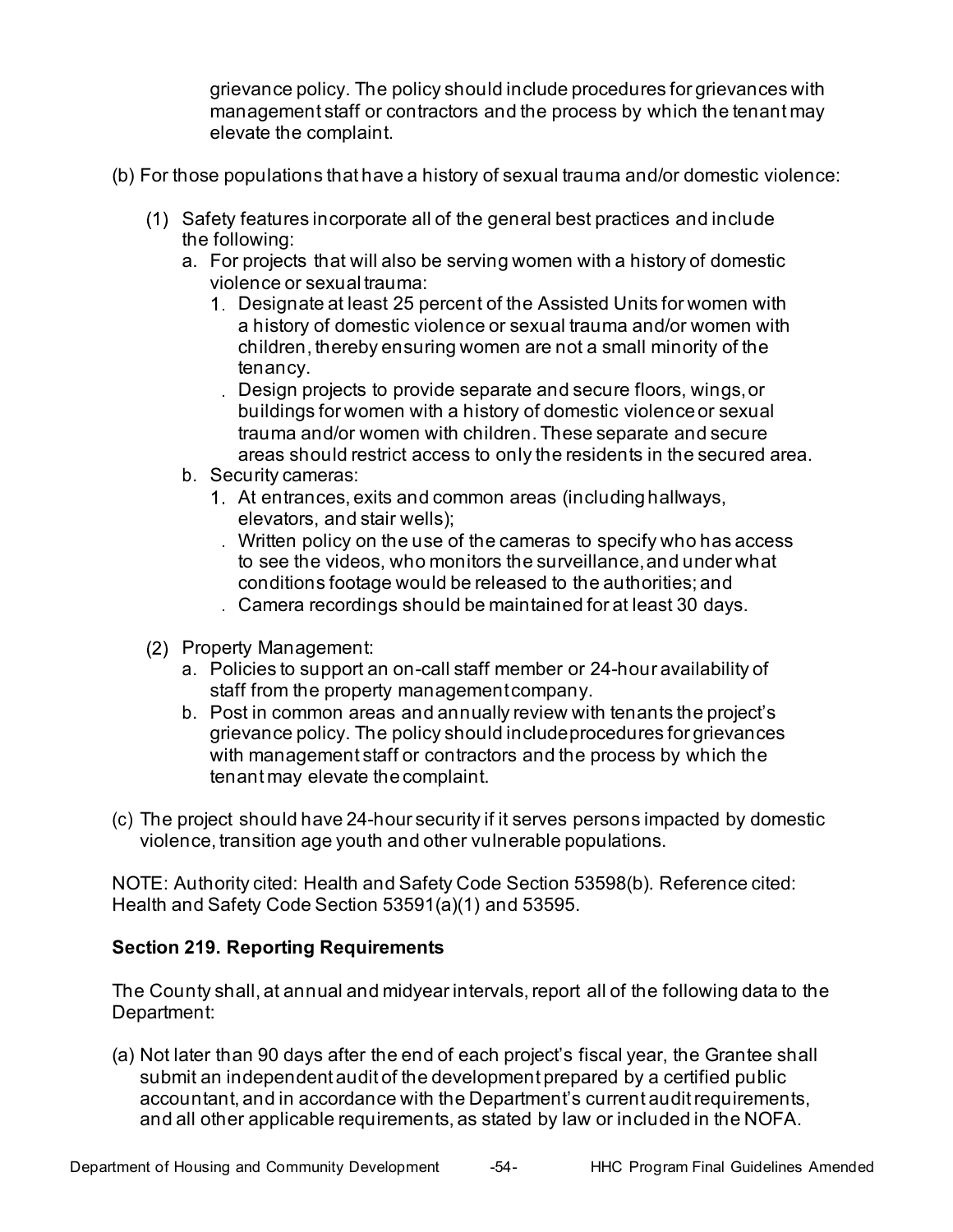grievance policy. The policy should include procedures for grievances with management staff or contractors and the process by which the tenant may elevate the complaint.

(b) For those populations that have a history of sexual trauma and/or domestic violence:

(1) Safety features incorporate all of the general best practices and include the following:

a. For projects that will also be serving women with a history of domestic violence or sexual trauma:

1. Designate at least 25 percent of the Assisted Units for women with a history of domestic violence or sexual trauma and/or women with children, thereby ensuring women are not a small minority of the tenancy.

. Design projects to provide separate and secure floors, wings, or buildings for women with a history of domestic violence or sexual trauma and/or women with children. These separate and secure areas should restrict access to only the residents in the secured area.

b. Security cameras:

1. At entrances, exits and common areas (including hallways, elevators, and stair wells);

. Written policy on the use of the cameras to specify who has access to see the videos, who monitors the surveillance, and under what conditions footage would be released to the authorities; and

. Camera recordings should be maintained for at least 30 days.

(2) Property Management:

a. Policies to support an on-call staff member or 24-hour availability of staff from the property management company.

b. Post in common areas and annually review with tenants the project's grievance policy. The policy should include procedures for grievances with management staff or contractors and the process by which the tenant may elevate the complaint.

(c) The project should have 24-hour security if it serves persons impacted by domestic violence, transition age youth and other vulnerable populations.

NOTE: Authority cited: Health and Safety Code Section 53598(b). Reference cited: Health and Safety Code Section 53591(a)(1) and 53595.

**Section 219. Reporting Requirements**

The County shall, at annual and midyear intervals, report all of the following data to the Department:

(a) Not later than 90 days after the end of each project's fiscal year, the Grantee shall submit an independent audit of the development prepared by a certified public accountant, and in accordance with the Department's current audit requirements, and all other applicable requirements, as stated by law or included in the NOFA.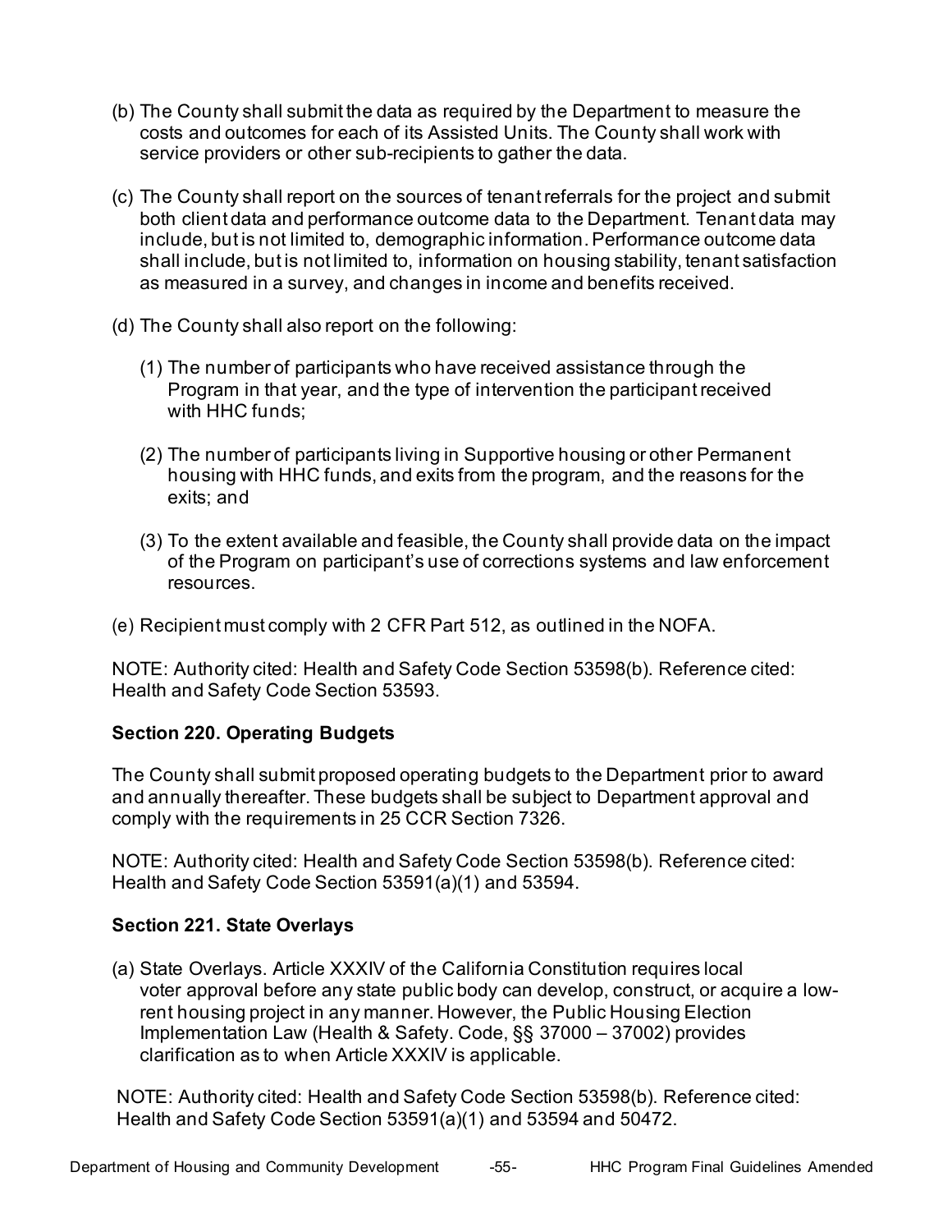(b) The County shall submit the data as required by the Department to measure the costs and outcomes for each of its Assisted Units. The County shall work with service providers or other sub-recipients to gather the data.

(c) The County shall report on the sources of tenant referrals for the project and submit both client data and performance outcome data to the Department. Tenant data may include, but is not limited to, demographic information. Performance outcome data shall include, but is not limited to, information on housing stability, tenant satisfaction as measured in a survey, and changes in income and benefits received.

(d) The County shall also report on the following:

(1) The number of participants who have received assistance through the Program in that year, and the type of intervention the participant received with HHC funds;

(2) The number of participants living in Supportive housing or other Permanent housing with HHC funds, and exits from the program, and the reasons for the exits; and

(3) To the extent available and feasible, the County shall provide data on the impact of the Program on participant's use of corrections systems and law enforcement resources.

(e) Recipient must comply with 2 CFR Part 512, as outlined in the NOFA.

NOTE: Authority cited: Health and Safety Code Section 53598(b). Reference cited: Health and Safety Code Section 53593.

**Section 220. Operating Budgets**

The County shall submit proposed operating budgets to the Department prior to award and annually thereafter. These budgets shall be subject to Department approval and comply with the requirements in 25 CCR Section 7326.

NOTE: Authority cited: Health and Safety Code Section 53598(b). Reference cited: Health and Safety Code Section 53591(a)(1) and 53594.

**Section 221. State Overlays**

(a) State Overlays. Article XXXIV of the California Constitution requires local voter approval before any state public body can develop, construct, or acquire a low-rent housing project in any manner. However, the Public Housing Election Implementation Law (Health & Safety. Code, §§ 37000 – 37002) provides clarification as to when Article XXXIV is applicable.

NOTE: Authority cited: Health and Safety Code Section 53598(b). Reference cited: Health and Safety Code Section 53591(a)(1) and 53594 and 50472.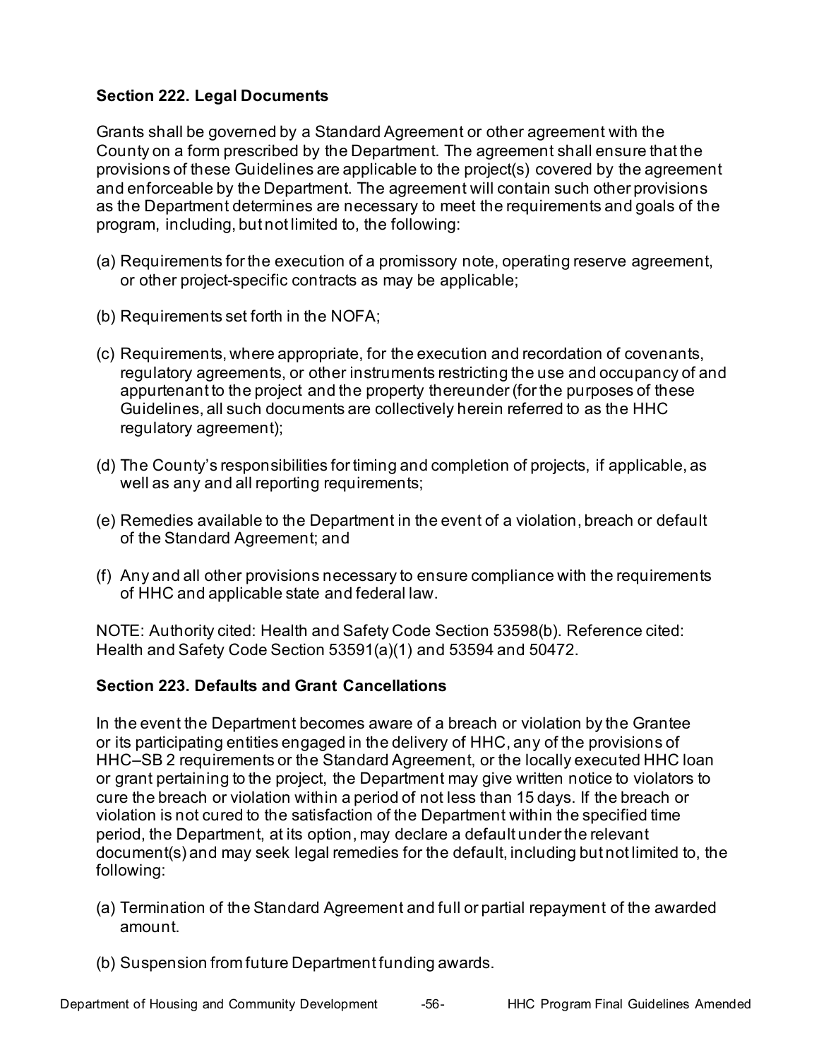### Section 222. Legal Documents

Grants shall be governed by a Standard Agreement or other agreement with the County on a form prescribed by the Department. The agreement shall ensure that the provisions of these Guidelines are applicable to the project(s) covered by the agreement and enforceable by the Department. The agreement will contain such other provisions as the Department determines are necessary to meet the requirements and goals of the program, including, but not limited to, the following:

(a) Requirements for the execution of a promissory note, operating reserve agreement, or other project-specific contracts as may be applicable;

(b) Requirements set forth in the NOFA;

(c) Requirements, where appropriate, for the execution and recordation of covenants, regulatory agreements, or other instruments restricting the use and occupancy of and appurtenant to the project and the property thereunder (for the purposes of these Guidelines, all such documents are collectively herein referred to as the HHC regulatory agreement);

(d) The County's responsibilities for timing and completion of projects, if applicable, as well as any and all reporting requirements;

(e) Remedies available to the Department in the event of a violation, breach or default of the Standard Agreement; and

(f) Any and all other provisions necessary to ensure compliance with the requirements of HHC and applicable state and federal law.

NOTE: Authority cited: Health and Safety Code Section 53598(b). Reference cited: Health and Safety Code Section 53591(a)(1) and 53594 and 50472.

### Section 223. Defaults and Grant Cancellations

In the event the Department becomes aware of a breach or violation by the Grantee or its participating entities engaged in the delivery of HHC, any of the provisions of HHC–SB 2 requirements or the Standard Agreement, or the locally executed HHC loan or grant pertaining to the project, the Department may give written notice to violators to cure the breach or violation within a period of not less than 15 days. If the breach or violation is not cured to the satisfaction of the Department within the specified time period, the Department, at its option, may declare a default under the relevant document(s) and may seek legal remedies for the default, including but not limited to, the following:

(a) Termination of the Standard Agreement and full or partial repayment of the awarded amount.

(b) Suspension from future Department funding awards.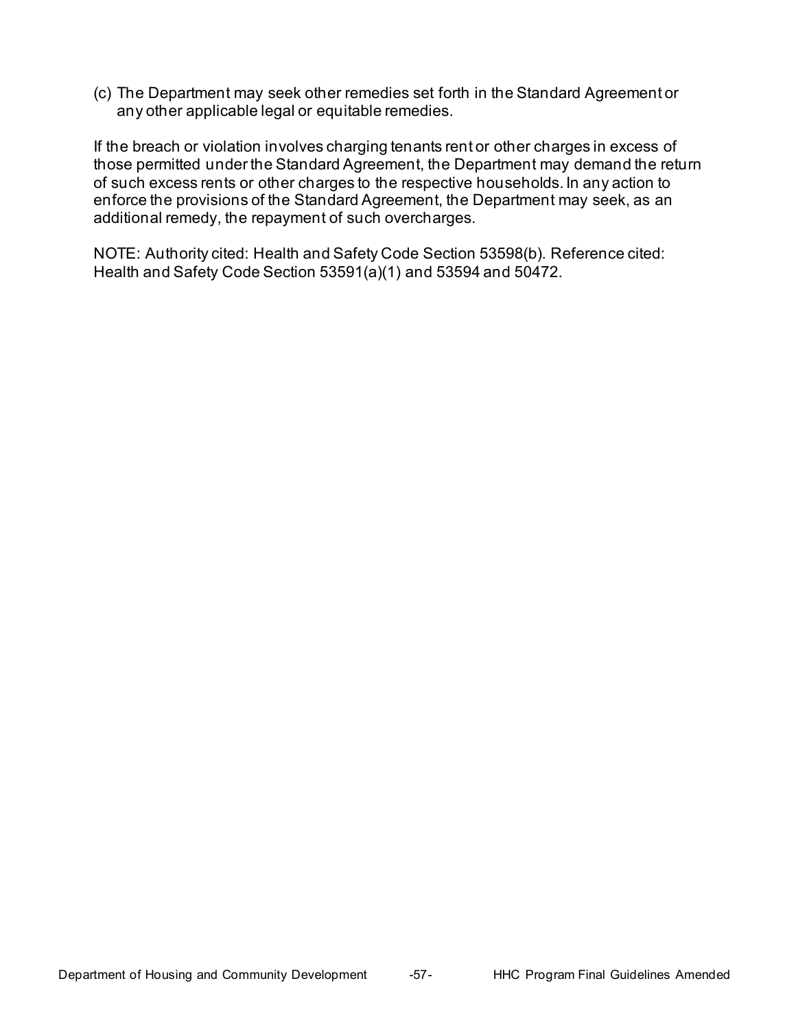(c) The Department may seek other remedies set forth in the Standard Agreement or any other applicable legal or equitable remedies.

If the breach or violation involves charging tenants rent or other charges in excess of those permitted under the Standard Agreement, the Department may demand the return of such excess rents or other charges to the respective households. In any action to enforce the provisions of the Standard Agreement, the Department may seek, as an additional remedy, the repayment of such overcharges.

NOTE: Authority cited: Health and Safety Code Section 53598(b). Reference cited: Health and Safety Code Section 53591(a)(1) and 53594 and 50472.